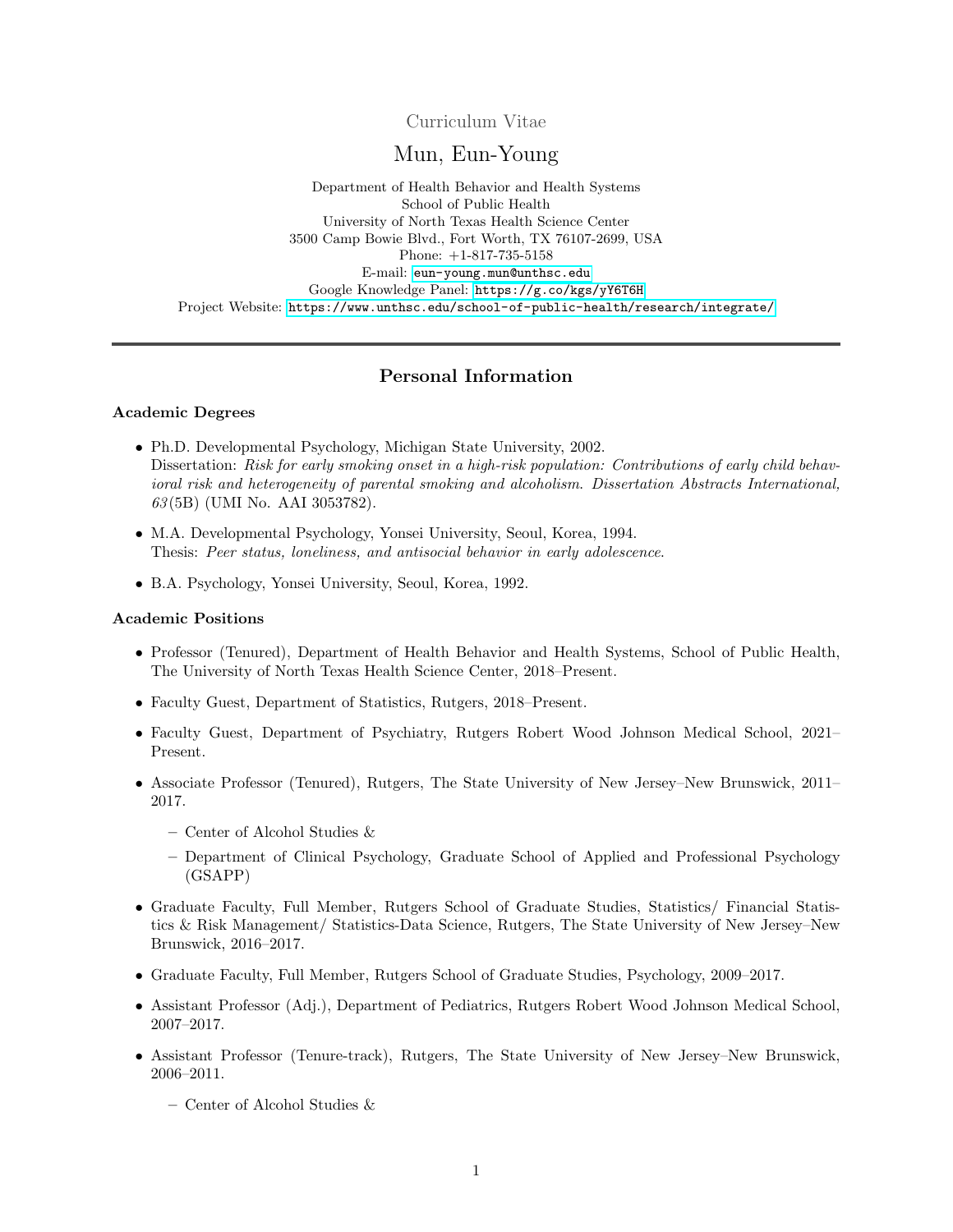Curriculum Vitae

# Mun, Eun-Young

Department of Health Behavior and Health Systems
School of Public Health
University of North Texas Health Science Center
3500 Camp Bowie Blvd., Fort Worth, TX 76107-2699, USA
Phone: +1-817-735-5158
E-mail: eun-young.mun@unthsc.edu
Google Knowledge Panel: https://g.co/kgs/yY6T6H
Project Website: https://www.unthsc.edu/school-of-public-health/research/integrate/

---

## Personal Information

### Academic Degrees

- Ph.D. Developmental Psychology, Michigan State University, 2002.
  Dissertation: *Risk for early smoking onset in a high-risk population: Contributions of early child behavioral risk and heterogeneity of parental smoking and alcoholism. Dissertation Abstracts International, 63*(5B) (UMI No. AAI 3053782).
- M.A. Developmental Psychology, Yonsei University, Seoul, Korea, 1994.
  Thesis: *Peer status, loneliness, and antisocial behavior in early adolescence.*
- B.A. Psychology, Yonsei University, Seoul, Korea, 1992.

### Academic Positions

- Professor (Tenured), Department of Health Behavior and Health Systems, School of Public Health, The University of North Texas Health Science Center, 2018–Present.
- Faculty Guest, Department of Statistics, Rutgers, 2018–Present.
- Faculty Guest, Department of Psychiatry, Rutgers Robert Wood Johnson Medical School, 2021–Present.
- Associate Professor (Tenured), Rutgers, The State University of New Jersey–New Brunswick, 2011–2017.
  - Center of Alcohol Studies &
  - Department of Clinical Psychology, Graduate School of Applied and Professional Psychology (GSAPP)
- Graduate Faculty, Full Member, Rutgers School of Graduate Studies, Statistics/ Financial Statistics & Risk Management/ Statistics-Data Science, Rutgers, The State University of New Jersey–New Brunswick, 2016–2017.
- Graduate Faculty, Full Member, Rutgers School of Graduate Studies, Psychology, 2009–2017.
- Assistant Professor (Adj.), Department of Pediatrics, Rutgers Robert Wood Johnson Medical School, 2007–2017.
- Assistant Professor (Tenure-track), Rutgers, The State University of New Jersey–New Brunswick, 2006–2011.
  - Center of Alcohol Studies &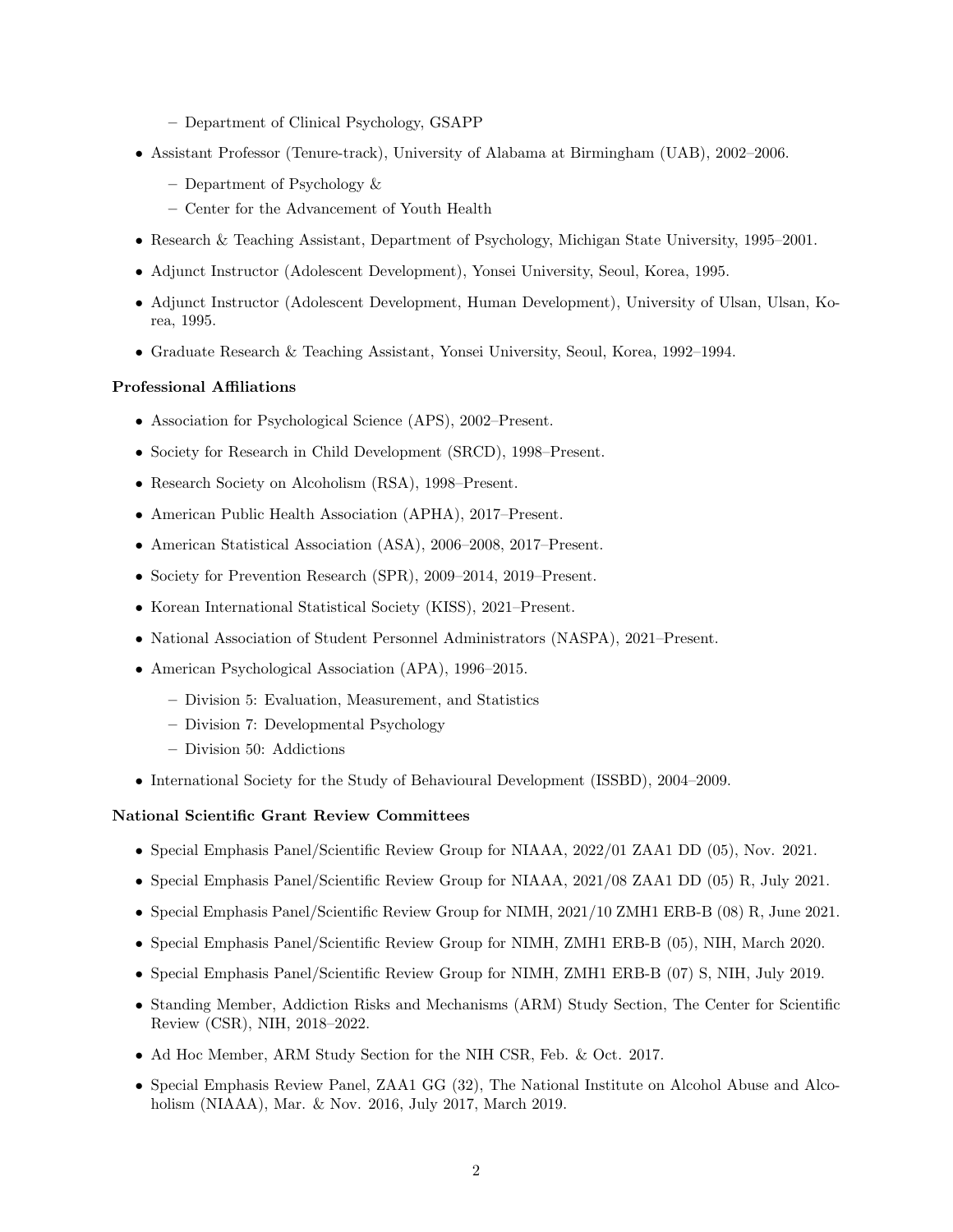- Department of Clinical Psychology, GSAPP

- Assistant Professor (Tenure-track), University of Alabama at Birmingham (UAB), 2002–2006.
  - Department of Psychology &
  - Center for the Advancement of Youth Health
- Research & Teaching Assistant, Department of Psychology, Michigan State University, 1995–2001.
- Adjunct Instructor (Adolescent Development), Yonsei University, Seoul, Korea, 1995.
- Adjunct Instructor (Adolescent Development, Human Development), University of Ulsan, Ulsan, Korea, 1995.
- Graduate Research & Teaching Assistant, Yonsei University, Seoul, Korea, 1992–1994.

### Professional Affiliations

- Association for Psychological Science (APS), 2002–Present.
- Society for Research in Child Development (SRCD), 1998–Present.
- Research Society on Alcoholism (RSA), 1998–Present.
- American Public Health Association (APHA), 2017–Present.
- American Statistical Association (ASA), 2006–2008, 2017–Present.
- Society for Prevention Research (SPR), 2009–2014, 2019–Present.
- Korean International Statistical Society (KISS), 2021–Present.
- National Association of Student Personnel Administrators (NASPA), 2021–Present.
- American Psychological Association (APA), 1996–2015.
  - Division 5: Evaluation, Measurement, and Statistics
  - Division 7: Developmental Psychology
  - Division 50: Addictions
- International Society for the Study of Behavioural Development (ISSBD), 2004–2009.

### National Scientific Grant Review Committees

- Special Emphasis Panel/Scientific Review Group for NIAAA, 2022/01 ZAA1 DD (05), Nov. 2021.
- Special Emphasis Panel/Scientific Review Group for NIAAA, 2021/08 ZAA1 DD (05) R, July 2021.
- Special Emphasis Panel/Scientific Review Group for NIMH, 2021/10 ZMH1 ERB-B (08) R, June 2021.
- Special Emphasis Panel/Scientific Review Group for NIMH, ZMH1 ERB-B (05), NIH, March 2020.
- Special Emphasis Panel/Scientific Review Group for NIMH, ZMH1 ERB-B (07) S, NIH, July 2019.
- Standing Member, Addiction Risks and Mechanisms (ARM) Study Section, The Center for Scientific Review (CSR), NIH, 2018–2022.
- Ad Hoc Member, ARM Study Section for the NIH CSR, Feb. & Oct. 2017.
- Special Emphasis Review Panel, ZAA1 GG (32), The National Institute on Alcohol Abuse and Alcoholism (NIAAA), Mar. & Nov. 2016, July 2017, March 2019.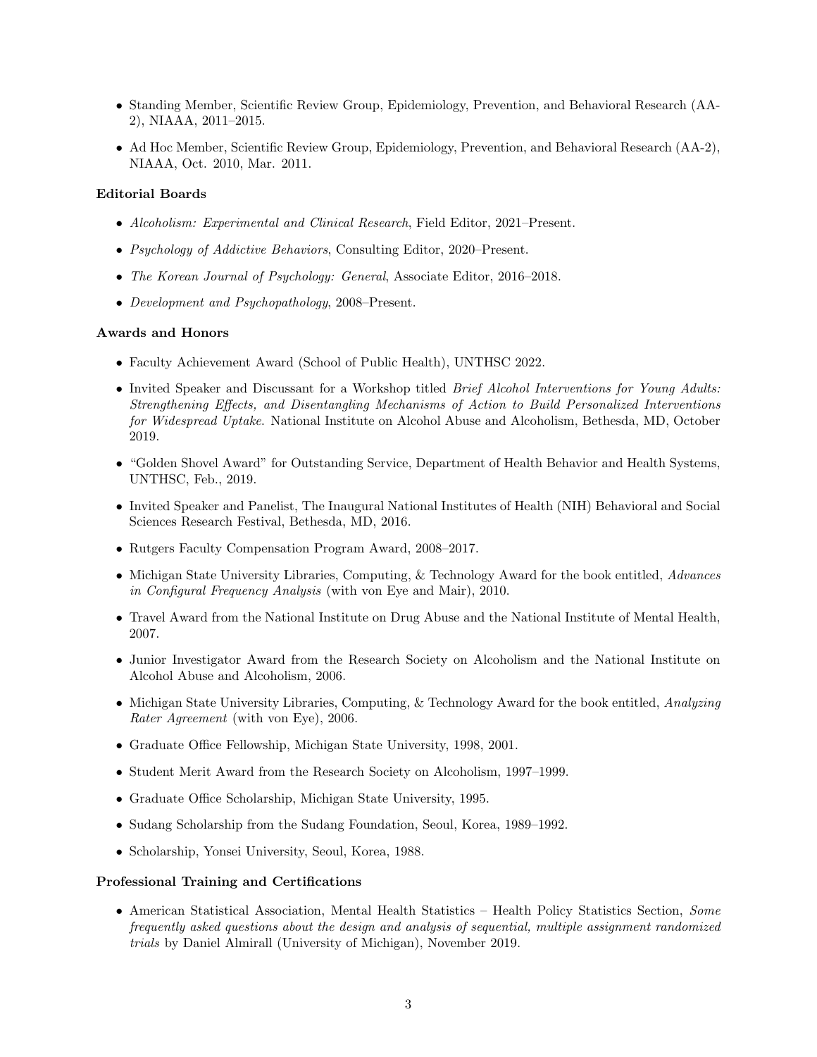- Standing Member, Scientific Review Group, Epidemiology, Prevention, and Behavioral Research (AA-2), NIAAA, 2011–2015.
- Ad Hoc Member, Scientific Review Group, Epidemiology, Prevention, and Behavioral Research (AA-2), NIAAA, Oct. 2010, Mar. 2011.

### Editorial Boards

- *Alcoholism: Experimental and Clinical Research*, Field Editor, 2021–Present.
- *Psychology of Addictive Behaviors*, Consulting Editor, 2020–Present.
- *The Korean Journal of Psychology: General*, Associate Editor, 2016–2018.
- *Development and Psychopathology*, 2008–Present.

### Awards and Honors

- Faculty Achievement Award (School of Public Health), UNTHSC 2022.
- Invited Speaker and Discussant for a Workshop titled *Brief Alcohol Interventions for Young Adults: Strengthening Effects, and Disentangling Mechanisms of Action to Build Personalized Interventions for Widespread Uptake.* National Institute on Alcohol Abuse and Alcoholism, Bethesda, MD, October 2019.
- "Golden Shovel Award" for Outstanding Service, Department of Health Behavior and Health Systems, UNTHSC, Feb., 2019.
- Invited Speaker and Panelist, The Inaugural National Institutes of Health (NIH) Behavioral and Social Sciences Research Festival, Bethesda, MD, 2016.
- Rutgers Faculty Compensation Program Award, 2008–2017.
- Michigan State University Libraries, Computing, & Technology Award for the book entitled, *Advances in Configural Frequency Analysis* (with von Eye and Mair), 2010.
- Travel Award from the National Institute on Drug Abuse and the National Institute of Mental Health, 2007.
- Junior Investigator Award from the Research Society on Alcoholism and the National Institute on Alcohol Abuse and Alcoholism, 2006.
- Michigan State University Libraries, Computing, & Technology Award for the book entitled, *Analyzing Rater Agreement* (with von Eye), 2006.
- Graduate Office Fellowship, Michigan State University, 1998, 2001.
- Student Merit Award from the Research Society on Alcoholism, 1997–1999.
- Graduate Office Scholarship, Michigan State University, 1995.
- Sudang Scholarship from the Sudang Foundation, Seoul, Korea, 1989–1992.
- Scholarship, Yonsei University, Seoul, Korea, 1988.

### Professional Training and Certifications

- American Statistical Association, Mental Health Statistics – Health Policy Statistics Section, *Some frequently asked questions about the design and analysis of sequential, multiple assignment randomized trials* by Daniel Almirall (University of Michigan), November 2019.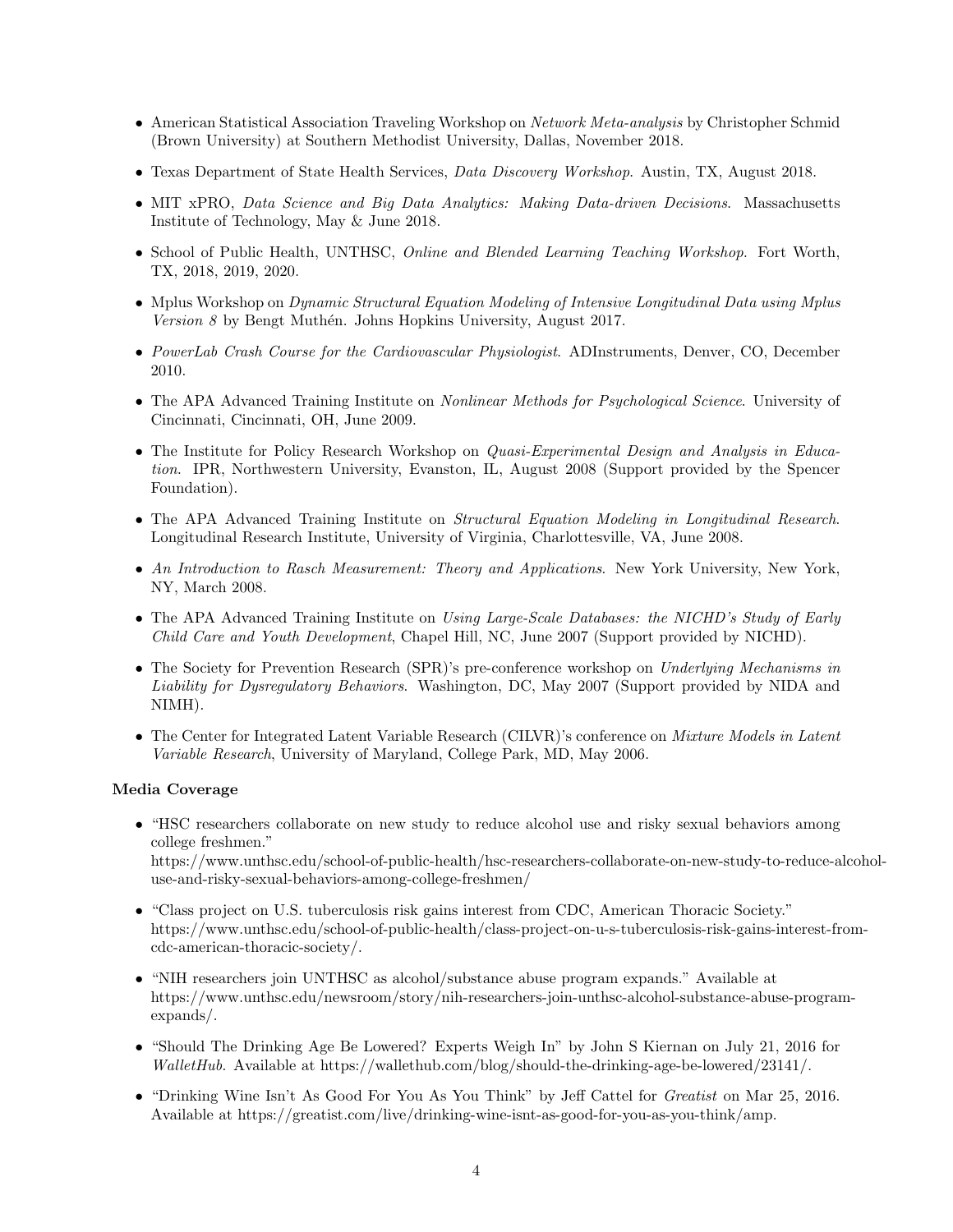- American Statistical Association Traveling Workshop on *Network Meta-analysis* by Christopher Schmid (Brown University) at Southern Methodist University, Dallas, November 2018.
- Texas Department of State Health Services, *Data Discovery Workshop*. Austin, TX, August 2018.
- MIT xPRO, *Data Science and Big Data Analytics: Making Data-driven Decisions*. Massachusetts Institute of Technology, May & June 2018.
- School of Public Health, UNTHSC, *Online and Blended Learning Teaching Workshop*. Fort Worth, TX, 2018, 2019, 2020.
- Mplus Workshop on *Dynamic Structural Equation Modeling of Intensive Longitudinal Data using Mplus Version 8* by Bengt Muthén. Johns Hopkins University, August 2017.
- *PowerLab Crash Course for the Cardiovascular Physiologist*. ADInstruments, Denver, CO, December 2010.
- The APA Advanced Training Institute on *Nonlinear Methods for Psychological Science*. University of Cincinnati, Cincinnati, OH, June 2009.
- The Institute for Policy Research Workshop on *Quasi-Experimental Design and Analysis in Education*. IPR, Northwestern University, Evanston, IL, August 2008 (Support provided by the Spencer Foundation).
- The APA Advanced Training Institute on *Structural Equation Modeling in Longitudinal Research*. Longitudinal Research Institute, University of Virginia, Charlottesville, VA, June 2008.
- *An Introduction to Rasch Measurement: Theory and Applications*. New York University, New York, NY, March 2008.
- The APA Advanced Training Institute on *Using Large-Scale Databases: the NICHD's Study of Early Child Care and Youth Development*, Chapel Hill, NC, June 2007 (Support provided by NICHD).
- The Society for Prevention Research (SPR)'s pre-conference workshop on *Underlying Mechanisms in Liability for Dysregulatory Behaviors*. Washington, DC, May 2007 (Support provided by NIDA and NIMH).
- The Center for Integrated Latent Variable Research (CILVR)'s conference on *Mixture Models in Latent Variable Research*, University of Maryland, College Park, MD, May 2006.

**Media Coverage**

- "HSC researchers collaborate on new study to reduce alcohol use and risky sexual behaviors among college freshmen." https://www.unthsc.edu/school-of-public-health/hsc-researchers-collaborate-on-new-study-to-reduce-alcohol-use-and-risky-sexual-behaviors-among-college-freshmen/
- "Class project on U.S. tuberculosis risk gains interest from CDC, American Thoracic Society." https://www.unthsc.edu/school-of-public-health/class-project-on-u-s-tuberculosis-risk-gains-interest-from-cdc-american-thoracic-society/.
- "NIH researchers join UNTHSC as alcohol/substance abuse program expands." Available at https://www.unthsc.edu/newsroom/story/nih-researchers-join-unthsc-alcohol-substance-abuse-program-expands/.
- "Should The Drinking Age Be Lowered? Experts Weigh In" by John S Kiernan on July 21, 2016 for *WalletHub*. Available at https://wallethub.com/blog/should-the-drinking-age-be-lowered/23141/.
- "Drinking Wine Isn't As Good For You As You Think" by Jeff Cattel for *Greatist* on Mar 25, 2016. Available at https://greatist.com/live/drinking-wine-isnt-as-good-for-you-as-you-think/amp.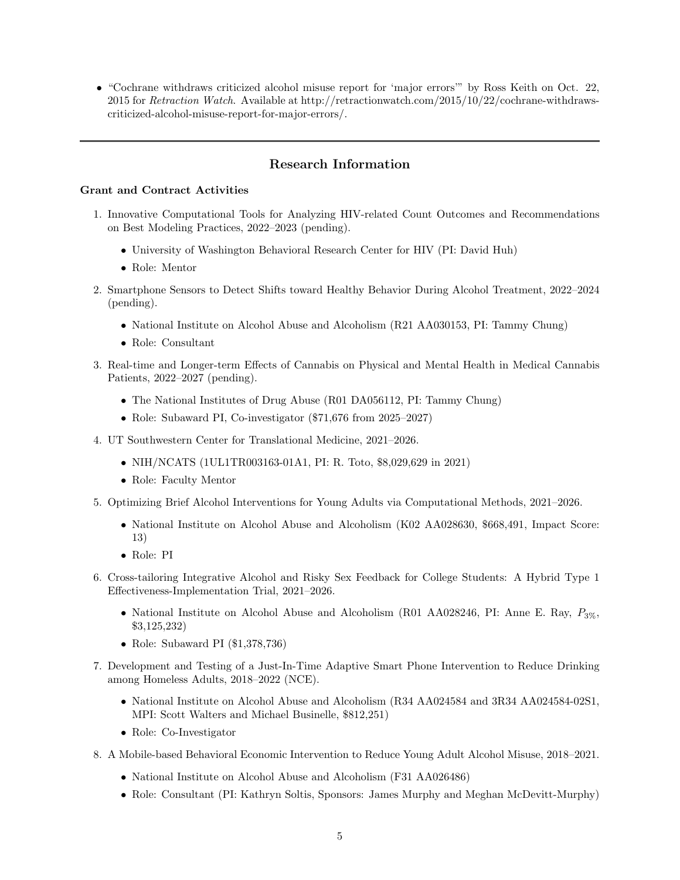- "Cochrane withdraws criticized alcohol misuse report for 'major errors'" by Ross Keith on Oct. 22, 2015 for *Retraction Watch*. Available at http://retractionwatch.com/2015/10/22/cochrane-withdraws-criticized-alcohol-misuse-report-for-major-errors/.

---

## Research Information

**Grant and Contract Activities**

1. Innovative Computational Tools for Analyzing HIV-related Count Outcomes and Recommendations on Best Modeling Practices, 2022–2023 (pending).
   - University of Washington Behavioral Research Center for HIV (PI: David Huh)
   - Role: Mentor
2. Smartphone Sensors to Detect Shifts toward Healthy Behavior During Alcohol Treatment, 2022–2024 (pending).
   - National Institute on Alcohol Abuse and Alcoholism (R21 AA030153, PI: Tammy Chung)
   - Role: Consultant
3. Real-time and Longer-term Effects of Cannabis on Physical and Mental Health in Medical Cannabis Patients, 2022–2027 (pending).
   - The National Institutes of Drug Abuse (R01 DA056112, PI: Tammy Chung)
   - Role: Subaward PI, Co-investigator ($71,676 from 2025–2027)
4. UT Southwestern Center for Translational Medicine, 2021–2026.
   - NIH/NCATS (1UL1TR003163-01A1, PI: R. Toto, $8,029,629 in 2021)
   - Role: Faculty Mentor
5. Optimizing Brief Alcohol Interventions for Young Adults via Computational Methods, 2021–2026.
   - National Institute on Alcohol Abuse and Alcoholism (K02 AA028630, $668,491, Impact Score: 13)
   - Role: PI
6. Cross-tailoring Integrative Alcohol and Risky Sex Feedback for College Students: A Hybrid Type 1 Effectiveness-Implementation Trial, 2021–2026.
   - National Institute on Alcohol Abuse and Alcoholism (R01 AA028246, PI: Anne E. Ray, $P_{3\%}$, $3,125,232)
   - Role: Subaward PI ($1,378,736)
7. Development and Testing of a Just-In-Time Adaptive Smart Phone Intervention to Reduce Drinking among Homeless Adults, 2018–2022 (NCE).
   - National Institute on Alcohol Abuse and Alcoholism (R34 AA024584 and 3R34 AA024584-02S1, MPI: Scott Walters and Michael Businelle, $812,251)
   - Role: Co-Investigator
8. A Mobile-based Behavioral Economic Intervention to Reduce Young Adult Alcohol Misuse, 2018–2021.
   - National Institute on Alcohol Abuse and Alcoholism (F31 AA026486)
   - Role: Consultant (PI: Kathryn Soltis, Sponsors: James Murphy and Meghan McDevitt-Murphy)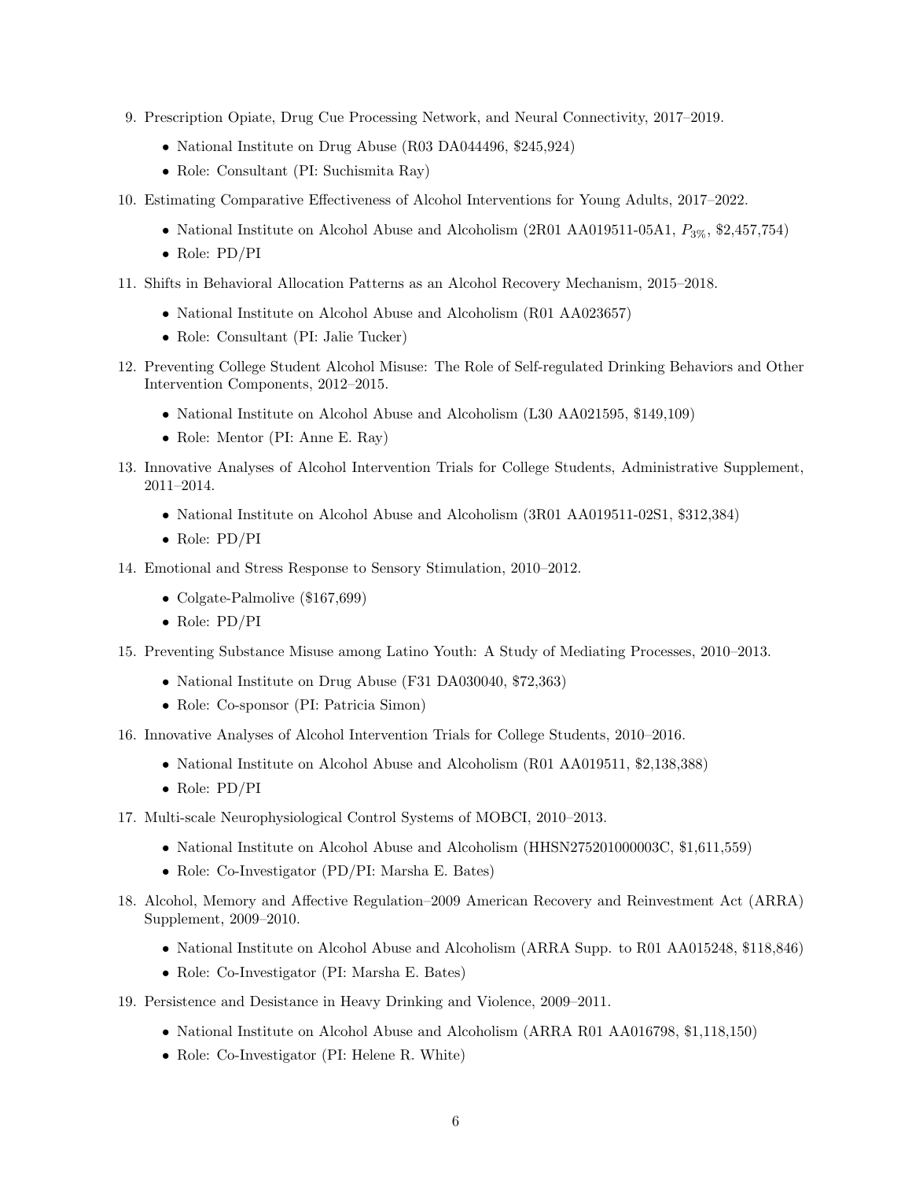9. Prescription Opiate, Drug Cue Processing Network, and Neural Connectivity, 2017–2019.
   - National Institute on Drug Abuse (R03 DA044496, $245,924)
   - Role: Consultant (PI: Suchismita Ray)
10. Estimating Comparative Effectiveness of Alcohol Interventions for Young Adults, 2017–2022.
    - National Institute on Alcohol Abuse and Alcoholism (2R01 AA019511-05A1, $P_{3\%}$, $2,457,754)
    - Role: PD/PI
11. Shifts in Behavioral Allocation Patterns as an Alcohol Recovery Mechanism, 2015–2018.
    - National Institute on Alcohol Abuse and Alcoholism (R01 AA023657)
    - Role: Consultant (PI: Jalie Tucker)
12. Preventing College Student Alcohol Misuse: The Role of Self-regulated Drinking Behaviors and Other Intervention Components, 2012–2015.
    - National Institute on Alcohol Abuse and Alcoholism (L30 AA021595, $149,109)
    - Role: Mentor (PI: Anne E. Ray)
13. Innovative Analyses of Alcohol Intervention Trials for College Students, Administrative Supplement, 2011–2014.
    - National Institute on Alcohol Abuse and Alcoholism (3R01 AA019511-02S1, $312,384)
    - Role: PD/PI
14. Emotional and Stress Response to Sensory Stimulation, 2010–2012.
    - Colgate-Palmolive ($167,699)
    - Role: PD/PI
15. Preventing Substance Misuse among Latino Youth: A Study of Mediating Processes, 2010–2013.
    - National Institute on Drug Abuse (F31 DA030040, $72,363)
    - Role: Co-sponsor (PI: Patricia Simon)
16. Innovative Analyses of Alcohol Intervention Trials for College Students, 2010–2016.
    - National Institute on Alcohol Abuse and Alcoholism (R01 AA019511, $2,138,388)
    - Role: PD/PI
17. Multi-scale Neurophysiological Control Systems of MOBCI, 2010–2013.
    - National Institute on Alcohol Abuse and Alcoholism (HHSN275201000003C, $1,611,559)
    - Role: Co-Investigator (PD/PI: Marsha E. Bates)
18. Alcohol, Memory and Affective Regulation–2009 American Recovery and Reinvestment Act (ARRA) Supplement, 2009–2010.
    - National Institute on Alcohol Abuse and Alcoholism (ARRA Supp. to R01 AA015248, $118,846)
    - Role: Co-Investigator (PI: Marsha E. Bates)
19. Persistence and Desistance in Heavy Drinking and Violence, 2009–2011.
    - National Institute on Alcohol Abuse and Alcoholism (ARRA R01 AA016798, $1,118,150)
    - Role: Co-Investigator (PI: Helene R. White)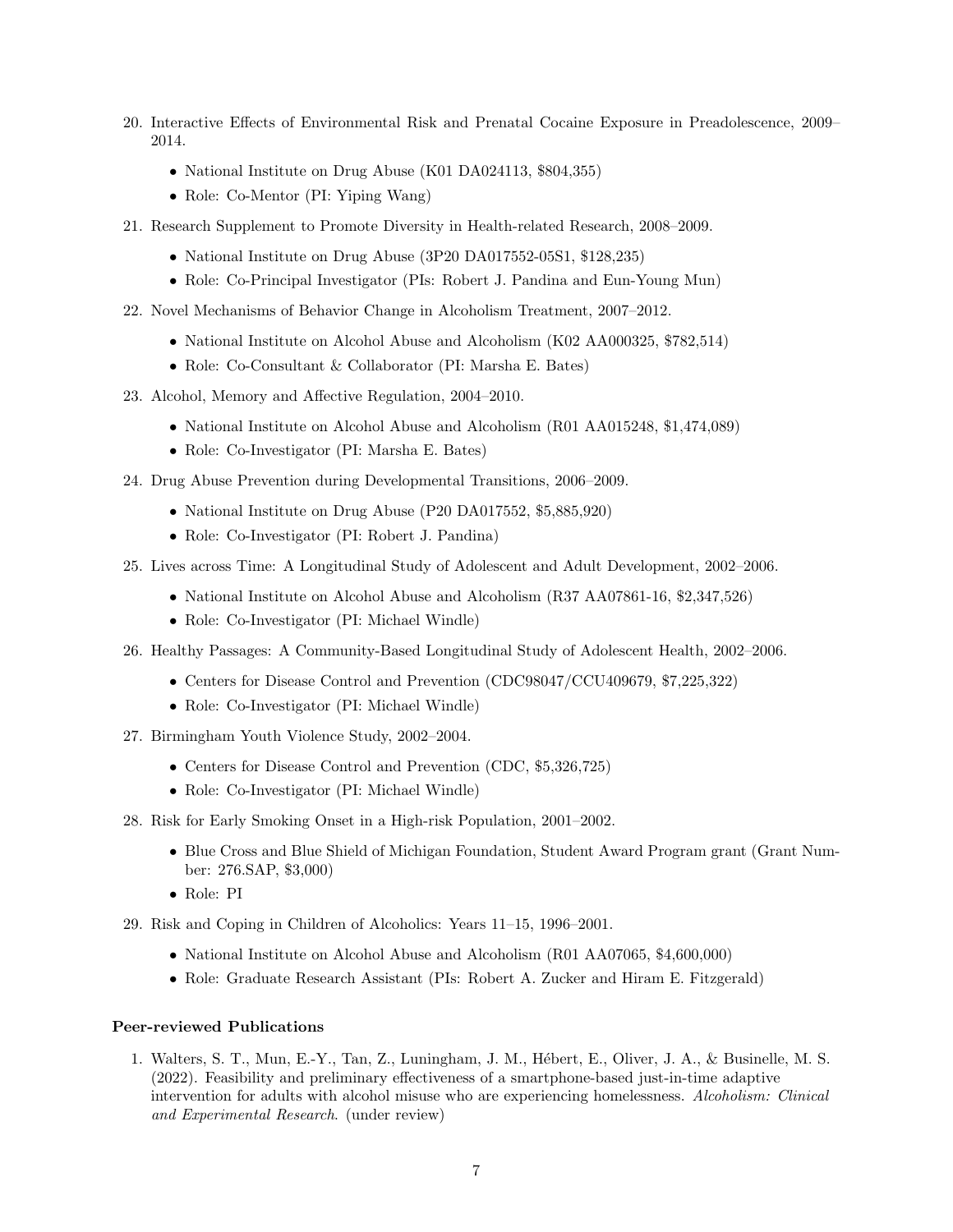20. Interactive Effects of Environmental Risk and Prenatal Cocaine Exposure in Preadolescence, 2009–2014.
    - National Institute on Drug Abuse (K01 DA024113, $804,355)
    - Role: Co-Mentor (PI: Yiping Wang)
21. Research Supplement to Promote Diversity in Health-related Research, 2008–2009.
    - National Institute on Drug Abuse (3P20 DA017552-05S1, $128,235)
    - Role: Co-Principal Investigator (PIs: Robert J. Pandina and Eun-Young Mun)
22. Novel Mechanisms of Behavior Change in Alcoholism Treatment, 2007–2012.
    - National Institute on Alcohol Abuse and Alcoholism (K02 AA000325, $782,514)
    - Role: Co-Consultant & Collaborator (PI: Marsha E. Bates)
23. Alcohol, Memory and Affective Regulation, 2004–2010.
    - National Institute on Alcohol Abuse and Alcoholism (R01 AA015248, $1,474,089)
    - Role: Co-Investigator (PI: Marsha E. Bates)
24. Drug Abuse Prevention during Developmental Transitions, 2006–2009.
    - National Institute on Drug Abuse (P20 DA017552, $5,885,920)
    - Role: Co-Investigator (PI: Robert J. Pandina)
25. Lives across Time: A Longitudinal Study of Adolescent and Adult Development, 2002–2006.
    - National Institute on Alcohol Abuse and Alcoholism (R37 AA07861-16, $2,347,526)
    - Role: Co-Investigator (PI: Michael Windle)
26. Healthy Passages: A Community-Based Longitudinal Study of Adolescent Health, 2002–2006.
    - Centers for Disease Control and Prevention (CDC98047/CCU409679, $7,225,322)
    - Role: Co-Investigator (PI: Michael Windle)
27. Birmingham Youth Violence Study, 2002–2004.
    - Centers for Disease Control and Prevention (CDC, $5,326,725)
    - Role: Co-Investigator (PI: Michael Windle)
28. Risk for Early Smoking Onset in a High-risk Population, 2001–2002.
    - Blue Cross and Blue Shield of Michigan Foundation, Student Award Program grant (Grant Number: 276.SAP, $3,000)
    - Role: PI
29. Risk and Coping in Children of Alcoholics: Years 11–15, 1996–2001.
    - National Institute on Alcohol Abuse and Alcoholism (R01 AA07065, $4,600,000)
    - Role: Graduate Research Assistant (PIs: Robert A. Zucker and Hiram E. Fitzgerald)

**Peer-reviewed Publications**

1. Walters, S. T., Mun, E.-Y., Tan, Z., Luningham, J. M., Hébert, E., Oliver, J. A., & Businelle, M. S. (2022). Feasibility and preliminary effectiveness of a smartphone-based just-in-time adaptive intervention for adults with alcohol misuse who are experiencing homelessness. *Alcoholism: Clinical and Experimental Research*. (under review)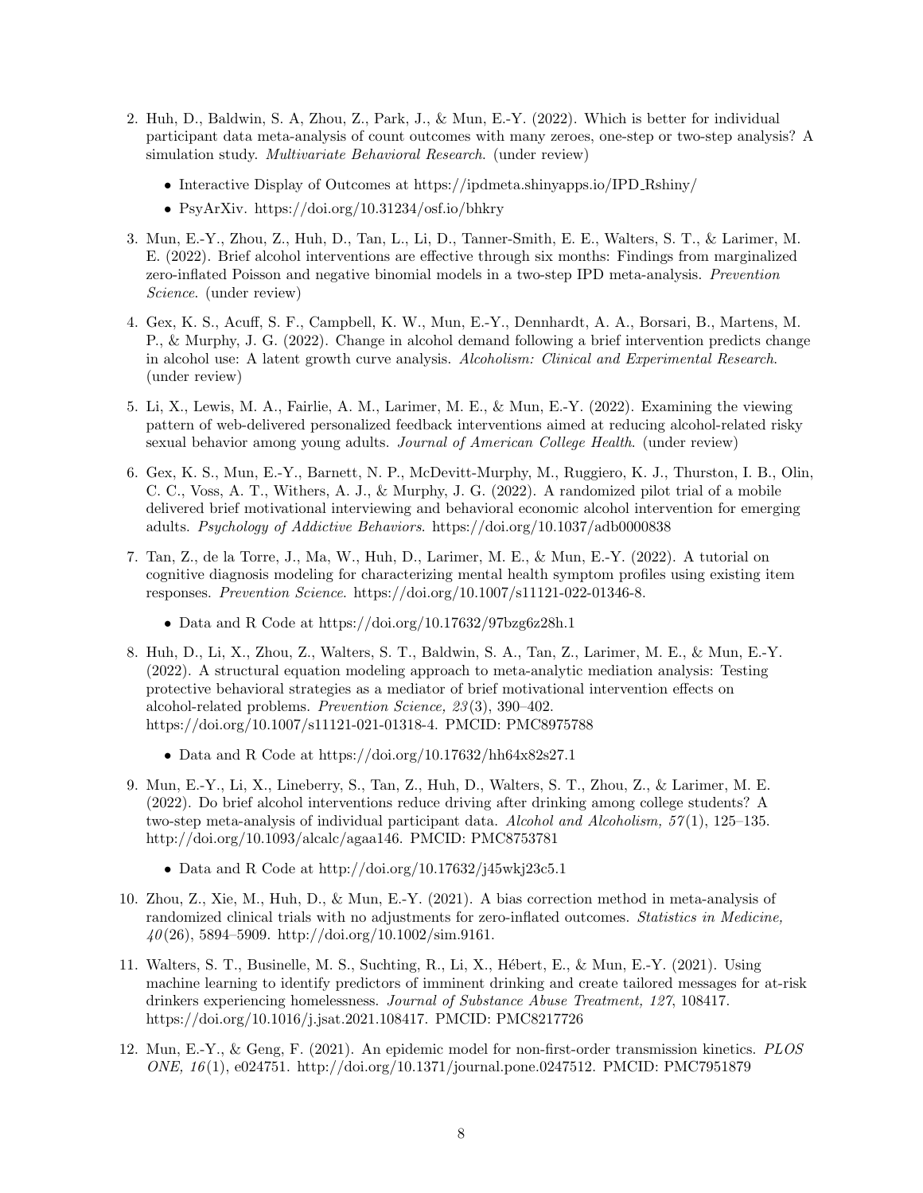2. Huh, D., Baldwin, S. A, Zhou, Z., Park, J., & Mun, E.-Y. (2022). Which is better for individual participant data meta-analysis of count outcomes with many zeroes, one-step or two-step analysis? A simulation study. *Multivariate Behavioral Research*. (under review)

   - Interactive Display of Outcomes at https://ipdmeta.shinyapps.io/IPD_Rshiny/
   - PsyArXiv. https://doi.org/10.31234/osf.io/bhkry

3. Mun, E.-Y., Zhou, Z., Huh, D., Tan, L., Li, D., Tanner-Smith, E. E., Walters, S. T., & Larimer, M. E. (2022). Brief alcohol interventions are effective through six months: Findings from marginalized zero-inflated Poisson and negative binomial models in a two-step IPD meta-analysis. *Prevention Science*. (under review)

4. Gex, K. S., Acuff, S. F., Campbell, K. W., Mun, E.-Y., Dennhardt, A. A., Borsari, B., Martens, M. P., & Murphy, J. G. (2022). Change in alcohol demand following a brief intervention predicts change in alcohol use: A latent growth curve analysis. *Alcoholism: Clinical and Experimental Research*. (under review)

5. Li, X., Lewis, M. A., Fairlie, A. M., Larimer, M. E., & Mun, E.-Y. (2022). Examining the viewing pattern of web-delivered personalized feedback interventions aimed at reducing alcohol-related risky sexual behavior among young adults. *Journal of American College Health*. (under review)

6. Gex, K. S., Mun, E.-Y., Barnett, N. P., McDevitt-Murphy, M., Ruggiero, K. J., Thurston, I. B., Olin, C. C., Voss, A. T., Withers, A. J., & Murphy, J. G. (2022). A randomized pilot trial of a mobile delivered brief motivational interviewing and behavioral economic alcohol intervention for emerging adults. *Psychology of Addictive Behaviors*. https://doi.org/10.1037/adb0000838

7. Tan, Z., de la Torre, J., Ma, W., Huh, D., Larimer, M. E., & Mun, E.-Y. (2022). A tutorial on cognitive diagnosis modeling for characterizing mental health symptom profiles using existing item responses. *Prevention Science*. https://doi.org/10.1007/s11121-022-01346-8.

   - Data and R Code at https://doi.org/10.17632/97bzg6z28h.1

8. Huh, D., Li, X., Zhou, Z., Walters, S. T., Baldwin, S. A., Tan, Z., Larimer, M. E., & Mun, E.-Y. (2022). A structural equation modeling approach to meta-analytic mediation analysis: Testing protective behavioral strategies as a mediator of brief motivational intervention effects on alcohol-related problems. *Prevention Science, 23*(3), 390–402. https://doi.org/10.1007/s11121-021-01318-4. PMCID: PMC8975788

   - Data and R Code at https://doi.org/10.17632/hh64x82s27.1

9. Mun, E.-Y., Li, X., Lineberry, S., Tan, Z., Huh, D., Walters, S. T., Zhou, Z., & Larimer, M. E. (2022). Do brief alcohol interventions reduce driving after drinking among college students? A two-step meta-analysis of individual participant data. *Alcohol and Alcoholism, 57*(1), 125–135. http://doi.org/10.1093/alcalc/agaa146. PMCID: PMC8753781

   - Data and R Code at http://doi.org/10.17632/j45wkj23c5.1

10. Zhou, Z., Xie, M., Huh, D., & Mun, E.-Y. (2021). A bias correction method in meta-analysis of randomized clinical trials with no adjustments for zero-inflated outcomes. *Statistics in Medicine, 40*(26), 5894–5909. http://doi.org/10.1002/sim.9161.

11. Walters, S. T., Businelle, M. S., Suchting, R., Li, X., Hébert, E., & Mun, E.-Y. (2021). Using machine learning to identify predictors of imminent drinking and create tailored messages for at-risk drinkers experiencing homelessness. *Journal of Substance Abuse Treatment, 127*, 108417. https://doi.org/10.1016/j.jsat.2021.108417. PMCID: PMC8217726

12. Mun, E.-Y., & Geng, F. (2021). An epidemic model for non-first-order transmission kinetics. *PLOS ONE, 16*(1), e024751. http://doi.org/10.1371/journal.pone.0247512. PMCID: PMC7951879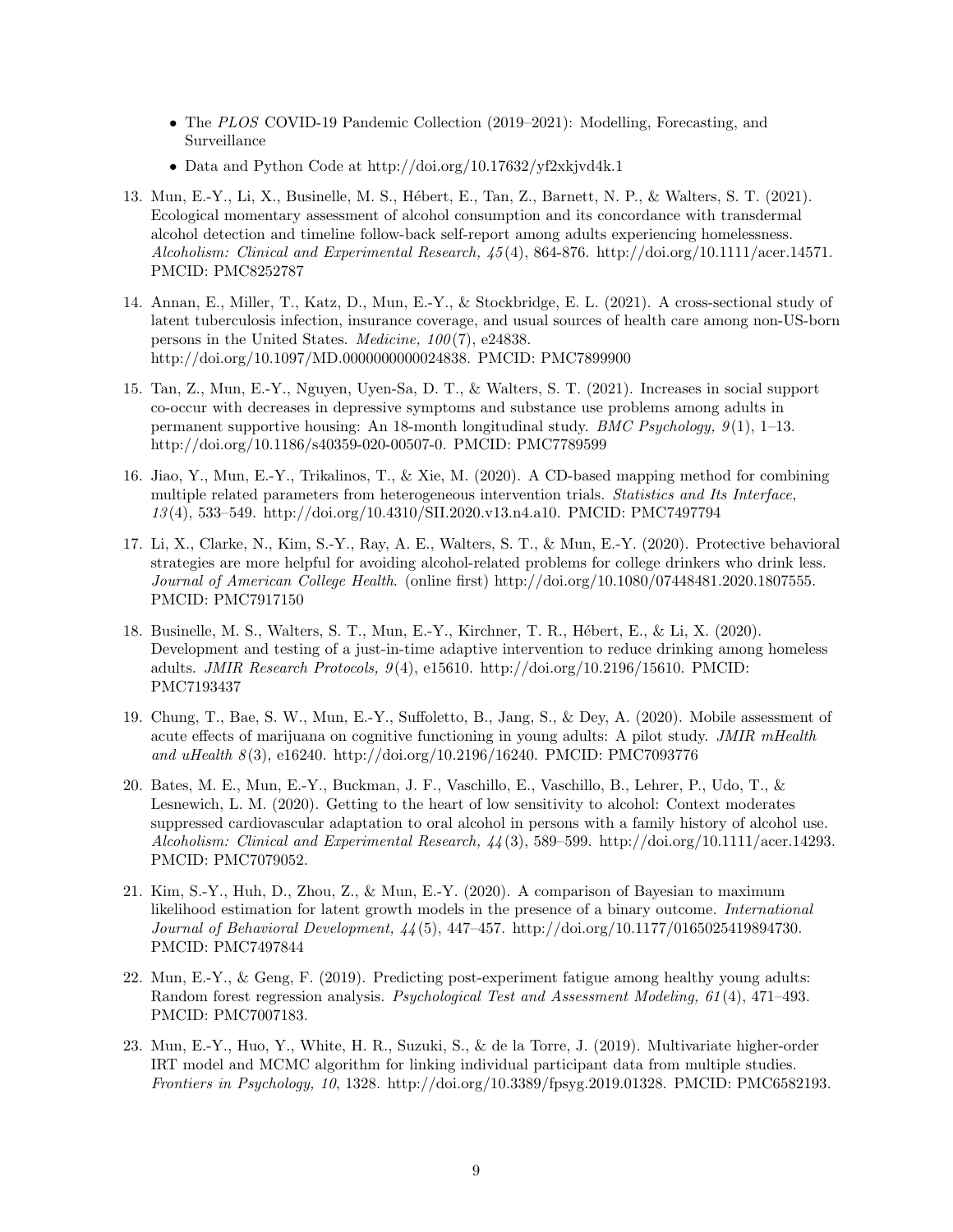- The *PLOS* COVID-19 Pandemic Collection (2019–2021): Modelling, Forecasting, and Surveillance
- Data and Python Code at http://doi.org/10.17632/yf2xkjvd4k.1

13. Mun, E.-Y., Li, X., Businelle, M. S., Hébert, E., Tan, Z., Barnett, N. P., & Walters, S. T. (2021). Ecological momentary assessment of alcohol consumption and its concordance with transdermal alcohol detection and timeline follow-back self-report among adults experiencing homelessness. *Alcoholism: Clinical and Experimental Research, 45*(4), 864-876. http://doi.org/10.1111/acer.14571. PMCID: PMC8252787

14. Annan, E., Miller, T., Katz, D., Mun, E.-Y., & Stockbridge, E. L. (2021). A cross-sectional study of latent tuberculosis infection, insurance coverage, and usual sources of health care among non-US-born persons in the United States. *Medicine, 100*(7), e24838. http://doi.org/10.1097/MD.0000000000024838. PMCID: PMC7899900

15. Tan, Z., Mun, E.-Y., Nguyen, Uyen-Sa, D. T., & Walters, S. T. (2021). Increases in social support co-occur with decreases in depressive symptoms and substance use problems among adults in permanent supportive housing: An 18-month longitudinal study. *BMC Psychology, 9*(1), 1–13. http://doi.org/10.1186/s40359-020-00507-0. PMCID: PMC7789599

16. Jiao, Y., Mun, E.-Y., Trikalinos, T., & Xie, M. (2020). A CD-based mapping method for combining multiple related parameters from heterogeneous intervention trials. *Statistics and Its Interface, 13*(4), 533–549. http://doi.org/10.4310/SII.2020.v13.n4.a10. PMCID: PMC7497794

17. Li, X., Clarke, N., Kim, S.-Y., Ray, A. E., Walters, S. T., & Mun, E.-Y. (2020). Protective behavioral strategies are more helpful for avoiding alcohol-related problems for college drinkers who drink less. *Journal of American College Health*. (online first) http://doi.org/10.1080/07448481.2020.1807555. PMCID: PMC7917150

18. Businelle, M. S., Walters, S. T., Mun, E.-Y., Kirchner, T. R., Hébert, E., & Li, X. (2020). Development and testing of a just-in-time adaptive intervention to reduce drinking among homeless adults. *JMIR Research Protocols, 9*(4), e15610. http://doi.org/10.2196/15610. PMCID: PMC7193437

19. Chung, T., Bae, S. W., Mun, E.-Y., Suffoletto, B., Jang, S., & Dey, A. (2020). Mobile assessment of acute effects of marijuana on cognitive functioning in young adults: A pilot study. *JMIR mHealth and uHealth 8*(3), e16240. http://doi.org/10.2196/16240. PMCID: PMC7093776

20. Bates, M. E., Mun, E.-Y., Buckman, J. F., Vaschillo, E., Vaschillo, B., Lehrer, P., Udo, T., & Lesnewich, L. M. (2020). Getting to the heart of low sensitivity to alcohol: Context moderates suppressed cardiovascular adaptation to oral alcohol in persons with a family history of alcohol use. *Alcoholism: Clinical and Experimental Research, 44*(3), 589–599. http://doi.org/10.1111/acer.14293. PMCID: PMC7079052.

21. Kim, S.-Y., Huh, D., Zhou, Z., & Mun, E.-Y. (2020). A comparison of Bayesian to maximum likelihood estimation for latent growth models in the presence of a binary outcome. *International Journal of Behavioral Development, 44*(5), 447–457. http://doi.org/10.1177/0165025419894730. PMCID: PMC7497844

22. Mun, E.-Y., & Geng, F. (2019). Predicting post-experiment fatigue among healthy young adults: Random forest regression analysis. *Psychological Test and Assessment Modeling, 61*(4), 471–493. PMCID: PMC7007183.

23. Mun, E.-Y., Huo, Y., White, H. R., Suzuki, S., & de la Torre, J. (2019). Multivariate higher-order IRT model and MCMC algorithm for linking individual participant data from multiple studies. *Frontiers in Psychology, 10*, 1328. http://doi.org/10.3389/fpsyg.2019.01328. PMCID: PMC6582193.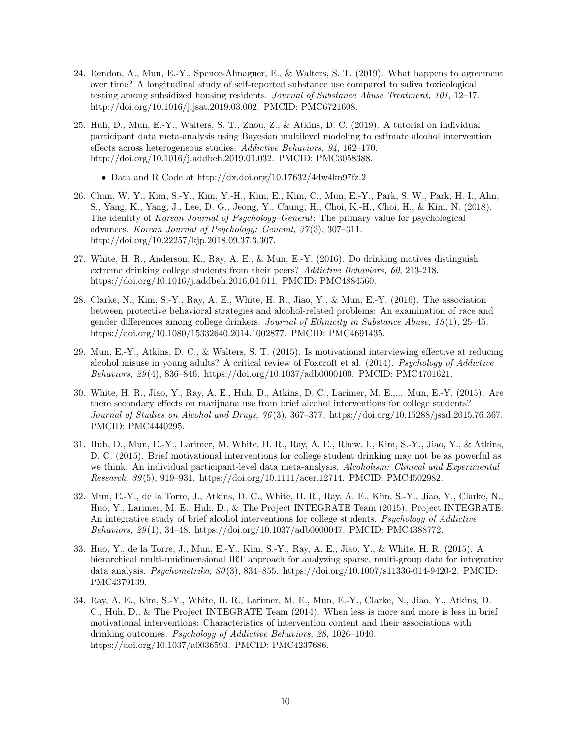24. Rendon, A., Mun, E.-Y., Spence-Almaguer, E., & Walters, S. T. (2019). What happens to agreement over time? A longitudinal study of self-reported substance use compared to saliva toxicological testing among subsidized housing residents. *Journal of Substance Abuse Treatment, 101*, 12–17. http://doi.org/10.1016/j.jsat.2019.03.002. PMCID: PMC6721608.

25. Huh, D., Mun, E.-Y., Walters, S. T., Zhou, Z., & Atkins, D. C. (2019). A tutorial on individual participant data meta-analysis using Bayesian multilevel modeling to estimate alcohol intervention effects across heterogeneous studies. *Addictive Behaviors, 94*, 162–170. http://doi.org/10.1016/j.addbeh.2019.01.032. PMCID: PMC3058388.

    - Data and R Code at http://dx.doi.org/10.17632/4dw4kn97fz.2

26. Chun, W. Y., Kim, S.-Y., Kim, Y.-H., Kim, E., Kim, C., Mun, E.-Y., Park, S. W., Park, H. I., Ahn, S., Yang, K., Yang, J., Lee, D. G., Jeong, Y., Chung, H., Choi, K.-H., Choi, H., & Kim, N. (2018). The identity of *Korean Journal of Psychology–General*: The primary value for psychological advances. *Korean Journal of Psychology: General, 37*(3), 307–311. http://doi.org/10.22257/kjp.2018.09.37.3.307.

27. White, H. R., Anderson, K., Ray, A. E., & Mun, E.-Y. (2016). Do drinking motives distinguish extreme drinking college students from their peers? *Addictive Behaviors, 60*, 213-218. https://doi.org/10.1016/j.addbeh.2016.04.011. PMCID: PMC4884560.

28. Clarke, N., Kim, S.-Y., Ray, A. E., White, H. R., Jiao, Y., & Mun, E.-Y. (2016). The association between protective behavioral strategies and alcohol-related problems: An examination of race and gender differences among college drinkers. *Journal of Ethnicity in Substance Abuse, 15*(1), 25–45. https://doi.org/10.1080/15332640.2014.1002877. PMCID: PMC4691435.

29. Mun, E.-Y., Atkins, D. C., & Walters, S. T. (2015). Is motivational interviewing effective at reducing alcohol misuse in young adults? A critical review of Foxcroft et al. (2014). *Psychology of Addictive Behaviors, 29*(4), 836–846. https://doi.org/10.1037/adb0000100. PMCID: PMC4701621.

30. White, H. R., Jiao, Y., Ray, A. E., Huh, D., Atkins, D. C., Larimer, M. E.,... Mun, E.-Y. (2015). Are there secondary effects on marijuana use from brief alcohol interventions for college students? *Journal of Studies on Alcohol and Drugs, 76*(3), 367–377. https://doi.org/10.15288/jsad.2015.76.367. PMCID: PMC4440295.

31. Huh, D., Mun, E.-Y., Larimer, M. White, H. R., Ray, A. E., Rhew, I., Kim, S.-Y., Jiao, Y., & Atkins, D. C. (2015). Brief motivational interventions for college student drinking may not be as powerful as we think: An individual participant-level data meta-analysis. *Alcoholism: Clinical and Experimental Research, 39*(5), 919–931. https://doi.org/10.1111/acer.12714. PMCID: PMC4502982.

32. Mun, E.-Y., de la Torre, J., Atkins, D. C., White, H. R., Ray, A. E., Kim, S.-Y., Jiao, Y., Clarke, N., Huo, Y., Larimer, M. E., Huh, D., & The Project INTEGRATE Team (2015). Project INTEGRATE: An integrative study of brief alcohol interventions for college students. *Psychology of Addictive Behaviors, 29*(1), 34–48. https://doi.org/10.1037/adb0000047. PMCID: PMC4388772.

33. Huo, Y., de la Torre, J., Mun, E.-Y., Kim, S.-Y., Ray, A. E., Jiao, Y., & White, H. R. (2015). A hierarchical multi-unidimensional IRT approach for analyzing sparse, multi-group data for integrative data analysis. *Psychometrika, 80*(3), 834–855. https://doi.org/10.1007/s11336-014-9420-2. PMCID: PMC4379139.

34. Ray, A. E., Kim, S.-Y., White, H. R., Larimer, M. E., Mun, E.-Y., Clarke, N., Jiao, Y., Atkins, D. C., Huh, D., & The Project INTEGRATE Team (2014). When less is more and more is less in brief motivational interventions: Characteristics of intervention content and their associations with drinking outcomes. *Psychology of Addictive Behaviors, 28*, 1026–1040. https://doi.org/10.1037/a0036593. PMCID: PMC4237686.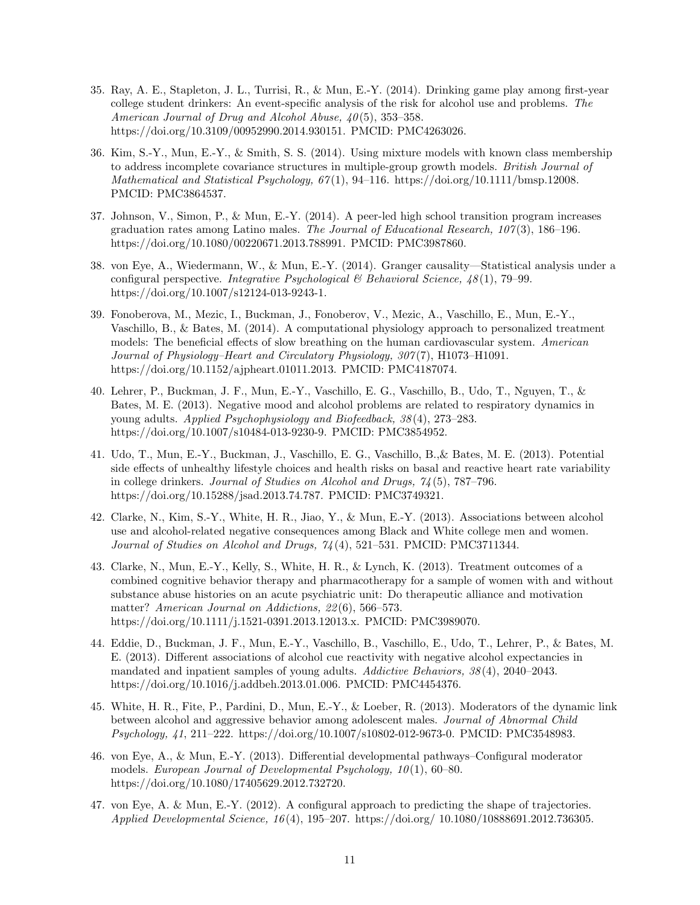35. Ray, A. E., Stapleton, J. L., Turrisi, R., & Mun, E.-Y. (2014). Drinking game play among first-year college student drinkers: An event-specific analysis of the risk for alcohol use and problems. *The American Journal of Drug and Alcohol Abuse, 40*(5), 353–358. https://doi.org/10.3109/00952990.2014.930151. PMCID: PMC4263026.

36. Kim, S.-Y., Mun, E.-Y., & Smith, S. S. (2014). Using mixture models with known class membership to address incomplete covariance structures in multiple-group growth models. *British Journal of Mathematical and Statistical Psychology, 67*(1), 94–116. https://doi.org/10.1111/bmsp.12008. PMCID: PMC3864537.

37. Johnson, V., Simon, P., & Mun, E.-Y. (2014). A peer-led high school transition program increases graduation rates among Latino males. *The Journal of Educational Research, 107*(3), 186–196. https://doi.org/10.1080/00220671.2013.788991. PMCID: PMC3987860.

38. von Eye, A., Wiedermann, W., & Mun, E.-Y. (2014). Granger causality—Statistical analysis under a configural perspective. *Integrative Psychological & Behavioral Science, 48*(1), 79–99. https://doi.org/10.1007/s12124-013-9243-1.

39. Fonoberova, M., Mezic, I., Buckman, J., Fonoberov, V., Mezic, A., Vaschillo, E., Mun, E.-Y., Vaschillo, B., & Bates, M. (2014). A computational physiology approach to personalized treatment models: The beneficial effects of slow breathing on the human cardiovascular system. *American Journal of Physiology–Heart and Circulatory Physiology, 307*(7), H1073–H1091. https://doi.org/10.1152/ajpheart.01011.2013. PMCID: PMC4187074.

40. Lehrer, P., Buckman, J. F., Mun, E.-Y., Vaschillo, E. G., Vaschillo, B., Udo, T., Nguyen, T., & Bates, M. E. (2013). Negative mood and alcohol problems are related to respiratory dynamics in young adults. *Applied Psychophysiology and Biofeedback, 38*(4), 273–283. https://doi.org/10.1007/s10484-013-9230-9. PMCID: PMC3854952.

41. Udo, T., Mun, E.-Y., Buckman, J., Vaschillo, E. G., Vaschillo, B.,& Bates, M. E. (2013). Potential side effects of unhealthy lifestyle choices and health risks on basal and reactive heart rate variability in college drinkers. *Journal of Studies on Alcohol and Drugs, 74*(5), 787–796. https://doi.org/10.15288/jsad.2013.74.787. PMCID: PMC3749321.

42. Clarke, N., Kim, S.-Y., White, H. R., Jiao, Y., & Mun, E.-Y. (2013). Associations between alcohol use and alcohol-related negative consequences among Black and White college men and women. *Journal of Studies on Alcohol and Drugs, 74*(4), 521–531. PMCID: PMC3711344.

43. Clarke, N., Mun, E.-Y., Kelly, S., White, H. R., & Lynch, K. (2013). Treatment outcomes of a combined cognitive behavior therapy and pharmacotherapy for a sample of women with and without substance abuse histories on an acute psychiatric unit: Do therapeutic alliance and motivation matter? *American Journal on Addictions, 22*(6), 566–573. https://doi.org/10.1111/j.1521-0391.2013.12013.x. PMCID: PMC3989070.

44. Eddie, D., Buckman, J. F., Mun, E.-Y., Vaschillo, B., Vaschillo, E., Udo, T., Lehrer, P., & Bates, M. E. (2013). Different associations of alcohol cue reactivity with negative alcohol expectancies in mandated and inpatient samples of young adults. *Addictive Behaviors, 38*(4), 2040–2043. https://doi.org/10.1016/j.addbeh.2013.01.006. PMCID: PMC4454376.

45. White, H. R., Fite, P., Pardini, D., Mun, E.-Y., & Loeber, R. (2013). Moderators of the dynamic link between alcohol and aggressive behavior among adolescent males. *Journal of Abnormal Child Psychology, 41*, 211–222. https://doi.org/10.1007/s10802-012-9673-0. PMCID: PMC3548983.

46. von Eye, A., & Mun, E.-Y. (2013). Differential developmental pathways–Configural moderator models. *European Journal of Developmental Psychology, 10*(1), 60–80. https://doi.org/10.1080/17405629.2012.732720.

47. von Eye, A. & Mun, E.-Y. (2012). A configural approach to predicting the shape of trajectories. *Applied Developmental Science, 16*(4), 195–207. https://doi.org/ 10.1080/10888691.2012.736305.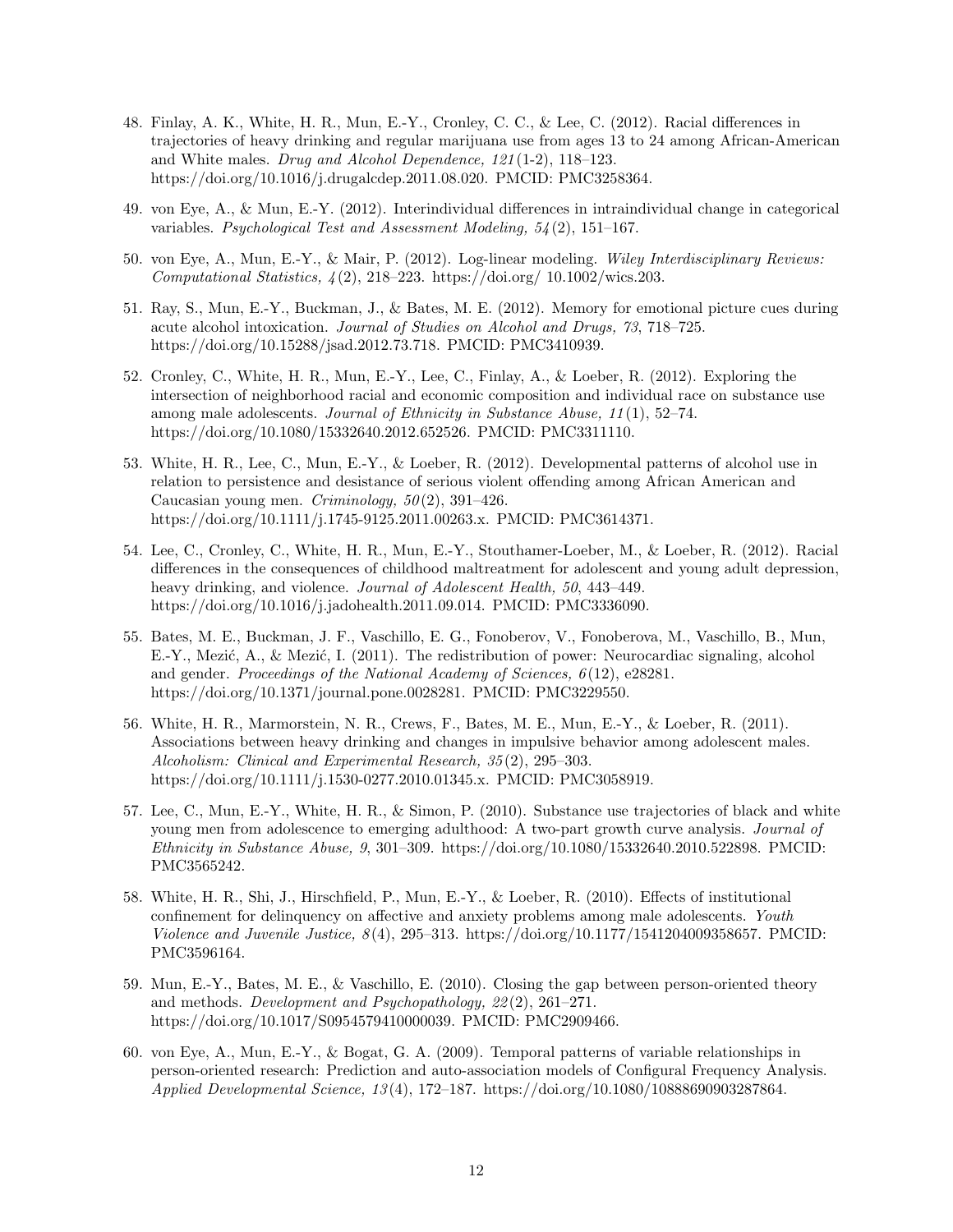48. Finlay, A. K., White, H. R., Mun, E.-Y., Cronley, C. C., & Lee, C. (2012). Racial differences in trajectories of heavy drinking and regular marijuana use from ages 13 to 24 among African-American and White males. *Drug and Alcohol Dependence, 121*(1-2), 118–123. https://doi.org/10.1016/j.drugalcdep.2011.08.020. PMCID: PMC3258364.

49. von Eye, A., & Mun, E.-Y. (2012). Interindividual differences in intraindividual change in categorical variables. *Psychological Test and Assessment Modeling, 54*(2), 151–167.

50. von Eye, A., Mun, E.-Y., & Mair, P. (2012). Log-linear modeling. *Wiley Interdisciplinary Reviews: Computational Statistics, 4*(2), 218–223. https://doi.org/ 10.1002/wics.203.

51. Ray, S., Mun, E.-Y., Buckman, J., & Bates, M. E. (2012). Memory for emotional picture cues during acute alcohol intoxication. *Journal of Studies on Alcohol and Drugs, 73*, 718–725. https://doi.org/10.15288/jsad.2012.73.718. PMCID: PMC3410939.

52. Cronley, C., White, H. R., Mun, E.-Y., Lee, C., Finlay, A., & Loeber, R. (2012). Exploring the intersection of neighborhood racial and economic composition and individual race on substance use among male adolescents. *Journal of Ethnicity in Substance Abuse, 11*(1), 52–74. https://doi.org/10.1080/15332640.2012.652526. PMCID: PMC3311110.

53. White, H. R., Lee, C., Mun, E.-Y., & Loeber, R. (2012). Developmental patterns of alcohol use in relation to persistence and desistance of serious violent offending among African American and Caucasian young men. *Criminology, 50*(2), 391–426. https://doi.org/10.1111/j.1745-9125.2011.00263.x. PMCID: PMC3614371.

54. Lee, C., Cronley, C., White, H. R., Mun, E.-Y., Stouthamer-Loeber, M., & Loeber, R. (2012). Racial differences in the consequences of childhood maltreatment for adolescent and young adult depression, heavy drinking, and violence. *Journal of Adolescent Health, 50*, 443–449. https://doi.org/10.1016/j.jadohealth.2011.09.014. PMCID: PMC3336090.

55. Bates, M. E., Buckman, J. F., Vaschillo, E. G., Fonoberov, V., Fonoberova, M., Vaschillo, B., Mun, E.-Y., Mezić, A., & Mezić, I. (2011). The redistribution of power: Neurocardiac signaling, alcohol and gender. *Proceedings of the National Academy of Sciences, 6*(12), e28281. https://doi.org/10.1371/journal.pone.0028281. PMCID: PMC3229550.

56. White, H. R., Marmorstein, N. R., Crews, F., Bates, M. E., Mun, E.-Y., & Loeber, R. (2011). Associations between heavy drinking and changes in impulsive behavior among adolescent males. *Alcoholism: Clinical and Experimental Research, 35*(2), 295–303. https://doi.org/10.1111/j.1530-0277.2010.01345.x. PMCID: PMC3058919.

57. Lee, C., Mun, E.-Y., White, H. R., & Simon, P. (2010). Substance use trajectories of black and white young men from adolescence to emerging adulthood: A two-part growth curve analysis. *Journal of Ethnicity in Substance Abuse, 9*, 301–309. https://doi.org/10.1080/15332640.2010.522898. PMCID: PMC3565242.

58. White, H. R., Shi, J., Hirschfield, P., Mun, E.-Y., & Loeber, R. (2010). Effects of institutional confinement for delinquency on affective and anxiety problems among male adolescents. *Youth Violence and Juvenile Justice, 8*(4), 295–313. https://doi.org/10.1177/1541204009358657. PMCID: PMC3596164.

59. Mun, E.-Y., Bates, M. E., & Vaschillo, E. (2010). Closing the gap between person-oriented theory and methods. *Development and Psychopathology, 22*(2), 261–271. https://doi.org/10.1017/S0954579410000039. PMCID: PMC2909466.

60. von Eye, A., Mun, E.-Y., & Bogat, G. A. (2009). Temporal patterns of variable relationships in person-oriented research: Prediction and auto-association models of Configural Frequency Analysis. *Applied Developmental Science, 13*(4), 172–187. https://doi.org/10.1080/10888690903287864.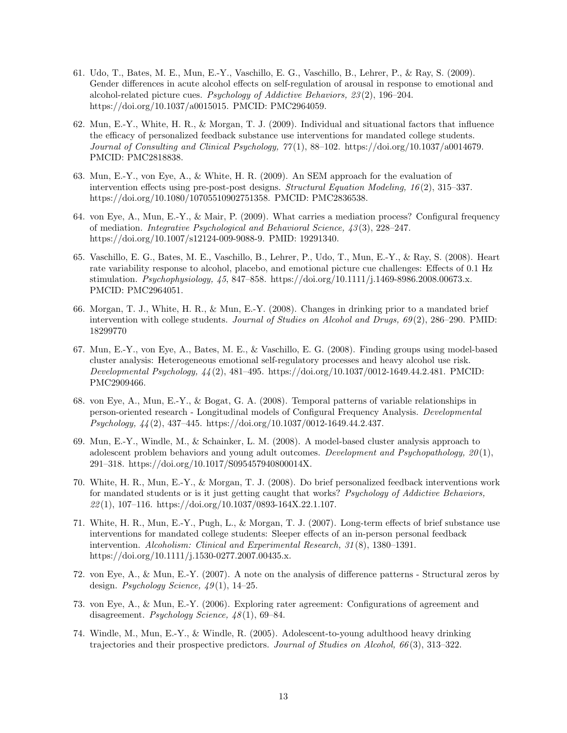61. Udo, T., Bates, M. E., Mun, E.-Y., Vaschillo, E. G., Vaschillo, B., Lehrer, P., & Ray, S. (2009). Gender differences in acute alcohol effects on self-regulation of arousal in response to emotional and alcohol-related picture cues. *Psychology of Addictive Behaviors, 23*(2), 196–204. https://doi.org/10.1037/a0015015. PMCID: PMC2964059.

62. Mun, E.-Y., White, H. R., & Morgan, T. J. (2009). Individual and situational factors that influence the efficacy of personalized feedback substance use interventions for mandated college students. *Journal of Consulting and Clinical Psychology, 77*(1), 88–102. https://doi.org/10.1037/a0014679. PMCID: PMC2818838.

63. Mun, E.-Y., von Eye, A., & White, H. R. (2009). An SEM approach for the evaluation of intervention effects using pre-post-post designs. *Structural Equation Modeling, 16*(2), 315–337. https://doi.org/10.1080/10705510902751358. PMCID: PMC2836538.

64. von Eye, A., Mun, E.-Y., & Mair, P. (2009). What carries a mediation process? Configural frequency of mediation. *Integrative Psychological and Behavioral Science, 43*(3), 228–247. https://doi.org/10.1007/s12124-009-9088-9. PMID: 19291340.

65. Vaschillo, E. G., Bates, M. E., Vaschillo, B., Lehrer, P., Udo, T., Mun, E.-Y., & Ray, S. (2008). Heart rate variability response to alcohol, placebo, and emotional picture cue challenges: Effects of 0.1 Hz stimulation. *Psychophysiology, 45*, 847–858. https://doi.org/10.1111/j.1469-8986.2008.00673.x. PMCID: PMC2964051.

66. Morgan, T. J., White, H. R., & Mun, E.-Y. (2008). Changes in drinking prior to a mandated brief intervention with college students. *Journal of Studies on Alcohol and Drugs, 69*(2), 286–290. PMID: 18299770

67. Mun, E.-Y., von Eye, A., Bates, M. E., & Vaschillo, E. G. (2008). Finding groups using model-based cluster analysis: Heterogeneous emotional self-regulatory processes and heavy alcohol use risk. *Developmental Psychology, 44*(2), 481–495. https://doi.org/10.1037/0012-1649.44.2.481. PMCID: PMC2909466.

68. von Eye, A., Mun, E.-Y., & Bogat, G. A. (2008). Temporal patterns of variable relationships in person-oriented research - Longitudinal models of Configural Frequency Analysis. *Developmental Psychology, 44*(2), 437–445. https://doi.org/10.1037/0012-1649.44.2.437.

69. Mun, E.-Y., Windle, M., & Schainker, L. M. (2008). A model-based cluster analysis approach to adolescent problem behaviors and young adult outcomes. *Development and Psychopathology, 20*(1), 291–318. https://doi.org/10.1017/S095457940800014X.

70. White, H. R., Mun, E.-Y., & Morgan, T. J. (2008). Do brief personalized feedback interventions work for mandated students or is it just getting caught that works? *Psychology of Addictive Behaviors, 22*(1), 107–116. https://doi.org/10.1037/0893-164X.22.1.107.

71. White, H. R., Mun, E.-Y., Pugh, L., & Morgan, T. J. (2007). Long-term effects of brief substance use interventions for mandated college students: Sleeper effects of an in-person personal feedback intervention. *Alcoholism: Clinical and Experimental Research, 31*(8), 1380–1391. https://doi.org/10.1111/j.1530-0277.2007.00435.x.

72. von Eye, A., & Mun, E.-Y. (2007). A note on the analysis of difference patterns - Structural zeros by design. *Psychology Science, 49*(1), 14–25.

73. von Eye, A., & Mun, E.-Y. (2006). Exploring rater agreement: Configurations of agreement and disagreement. *Psychology Science, 48*(1), 69–84.

74. Windle, M., Mun, E.-Y., & Windle, R. (2005). Adolescent-to-young adulthood heavy drinking trajectories and their prospective predictors. *Journal of Studies on Alcohol, 66*(3), 313–322.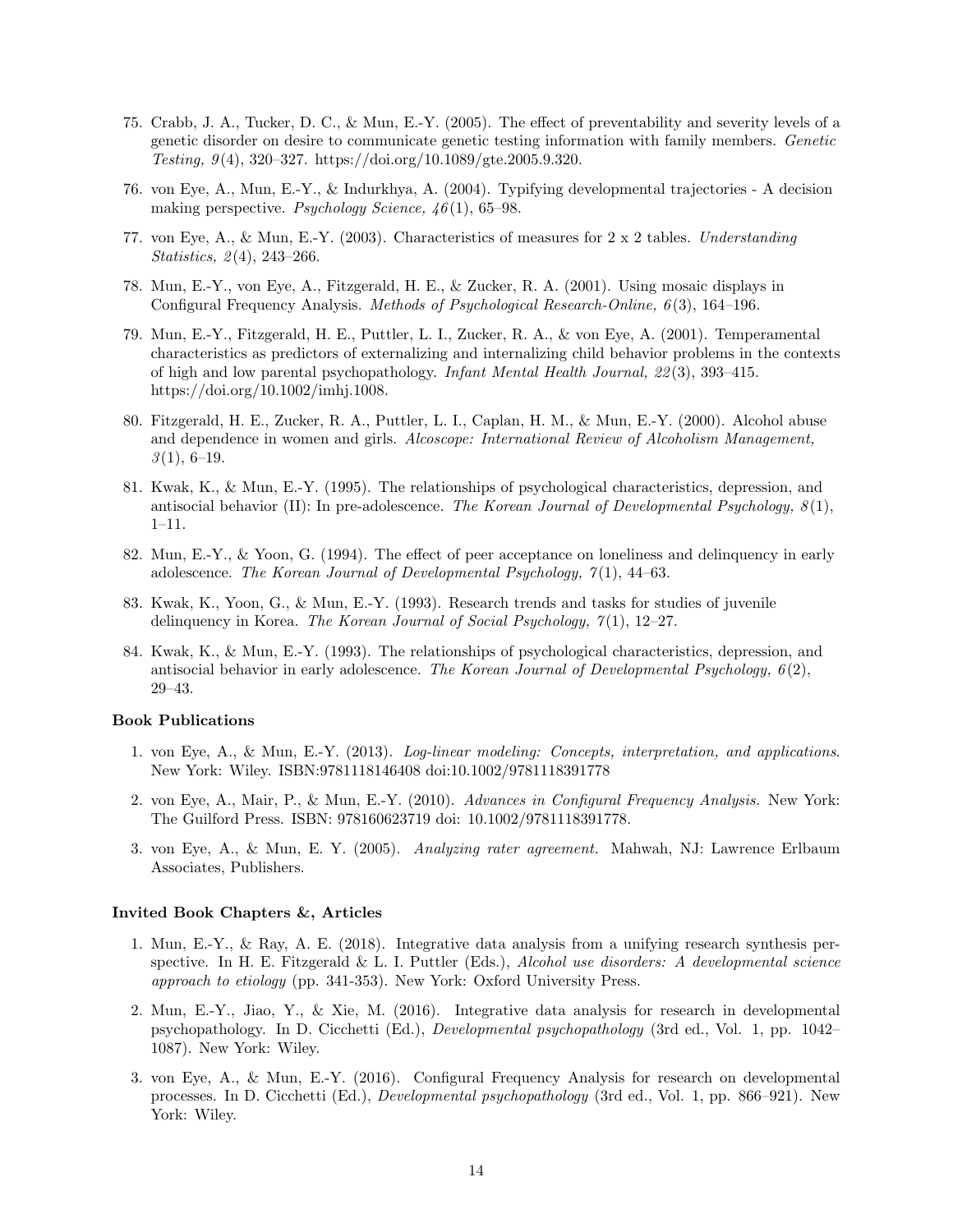75. Crabb, J. A., Tucker, D. C., & Mun, E.-Y. (2005). The effect of preventability and severity levels of a genetic disorder on desire to communicate genetic testing information with family members. *Genetic Testing, 9*(4), 320–327. https://doi.org/10.1089/gte.2005.9.320.

76. von Eye, A., Mun, E.-Y., & Indurkhya, A. (2004). Typifying developmental trajectories - A decision making perspective. *Psychology Science, 46*(1), 65–98.

77. von Eye, A., & Mun, E.-Y. (2003). Characteristics of measures for 2 x 2 tables. *Understanding Statistics, 2*(4), 243–266.

78. Mun, E.-Y., von Eye, A., Fitzgerald, H. E., & Zucker, R. A. (2001). Using mosaic displays in Configural Frequency Analysis. *Methods of Psychological Research-Online, 6*(3), 164–196.

79. Mun, E.-Y., Fitzgerald, H. E., Puttler, L. I., Zucker, R. A., & von Eye, A. (2001). Temperamental characteristics as predictors of externalizing and internalizing child behavior problems in the contexts of high and low parental psychopathology. *Infant Mental Health Journal, 22*(3), 393–415. https://doi.org/10.1002/imhj.1008.

80. Fitzgerald, H. E., Zucker, R. A., Puttler, L. I., Caplan, H. M., & Mun, E.-Y. (2000). Alcohol abuse and dependence in women and girls. *Alcoscope: International Review of Alcoholism Management, 3*(1), 6–19.

81. Kwak, K., & Mun, E.-Y. (1995). The relationships of psychological characteristics, depression, and antisocial behavior (II): In pre-adolescence. *The Korean Journal of Developmental Psychology, 8*(1), 1–11.

82. Mun, E.-Y., & Yoon, G. (1994). The effect of peer acceptance on loneliness and delinquency in early adolescence. *The Korean Journal of Developmental Psychology, 7*(1), 44–63.

83. Kwak, K., Yoon, G., & Mun, E.-Y. (1993). Research trends and tasks for studies of juvenile delinquency in Korea. *The Korean Journal of Social Psychology, 7*(1), 12–27.

84. Kwak, K., & Mun, E.-Y. (1993). The relationships of psychological characteristics, depression, and antisocial behavior in early adolescence. *The Korean Journal of Developmental Psychology, 6*(2), 29–43.

### Book Publications

1. von Eye, A., & Mun, E.-Y. (2013). *Log-linear modeling: Concepts, interpretation, and applications*. New York: Wiley. ISBN:9781118146408 doi:10.1002/9781118391778

2. von Eye, A., Mair, P., & Mun, E.-Y. (2010). *Advances in Configural Frequency Analysis.* New York: The Guilford Press. ISBN: 978160623719 doi: 10.1002/9781118391778.

3. von Eye, A., & Mun, E. Y. (2005). *Analyzing rater agreement.* Mahwah, NJ: Lawrence Erlbaum Associates, Publishers.

### Invited Book Chapters &, Articles

1. Mun, E.-Y., & Ray, A. E. (2018). Integrative data analysis from a unifying research synthesis perspective. In H. E. Fitzgerald & L. I. Puttler (Eds.), *Alcohol use disorders: A developmental science approach to etiology* (pp. 341-353). New York: Oxford University Press.

2. Mun, E.-Y., Jiao, Y., & Xie, M. (2016). Integrative data analysis for research in developmental psychopathology. In D. Cicchetti (Ed.), *Developmental psychopathology* (3rd ed., Vol. 1, pp. 1042–1087). New York: Wiley.

3. von Eye, A., & Mun, E.-Y. (2016). Configural Frequency Analysis for research on developmental processes. In D. Cicchetti (Ed.), *Developmental psychopathology* (3rd ed., Vol. 1, pp. 866–921). New York: Wiley.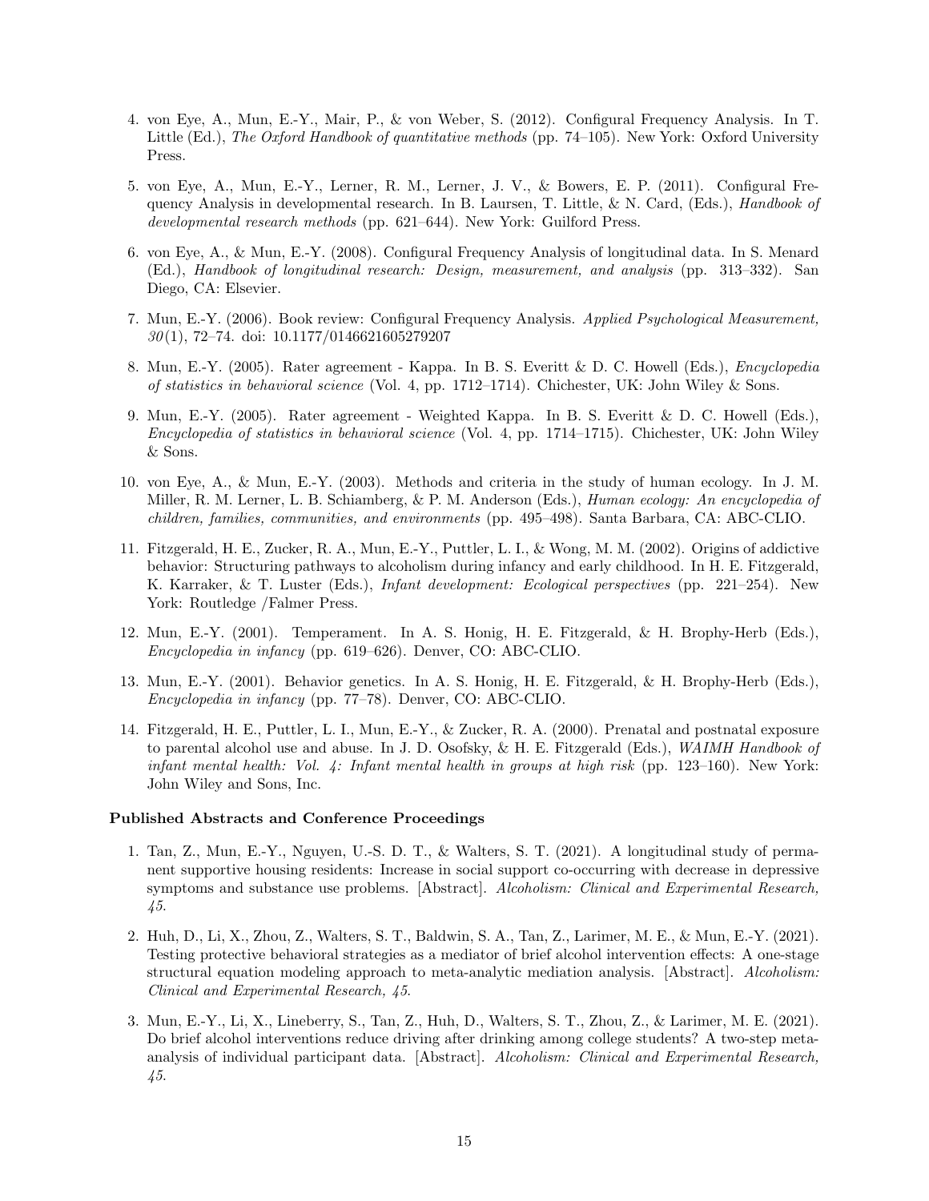4. von Eye, A., Mun, E.-Y., Mair, P., & von Weber, S. (2012). Configural Frequency Analysis. In T. Little (Ed.), *The Oxford Handbook of quantitative methods* (pp. 74–105). New York: Oxford University Press.

5. von Eye, A., Mun, E.-Y., Lerner, R. M., Lerner, J. V., & Bowers, E. P. (2011). Configural Frequency Analysis in developmental research. In B. Laursen, T. Little, & N. Card, (Eds.), *Handbook of developmental research methods* (pp. 621–644). New York: Guilford Press.

6. von Eye, A., & Mun, E.-Y. (2008). Configural Frequency Analysis of longitudinal data. In S. Menard (Ed.), *Handbook of longitudinal research: Design, measurement, and analysis* (pp. 313–332). San Diego, CA: Elsevier.

7. Mun, E.-Y. (2006). Book review: Configural Frequency Analysis. *Applied Psychological Measurement, 30*(1), 72–74. doi: 10.1177/0146621605279207

8. Mun, E.-Y. (2005). Rater agreement - Kappa. In B. S. Everitt & D. C. Howell (Eds.), *Encyclopedia of statistics in behavioral science* (Vol. 4, pp. 1712–1714). Chichester, UK: John Wiley & Sons.

9. Mun, E.-Y. (2005). Rater agreement - Weighted Kappa. In B. S. Everitt & D. C. Howell (Eds.), *Encyclopedia of statistics in behavioral science* (Vol. 4, pp. 1714–1715). Chichester, UK: John Wiley & Sons.

10. von Eye, A., & Mun, E.-Y. (2003). Methods and criteria in the study of human ecology. In J. M. Miller, R. M. Lerner, L. B. Schiamberg, & P. M. Anderson (Eds.), *Human ecology: An encyclopedia of children, families, communities, and environments* (pp. 495–498). Santa Barbara, CA: ABC-CLIO.

11. Fitzgerald, H. E., Zucker, R. A., Mun, E.-Y., Puttler, L. I., & Wong, M. M. (2002). Origins of addictive behavior: Structuring pathways to alcoholism during infancy and early childhood. In H. E. Fitzgerald, K. Karraker, & T. Luster (Eds.), *Infant development: Ecological perspectives* (pp. 221–254). New York: Routledge /Falmer Press.

12. Mun, E.-Y. (2001). Temperament. In A. S. Honig, H. E. Fitzgerald, & H. Brophy-Herb (Eds.), *Encyclopedia in infancy* (pp. 619–626). Denver, CO: ABC-CLIO.

13. Mun, E.-Y. (2001). Behavior genetics. In A. S. Honig, H. E. Fitzgerald, & H. Brophy-Herb (Eds.), *Encyclopedia in infancy* (pp. 77–78). Denver, CO: ABC-CLIO.

14. Fitzgerald, H. E., Puttler, L. I., Mun, E.-Y., & Zucker, R. A. (2000). Prenatal and postnatal exposure to parental alcohol use and abuse. In J. D. Osofsky, & H. E. Fitzgerald (Eds.), *WAIMH Handbook of infant mental health: Vol. 4: Infant mental health in groups at high risk* (pp. 123–160). New York: John Wiley and Sons, Inc.

**Published Abstracts and Conference Proceedings**

1. Tan, Z., Mun, E.-Y., Nguyen, U.-S. D. T., & Walters, S. T. (2021). A longitudinal study of permanent supportive housing residents: Increase in social support co-occurring with decrease in depressive symptoms and substance use problems. [Abstract]. *Alcoholism: Clinical and Experimental Research, 45*.

2. Huh, D., Li, X., Zhou, Z., Walters, S. T., Baldwin, S. A., Tan, Z., Larimer, M. E., & Mun, E.-Y. (2021). Testing protective behavioral strategies as a mediator of brief alcohol intervention effects: A one-stage structural equation modeling approach to meta-analytic mediation analysis. [Abstract]. *Alcoholism: Clinical and Experimental Research, 45*.

3. Mun, E.-Y., Li, X., Lineberry, S., Tan, Z., Huh, D., Walters, S. T., Zhou, Z., & Larimer, M. E. (2021). Do brief alcohol interventions reduce driving after drinking among college students? A two-step meta-analysis of individual participant data. [Abstract]. *Alcoholism: Clinical and Experimental Research, 45*.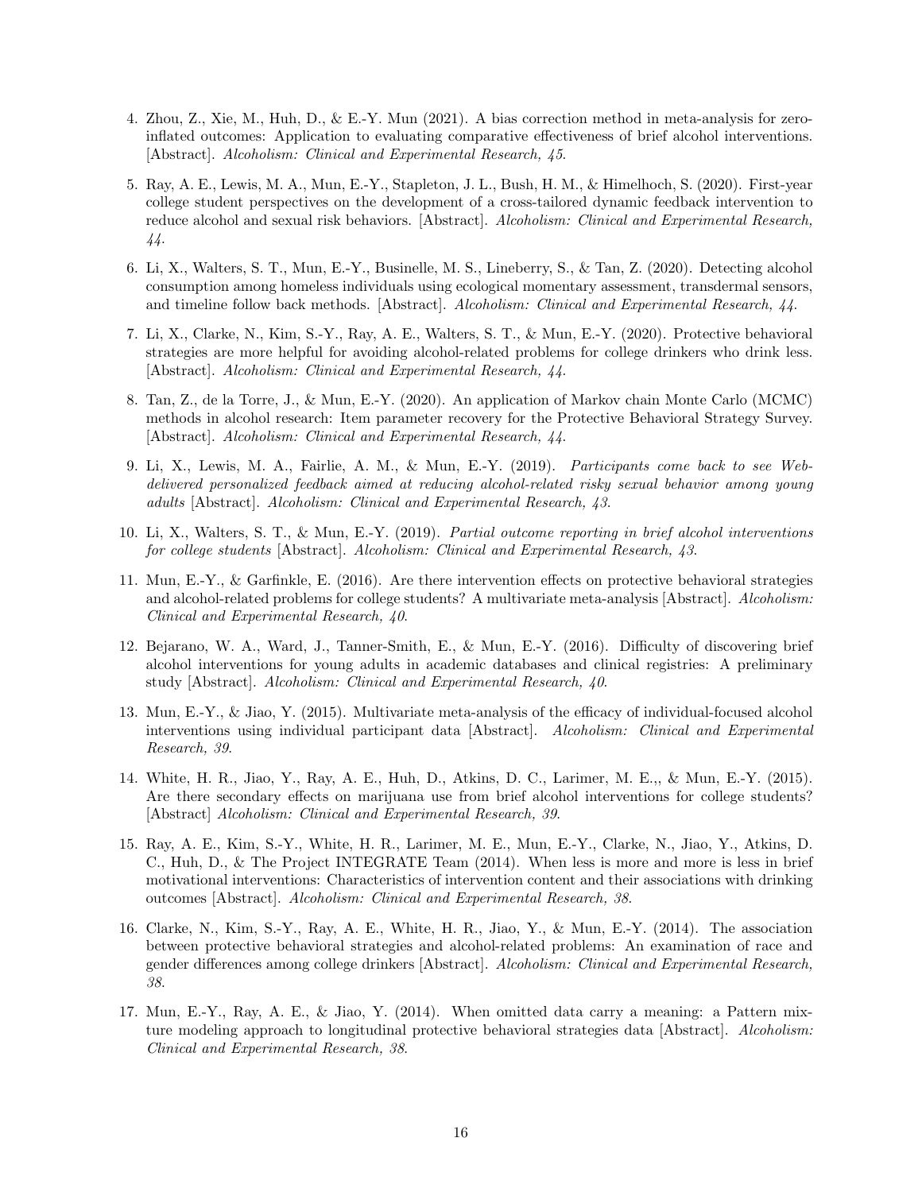4. Zhou, Z., Xie, M., Huh, D., & E.-Y. Mun (2021). A bias correction method in meta-analysis for zero-inflated outcomes: Application to evaluating comparative effectiveness of brief alcohol interventions. [Abstract]. *Alcoholism: Clinical and Experimental Research, 45*.

5. Ray, A. E., Lewis, M. A., Mun, E.-Y., Stapleton, J. L., Bush, H. M., & Himelhoch, S. (2020). First-year college student perspectives on the development of a cross-tailored dynamic feedback intervention to reduce alcohol and sexual risk behaviors. [Abstract]. *Alcoholism: Clinical and Experimental Research, 44*.

6. Li, X., Walters, S. T., Mun, E.-Y., Businelle, M. S., Lineberry, S., & Tan, Z. (2020). Detecting alcohol consumption among homeless individuals using ecological momentary assessment, transdermal sensors, and timeline follow back methods. [Abstract]. *Alcoholism: Clinical and Experimental Research, 44*.

7. Li, X., Clarke, N., Kim, S.-Y., Ray, A. E., Walters, S. T., & Mun, E.-Y. (2020). Protective behavioral strategies are more helpful for avoiding alcohol-related problems for college drinkers who drink less. [Abstract]. *Alcoholism: Clinical and Experimental Research, 44*.

8. Tan, Z., de la Torre, J., & Mun, E.-Y. (2020). An application of Markov chain Monte Carlo (MCMC) methods in alcohol research: Item parameter recovery for the Protective Behavioral Strategy Survey. [Abstract]. *Alcoholism: Clinical and Experimental Research, 44*.

9. Li, X., Lewis, M. A., Fairlie, A. M., & Mun, E.-Y. (2019). *Participants come back to see Web-delivered personalized feedback aimed at reducing alcohol-related risky sexual behavior among young adults* [Abstract]. *Alcoholism: Clinical and Experimental Research, 43*.

10. Li, X., Walters, S. T., & Mun, E.-Y. (2019). *Partial outcome reporting in brief alcohol interventions for college students* [Abstract]. *Alcoholism: Clinical and Experimental Research, 43*.

11. Mun, E.-Y., & Garfinkle, E. (2016). Are there intervention effects on protective behavioral strategies and alcohol-related problems for college students? A multivariate meta-analysis [Abstract]. *Alcoholism: Clinical and Experimental Research, 40*.

12. Bejarano, W. A., Ward, J., Tanner-Smith, E., & Mun, E.-Y. (2016). Difficulty of discovering brief alcohol interventions for young adults in academic databases and clinical registries: A preliminary study [Abstract]. *Alcoholism: Clinical and Experimental Research, 40*.

13. Mun, E.-Y., & Jiao, Y. (2015). Multivariate meta-analysis of the efficacy of individual-focused alcohol interventions using individual participant data [Abstract]. *Alcoholism: Clinical and Experimental Research, 39*.

14. White, H. R., Jiao, Y., Ray, A. E., Huh, D., Atkins, D. C., Larimer, M. E.,, & Mun, E.-Y. (2015). Are there secondary effects on marijuana use from brief alcohol interventions for college students? [Abstract] *Alcoholism: Clinical and Experimental Research, 39*.

15. Ray, A. E., Kim, S.-Y., White, H. R., Larimer, M. E., Mun, E.-Y., Clarke, N., Jiao, Y., Atkins, D. C., Huh, D., & The Project INTEGRATE Team (2014). When less is more and more is less in brief motivational interventions: Characteristics of intervention content and their associations with drinking outcomes [Abstract]. *Alcoholism: Clinical and Experimental Research, 38*.

16. Clarke, N., Kim, S.-Y., Ray, A. E., White, H. R., Jiao, Y., & Mun, E.-Y. (2014). The association between protective behavioral strategies and alcohol-related problems: An examination of race and gender differences among college drinkers [Abstract]. *Alcoholism: Clinical and Experimental Research, 38*.

17. Mun, E.-Y., Ray, A. E., & Jiao, Y. (2014). When omitted data carry a meaning: a Pattern mixture modeling approach to longitudinal protective behavioral strategies data [Abstract]. *Alcoholism: Clinical and Experimental Research, 38*.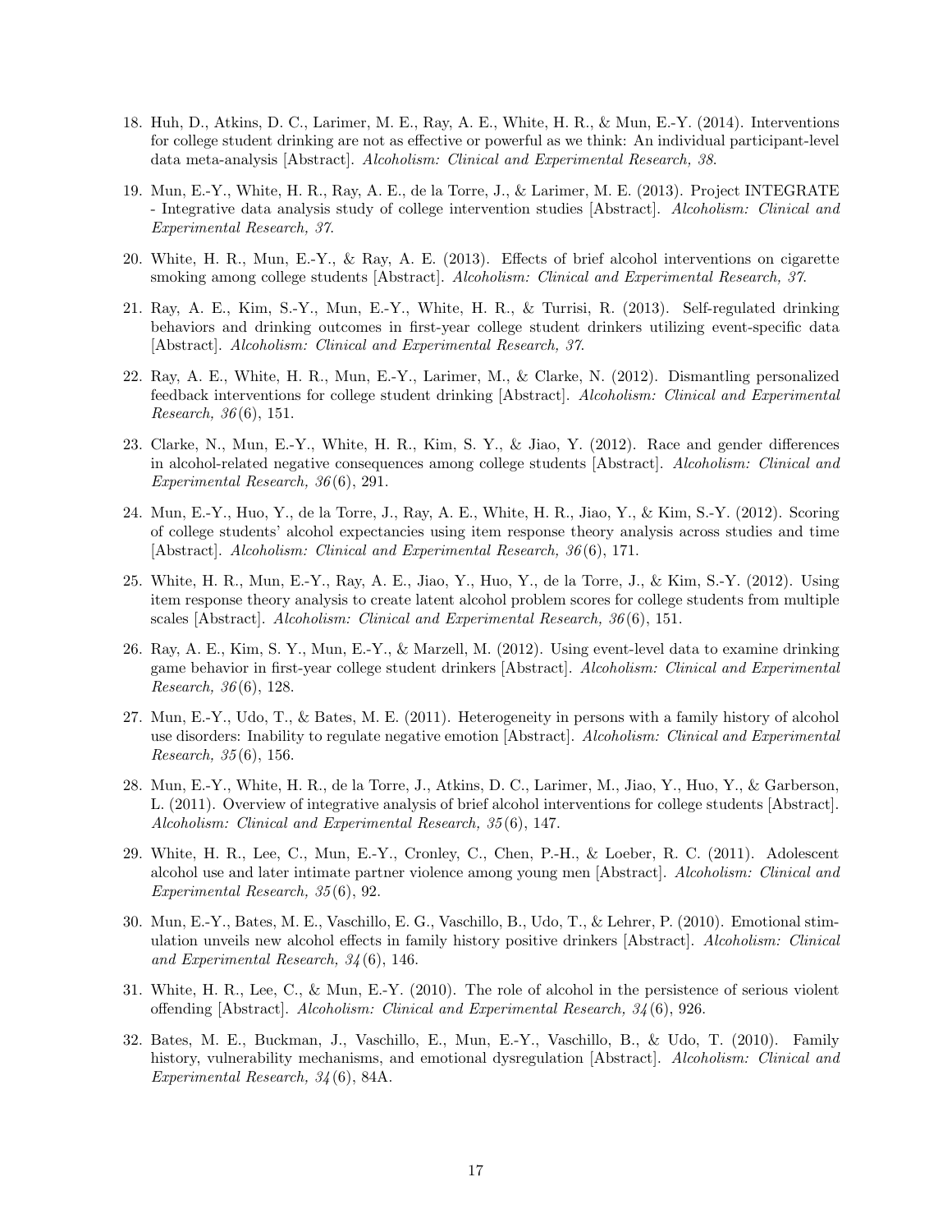18. Huh, D., Atkins, D. C., Larimer, M. E., Ray, A. E., White, H. R., & Mun, E.-Y. (2014). Interventions for college student drinking are not as effective or powerful as we think: An individual participant-level data meta-analysis [Abstract]. *Alcoholism: Clinical and Experimental Research, 38*.

19. Mun, E.-Y., White, H. R., Ray, A. E., de la Torre, J., & Larimer, M. E. (2013). Project INTEGRATE - Integrative data analysis study of college intervention studies [Abstract]. *Alcoholism: Clinical and Experimental Research, 37*.

20. White, H. R., Mun, E.-Y., & Ray, A. E. (2013). Effects of brief alcohol interventions on cigarette smoking among college students [Abstract]. *Alcoholism: Clinical and Experimental Research, 37*.

21. Ray, A. E., Kim, S.-Y., Mun, E.-Y., White, H. R., & Turrisi, R. (2013). Self-regulated drinking behaviors and drinking outcomes in first-year college student drinkers utilizing event-specific data [Abstract]. *Alcoholism: Clinical and Experimental Research, 37*.

22. Ray, A. E., White, H. R., Mun, E.-Y., Larimer, M., & Clarke, N. (2012). Dismantling personalized feedback interventions for college student drinking [Abstract]. *Alcoholism: Clinical and Experimental Research, 36*(6), 151.

23. Clarke, N., Mun, E.-Y., White, H. R., Kim, S. Y., & Jiao, Y. (2012). Race and gender differences in alcohol-related negative consequences among college students [Abstract]. *Alcoholism: Clinical and Experimental Research, 36*(6), 291.

24. Mun, E.-Y., Huo, Y., de la Torre, J., Ray, A. E., White, H. R., Jiao, Y., & Kim, S.-Y. (2012). Scoring of college students' alcohol expectancies using item response theory analysis across studies and time [Abstract]. *Alcoholism: Clinical and Experimental Research, 36*(6), 171.

25. White, H. R., Mun, E.-Y., Ray, A. E., Jiao, Y., Huo, Y., de la Torre, J., & Kim, S.-Y. (2012). Using item response theory analysis to create latent alcohol problem scores for college students from multiple scales [Abstract]. *Alcoholism: Clinical and Experimental Research, 36*(6), 151.

26. Ray, A. E., Kim, S. Y., Mun, E.-Y., & Marzell, M. (2012). Using event-level data to examine drinking game behavior in first-year college student drinkers [Abstract]. *Alcoholism: Clinical and Experimental Research, 36*(6), 128.

27. Mun, E.-Y., Udo, T., & Bates, M. E. (2011). Heterogeneity in persons with a family history of alcohol use disorders: Inability to regulate negative emotion [Abstract]. *Alcoholism: Clinical and Experimental Research, 35*(6), 156.

28. Mun, E.-Y., White, H. R., de la Torre, J., Atkins, D. C., Larimer, M., Jiao, Y., Huo, Y., & Garberson, L. (2011). Overview of integrative analysis of brief alcohol interventions for college students [Abstract]. *Alcoholism: Clinical and Experimental Research, 35*(6), 147.

29. White, H. R., Lee, C., Mun, E.-Y., Cronley, C., Chen, P.-H., & Loeber, R. C. (2011). Adolescent alcohol use and later intimate partner violence among young men [Abstract]. *Alcoholism: Clinical and Experimental Research, 35*(6), 92.

30. Mun, E.-Y., Bates, M. E., Vaschillo, E. G., Vaschillo, B., Udo, T., & Lehrer, P. (2010). Emotional stimulation unveils new alcohol effects in family history positive drinkers [Abstract]. *Alcoholism: Clinical and Experimental Research, 34*(6), 146.

31. White, H. R., Lee, C., & Mun, E.-Y. (2010). The role of alcohol in the persistence of serious violent offending [Abstract]. *Alcoholism: Clinical and Experimental Research, 34*(6), 926.

32. Bates, M. E., Buckman, J., Vaschillo, E., Mun, E.-Y., Vaschillo, B., & Udo, T. (2010). Family history, vulnerability mechanisms, and emotional dysregulation [Abstract]. *Alcoholism: Clinical and Experimental Research, 34*(6), 84A.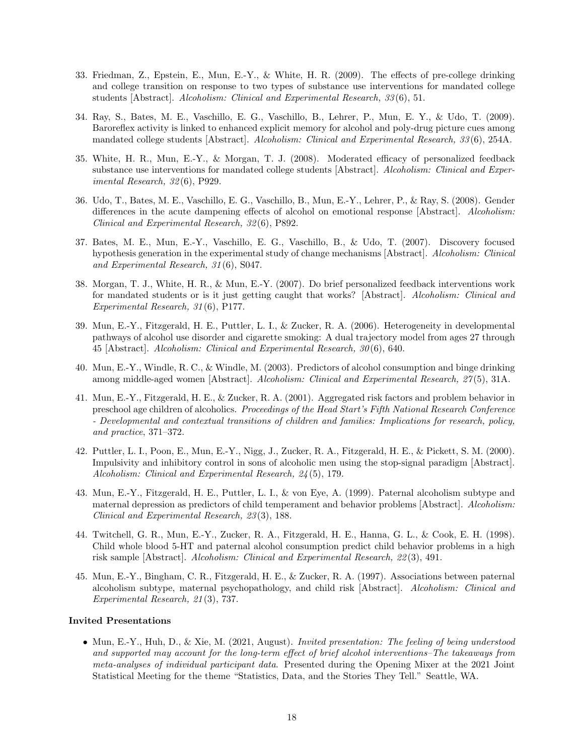33. Friedman, Z., Epstein, E., Mun, E.-Y., & White, H. R. (2009). The effects of pre-college drinking and college transition on response to two types of substance use interventions for mandated college students [Abstract]. *Alcoholism: Clinical and Experimental Research, 33*(6), 51.

34. Ray, S., Bates, M. E., Vaschillo, E. G., Vaschillo, B., Lehrer, P., Mun, E. Y., & Udo, T. (2009). Baroreflex activity is linked to enhanced explicit memory for alcohol and poly-drug picture cues among mandated college students [Abstract]. *Alcoholism: Clinical and Experimental Research, 33*(6), 254A.

35. White, H. R., Mun, E.-Y., & Morgan, T. J. (2008). Moderated efficacy of personalized feedback substance use interventions for mandated college students [Abstract]. *Alcoholism: Clinical and Experimental Research, 32*(6), P929.

36. Udo, T., Bates, M. E., Vaschillo, E. G., Vaschillo, B., Mun, E.-Y., Lehrer, P., & Ray, S. (2008). Gender differences in the acute dampening effects of alcohol on emotional response [Abstract]. *Alcoholism: Clinical and Experimental Research, 32*(6), P892.

37. Bates, M. E., Mun, E.-Y., Vaschillo, E. G., Vaschillo, B., & Udo, T. (2007). Discovery focused hypothesis generation in the experimental study of change mechanisms [Abstract]. *Alcoholism: Clinical and Experimental Research, 31*(6), S047.

38. Morgan, T. J., White, H. R., & Mun, E.-Y. (2007). Do brief personalized feedback interventions work for mandated students or is it just getting caught that works? [Abstract]. *Alcoholism: Clinical and Experimental Research, 31*(6), P177.

39. Mun, E.-Y., Fitzgerald, H. E., Puttler, L. I., & Zucker, R. A. (2006). Heterogeneity in developmental pathways of alcohol use disorder and cigarette smoking: A dual trajectory model from ages 27 through 45 [Abstract]. *Alcoholism: Clinical and Experimental Research, 30*(6), 640.

40. Mun, E.-Y., Windle, R. C., & Windle, M. (2003). Predictors of alcohol consumption and binge drinking among middle-aged women [Abstract]. *Alcoholism: Clinical and Experimental Research, 27*(5), 31A.

41. Mun, E.-Y., Fitzgerald, H. E., & Zucker, R. A. (2001). Aggregated risk factors and problem behavior in preschool age children of alcoholics. *Proceedings of the Head Start's Fifth National Research Conference - Developmental and contextual transitions of children and families: Implications for research, policy, and practice*, 371–372.

42. Puttler, L. I., Poon, E., Mun, E.-Y., Nigg, J., Zucker, R. A., Fitzgerald, H. E., & Pickett, S. M. (2000). Impulsivity and inhibitory control in sons of alcoholic men using the stop-signal paradigm [Abstract]. *Alcoholism: Clinical and Experimental Research, 24*(5), 179.

43. Mun, E.-Y., Fitzgerald, H. E., Puttler, L. I., & von Eye, A. (1999). Paternal alcoholism subtype and maternal depression as predictors of child temperament and behavior problems [Abstract]. *Alcoholism: Clinical and Experimental Research, 23*(3), 188.

44. Twitchell, G. R., Mun, E.-Y., Zucker, R. A., Fitzgerald, H. E., Hanna, G. L., & Cook, E. H. (1998). Child whole blood 5-HT and paternal alcohol consumption predict child behavior problems in a high risk sample [Abstract]. *Alcoholism: Clinical and Experimental Research, 22*(3), 491.

45. Mun, E.-Y., Bingham, C. R., Fitzgerald, H. E., & Zucker, R. A. (1997). Associations between paternal alcoholism subtype, maternal psychopathology, and child risk [Abstract]. *Alcoholism: Clinical and Experimental Research, 21*(3), 737.

### Invited Presentations

- Mun, E.-Y., Huh, D., & Xie, M. (2021, August). *Invited presentation: The feeling of being understood and supported may account for the long-term effect of brief alcohol interventions–The takeaways from meta-analyses of individual participant data.* Presented during the Opening Mixer at the 2021 Joint Statistical Meeting for the theme "Statistics, Data, and the Stories They Tell." Seattle, WA.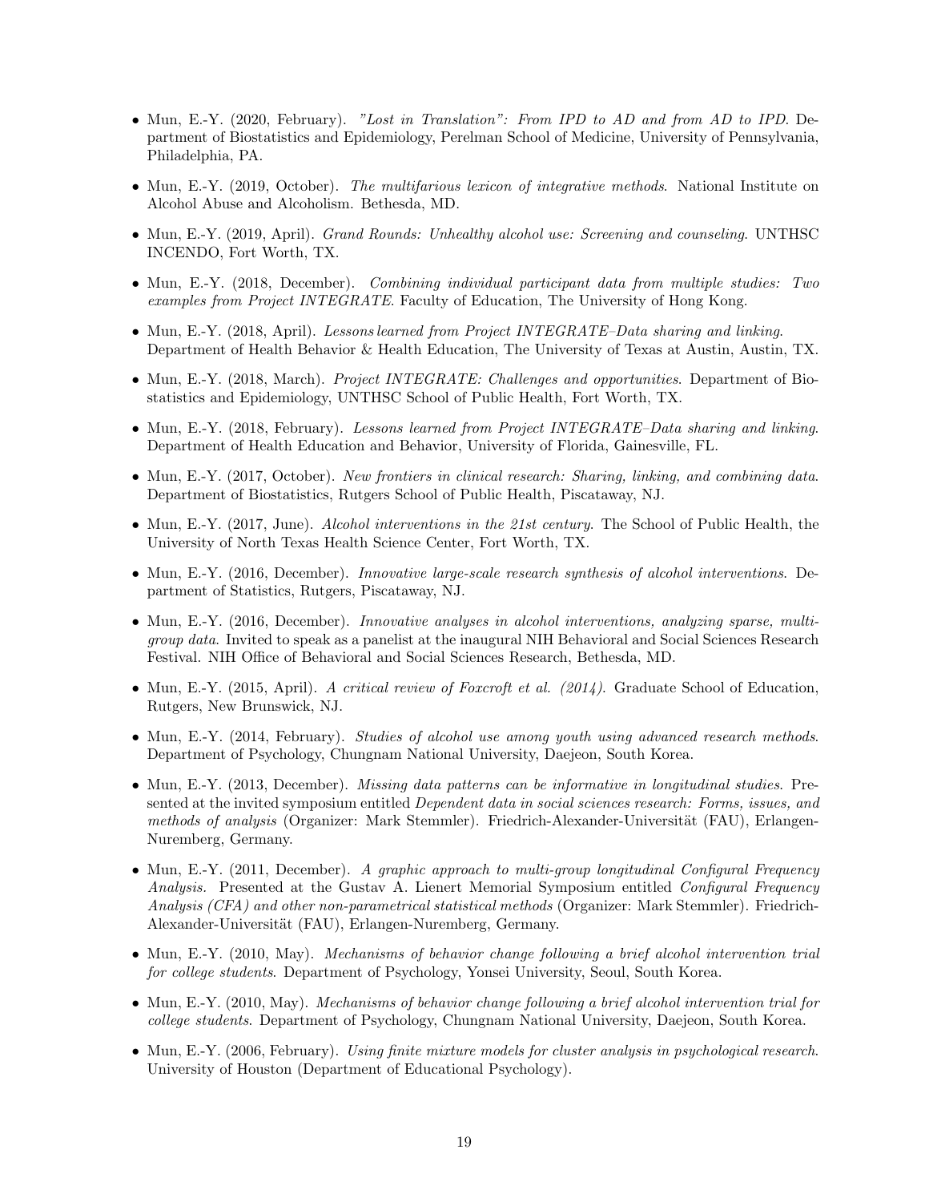- Mun, E.-Y. (2020, February). *"Lost in Translation": From IPD to AD and from AD to IPD*. Department of Biostatistics and Epidemiology, Perelman School of Medicine, University of Pennsylvania, Philadelphia, PA.

- Mun, E.-Y. (2019, October). *The multifarious lexicon of integrative methods*. National Institute on Alcohol Abuse and Alcoholism. Bethesda, MD.

- Mun, E.-Y. (2019, April). *Grand Rounds: Unhealthy alcohol use: Screening and counseling*. UNTHSC INCENDO, Fort Worth, TX.

- Mun, E.-Y. (2018, December). *Combining individual participant data from multiple studies: Two examples from Project INTEGRATE*. Faculty of Education, The University of Hong Kong.

- Mun, E.-Y. (2018, April). *Lessons learned from Project INTEGRATE–Data sharing and linking*. Department of Health Behavior & Health Education, The University of Texas at Austin, Austin, TX.

- Mun, E.-Y. (2018, March). *Project INTEGRATE: Challenges and opportunities*. Department of Biostatistics and Epidemiology, UNTHSC School of Public Health, Fort Worth, TX.

- Mun, E.-Y. (2018, February). *Lessons learned from Project INTEGRATE–Data sharing and linking*. Department of Health Education and Behavior, University of Florida, Gainesville, FL.

- Mun, E.-Y. (2017, October). *New frontiers in clinical research: Sharing, linking, and combining data*. Department of Biostatistics, Rutgers School of Public Health, Piscataway, NJ.

- Mun, E.-Y. (2017, June). *Alcohol interventions in the 21st century*. The School of Public Health, the University of North Texas Health Science Center, Fort Worth, TX.

- Mun, E.-Y. (2016, December). *Innovative large-scale research synthesis of alcohol interventions*. Department of Statistics, Rutgers, Piscataway, NJ.

- Mun, E.-Y. (2016, December). *Innovative analyses in alcohol interventions, analyzing sparse, multi-group data*. Invited to speak as a panelist at the inaugural NIH Behavioral and Social Sciences Research Festival. NIH Office of Behavioral and Social Sciences Research, Bethesda, MD.

- Mun, E.-Y. (2015, April). *A critical review of Foxcroft et al. (2014)*. Graduate School of Education, Rutgers, New Brunswick, NJ.

- Mun, E.-Y. (2014, February). *Studies of alcohol use among youth using advanced research methods*. Department of Psychology, Chungnam National University, Daejeon, South Korea.

- Mun, E.-Y. (2013, December). *Missing data patterns can be informative in longitudinal studies*. Presented at the invited symposium entitled *Dependent data in social sciences research: Forms, issues, and methods of analysis* (Organizer: Mark Stemmler). Friedrich-Alexander-Universität (FAU), Erlangen-Nuremberg, Germany.

- Mun, E.-Y. (2011, December). *A graphic approach to multi-group longitudinal Configural Frequency Analysis.* Presented at the Gustav A. Lienert Memorial Symposium entitled *Configural Frequency Analysis (CFA) and other non-parametrical statistical methods* (Organizer: Mark Stemmler). Friedrich-Alexander-Universität (FAU), Erlangen-Nuremberg, Germany.

- Mun, E.-Y. (2010, May). *Mechanisms of behavior change following a brief alcohol intervention trial for college students*. Department of Psychology, Yonsei University, Seoul, South Korea.

- Mun, E.-Y. (2010, May). *Mechanisms of behavior change following a brief alcohol intervention trial for college students*. Department of Psychology, Chungnam National University, Daejeon, South Korea.

- Mun, E.-Y. (2006, February). *Using finite mixture models for cluster analysis in psychological research*. University of Houston (Department of Educational Psychology).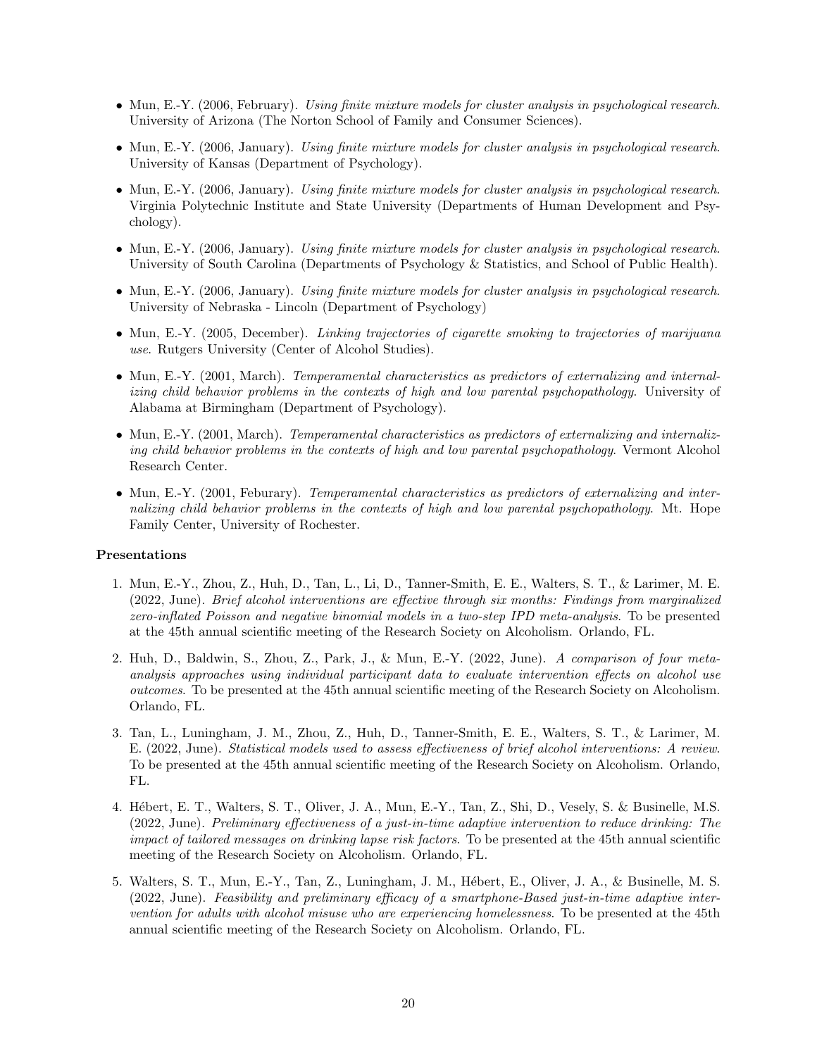- Mun, E.-Y. (2006, February). *Using finite mixture models for cluster analysis in psychological research*. University of Arizona (The Norton School of Family and Consumer Sciences).

- Mun, E.-Y. (2006, January). *Using finite mixture models for cluster analysis in psychological research*. University of Kansas (Department of Psychology).

- Mun, E.-Y. (2006, January). *Using finite mixture models for cluster analysis in psychological research*. Virginia Polytechnic Institute and State University (Departments of Human Development and Psychology).

- Mun, E.-Y. (2006, January). *Using finite mixture models for cluster analysis in psychological research*. University of South Carolina (Departments of Psychology & Statistics, and School of Public Health).

- Mun, E.-Y. (2006, January). *Using finite mixture models for cluster analysis in psychological research*. University of Nebraska - Lincoln (Department of Psychology)

- Mun, E.-Y. (2005, December). *Linking trajectories of cigarette smoking to trajectories of marijuana use*. Rutgers University (Center of Alcohol Studies).

- Mun, E.-Y. (2001, March). *Temperamental characteristics as predictors of externalizing and internalizing child behavior problems in the contexts of high and low parental psychopathology*. University of Alabama at Birmingham (Department of Psychology).

- Mun, E.-Y. (2001, March). *Temperamental characteristics as predictors of externalizing and internalizing child behavior problems in the contexts of high and low parental psychopathology*. Vermont Alcohol Research Center.

- Mun, E.-Y. (2001, Feburary). *Temperamental characteristics as predictors of externalizing and internalizing child behavior problems in the contexts of high and low parental psychopathology*. Mt. Hope Family Center, University of Rochester.

**Presentations**

1. Mun, E.-Y., Zhou, Z., Huh, D., Tan, L., Li, D., Tanner-Smith, E. E., Walters, S. T., & Larimer, M. E. (2022, June). *Brief alcohol interventions are effective through six months: Findings from marginalized zero-inflated Poisson and negative binomial models in a two-step IPD meta-analysis*. To be presented at the 45th annual scientific meeting of the Research Society on Alcoholism. Orlando, FL.

2. Huh, D., Baldwin, S., Zhou, Z., Park, J., & Mun, E.-Y. (2022, June). *A comparison of four meta-analysis approaches using individual participant data to evaluate intervention effects on alcohol use outcomes*. To be presented at the 45th annual scientific meeting of the Research Society on Alcoholism. Orlando, FL.

3. Tan, L., Luningham, J. M., Zhou, Z., Huh, D., Tanner-Smith, E. E., Walters, S. T., & Larimer, M. E. (2022, June). *Statistical models used to assess effectiveness of brief alcohol interventions: A review*. To be presented at the 45th annual scientific meeting of the Research Society on Alcoholism. Orlando, FL.

4. Hébert, E. T., Walters, S. T., Oliver, J. A., Mun, E.-Y., Tan, Z., Shi, D., Vesely, S. & Businelle, M.S. (2022, June). *Preliminary effectiveness of a just-in-time adaptive intervention to reduce drinking: The impact of tailored messages on drinking lapse risk factors*. To be presented at the 45th annual scientific meeting of the Research Society on Alcoholism. Orlando, FL.

5. Walters, S. T., Mun, E.-Y., Tan, Z., Luningham, J. M., Hébert, E., Oliver, J. A., & Businelle, M. S. (2022, June). *Feasibility and preliminary efficacy of a smartphone-Based just-in-time adaptive intervention for adults with alcohol misuse who are experiencing homelessness*. To be presented at the 45th annual scientific meeting of the Research Society on Alcoholism. Orlando, FL.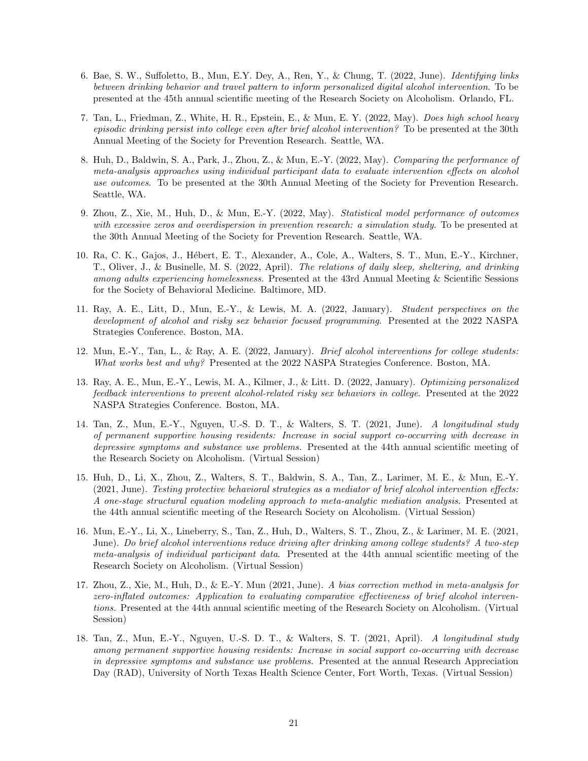6. Bae, S. W., Suffoletto, B., Mun, E.Y. Dey, A., Ren, Y., & Chung, T. (2022, June). *Identifying links between drinking behavior and travel pattern to inform personalized digital alcohol intervention*. To be presented at the 45th annual scientific meeting of the Research Society on Alcoholism. Orlando, FL.

7. Tan, L., Friedman, Z., White, H. R., Epstein, E., & Mun, E. Y. (2022, May). *Does high school heavy episodic drinking persist into college even after brief alcohol intervention?* To be presented at the 30th Annual Meeting of the Society for Prevention Research. Seattle, WA.

8. Huh, D., Baldwin, S. A., Park, J., Zhou, Z., & Mun, E.-Y. (2022, May). *Comparing the performance of meta-analysis approaches using individual participant data to evaluate intervention effects on alcohol use outcomes*. To be presented at the 30th Annual Meeting of the Society for Prevention Research. Seattle, WA.

9. Zhou, Z., Xie, M., Huh, D., & Mun, E.-Y. (2022, May). *Statistical model performance of outcomes with excessive zeros and overdispersion in prevention research: a simulation study*. To be presented at the 30th Annual Meeting of the Society for Prevention Research. Seattle, WA.

10. Ra, C. K., Gajos, J., Hébert, E. T., Alexander, A., Cole, A., Walters, S. T., Mun, E.-Y., Kirchner, T., Oliver, J., & Businelle, M. S. (2022, April). *The relations of daily sleep, sheltering, and drinking among adults experiencing homelessness.* Presented at the 43rd Annual Meeting & Scientific Sessions for the Society of Behavioral Medicine. Baltimore, MD.

11. Ray, A. E., Litt, D., Mun, E.-Y., & Lewis, M. A. (2022, January). *Student perspectives on the development of alcohol and risky sex behavior focused programming.* Presented at the 2022 NASPA Strategies Conference. Boston, MA.

12. Mun, E.-Y., Tan, L., & Ray, A. E. (2022, January). *Brief alcohol interventions for college students: What works best and why?* Presented at the 2022 NASPA Strategies Conference. Boston, MA.

13. Ray, A. E., Mun, E.-Y., Lewis, M. A., Kilmer, J., & Litt. D. (2022, January). *Optimizing personalized feedback interventions to prevent alcohol-related risky sex behaviors in college*. Presented at the 2022 NASPA Strategies Conference. Boston, MA.

14. Tan, Z., Mun, E.-Y., Nguyen, U.-S. D. T., & Walters, S. T. (2021, June). *A longitudinal study of permanent supportive housing residents: Increase in social support co-occurring with decrease in depressive symptoms and substance use problems.* Presented at the 44th annual scientific meeting of the Research Society on Alcoholism. (Virtual Session)

15. Huh, D., Li, X., Zhou, Z., Walters, S. T., Baldwin, S. A., Tan, Z., Larimer, M. E., & Mun, E.-Y. (2021, June). *Testing protective behavioral strategies as a mediator of brief alcohol intervention effects: A one-stage structural equation modeling approach to meta-analytic mediation analysis*. Presented at the 44th annual scientific meeting of the Research Society on Alcoholism. (Virtual Session)

16. Mun, E.-Y., Li, X., Lineberry, S., Tan, Z., Huh, D., Walters, S. T., Zhou, Z., & Larimer, M. E. (2021, June). *Do brief alcohol interventions reduce driving after drinking among college students? A two-step meta-analysis of individual participant data*. Presented at the 44th annual scientific meeting of the Research Society on Alcoholism. (Virtual Session)

17. Zhou, Z., Xie, M., Huh, D., & E.-Y. Mun (2021, June). *A bias correction method in meta-analysis for zero-inflated outcomes: Application to evaluating comparative effectiveness of brief alcohol interventions.* Presented at the 44th annual scientific meeting of the Research Society on Alcoholism. (Virtual Session)

18. Tan, Z., Mun, E.-Y., Nguyen, U.-S. D. T., & Walters, S. T. (2021, April). *A longitudinal study among permanent supportive housing residents: Increase in social support co-occurring with decrease in depressive symptoms and substance use problems.* Presented at the annual Research Appreciation Day (RAD), University of North Texas Health Science Center, Fort Worth, Texas. (Virtual Session)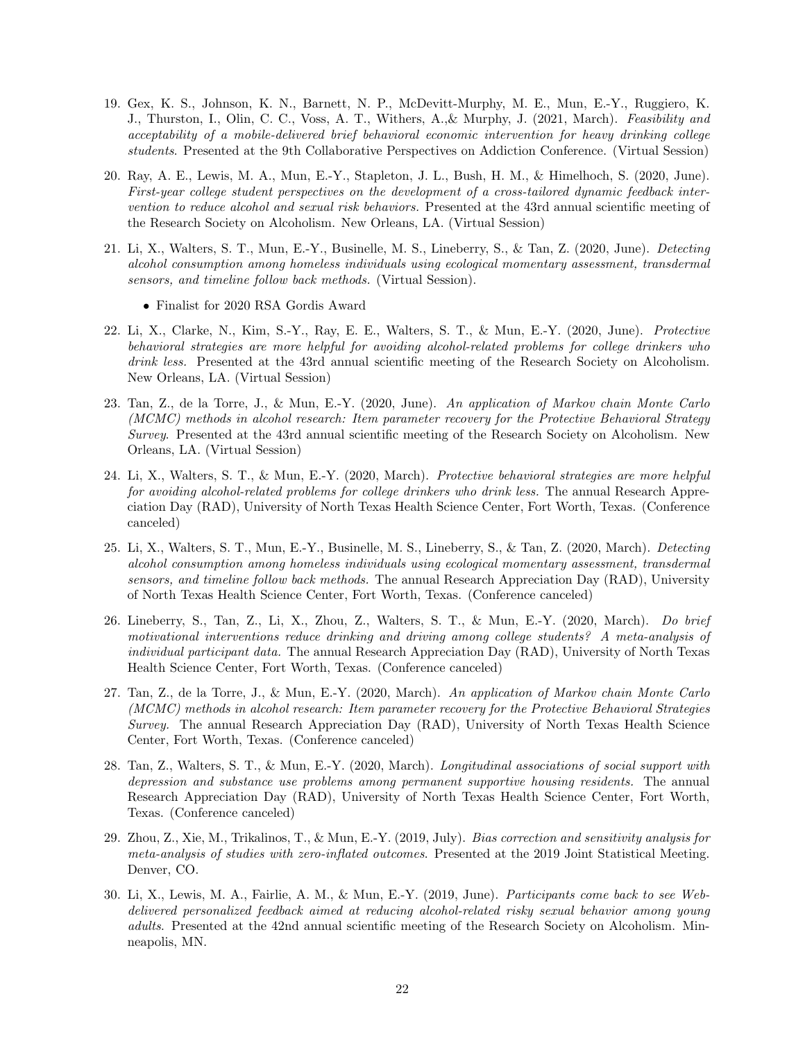19. Gex, K. S., Johnson, K. N., Barnett, N. P., McDevitt-Murphy, M. E., Mun, E.-Y., Ruggiero, K. J., Thurston, I., Olin, C. C., Voss, A. T., Withers, A.,& Murphy, J. (2021, March). *Feasibility and acceptability of a mobile-delivered brief behavioral economic intervention for heavy drinking college students*. Presented at the 9th Collaborative Perspectives on Addiction Conference. (Virtual Session)

20. Ray, A. E., Lewis, M. A., Mun, E.-Y., Stapleton, J. L., Bush, H. M., & Himelhoch, S. (2020, June). *First-year college student perspectives on the development of a cross-tailored dynamic feedback intervention to reduce alcohol and sexual risk behaviors.* Presented at the 43rd annual scientific meeting of the Research Society on Alcoholism. New Orleans, LA. (Virtual Session)

21. Li, X., Walters, S. T., Mun, E.-Y., Businelle, M. S., Lineberry, S., & Tan, Z. (2020, June). *Detecting alcohol consumption among homeless individuals using ecological momentary assessment, transdermal sensors, and timeline follow back methods.* (Virtual Session).
    - Finalist for 2020 RSA Gordis Award

22. Li, X., Clarke, N., Kim, S.-Y., Ray, E. E., Walters, S. T., & Mun, E.-Y. (2020, June). *Protective behavioral strategies are more helpful for avoiding alcohol-related problems for college drinkers who drink less.* Presented at the 43rd annual scientific meeting of the Research Society on Alcoholism. New Orleans, LA. (Virtual Session)

23. Tan, Z., de la Torre, J., & Mun, E.-Y. (2020, June). *An application of Markov chain Monte Carlo (MCMC) methods in alcohol research: Item parameter recovery for the Protective Behavioral Strategy Survey*. Presented at the 43rd annual scientific meeting of the Research Society on Alcoholism. New Orleans, LA. (Virtual Session)

24. Li, X., Walters, S. T., & Mun, E.-Y. (2020, March). *Protective behavioral strategies are more helpful for avoiding alcohol-related problems for college drinkers who drink less.* The annual Research Appreciation Day (RAD), University of North Texas Health Science Center, Fort Worth, Texas. (Conference canceled)

25. Li, X., Walters, S. T., Mun, E.-Y., Businelle, M. S., Lineberry, S., & Tan, Z. (2020, March). *Detecting alcohol consumption among homeless individuals using ecological momentary assessment, transdermal sensors, and timeline follow back methods.* The annual Research Appreciation Day (RAD), University of North Texas Health Science Center, Fort Worth, Texas. (Conference canceled)

26. Lineberry, S., Tan, Z., Li, X., Zhou, Z., Walters, S. T., & Mun, E.-Y. (2020, March). *Do brief motivational interventions reduce drinking and driving among college students? A meta-analysis of individual participant data.* The annual Research Appreciation Day (RAD), University of North Texas Health Science Center, Fort Worth, Texas. (Conference canceled)

27. Tan, Z., de la Torre, J., & Mun, E.-Y. (2020, March). *An application of Markov chain Monte Carlo (MCMC) methods in alcohol research: Item parameter recovery for the Protective Behavioral Strategies Survey.* The annual Research Appreciation Day (RAD), University of North Texas Health Science Center, Fort Worth, Texas. (Conference canceled)

28. Tan, Z., Walters, S. T., & Mun, E.-Y. (2020, March). *Longitudinal associations of social support with depression and substance use problems among permanent supportive housing residents.* The annual Research Appreciation Day (RAD), University of North Texas Health Science Center, Fort Worth, Texas. (Conference canceled)

29. Zhou, Z., Xie, M., Trikalinos, T., & Mun, E.-Y. (2019, July). *Bias correction and sensitivity analysis for meta-analysis of studies with zero-inflated outcomes*. Presented at the 2019 Joint Statistical Meeting. Denver, CO.

30. Li, X., Lewis, M. A., Fairlie, A. M., & Mun, E.-Y. (2019, June). *Participants come back to see Web-delivered personalized feedback aimed at reducing alcohol-related risky sexual behavior among young adults*. Presented at the 42nd annual scientific meeting of the Research Society on Alcoholism. Minneapolis, MN.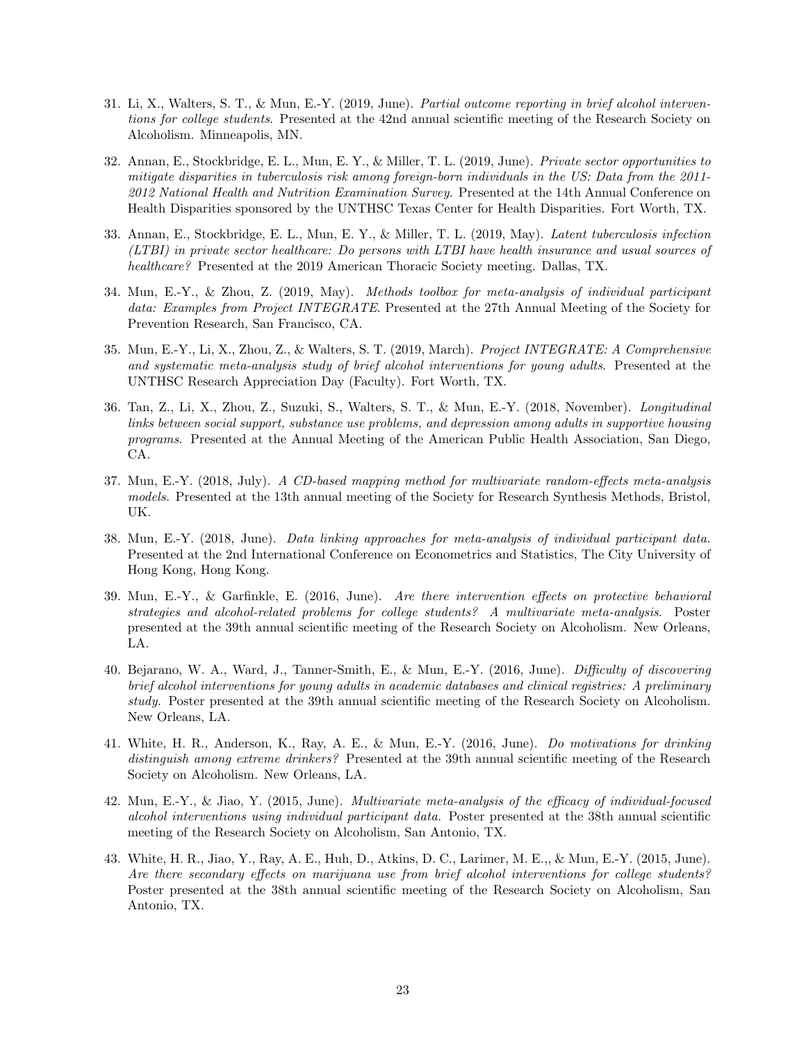31. Li, X., Walters, S. T., & Mun, E.-Y. (2019, June). *Partial outcome reporting in brief alcohol interventions for college students*. Presented at the 42nd annual scientific meeting of the Research Society on Alcoholism. Minneapolis, MN.

32. Annan, E., Stockbridge, E. L., Mun, E. Y., & Miller, T. L. (2019, June). *Private sector opportunities to mitigate disparities in tuberculosis risk among foreign-born individuals in the US: Data from the 2011-2012 National Health and Nutrition Examination Survey*. Presented at the 14th Annual Conference on Health Disparities sponsored by the UNTHSC Texas Center for Health Disparities. Fort Worth, TX.

33. Annan, E., Stockbridge, E. L., Mun, E. Y., & Miller, T. L. (2019, May). *Latent tuberculosis infection (LTBI) in private sector healthcare: Do persons with LTBI have health insurance and usual sources of healthcare?* Presented at the 2019 American Thoracic Society meeting. Dallas, TX.

34. Mun, E.-Y., & Zhou, Z. (2019, May). *Methods toolbox for meta-analysis of individual participant data: Examples from Project INTEGRATE*. Presented at the 27th Annual Meeting of the Society for Prevention Research, San Francisco, CA.

35. Mun, E.-Y., Li, X., Zhou, Z., & Walters, S. T. (2019, March). *Project INTEGRATE: A Comprehensive and systematic meta-analysis study of brief alcohol interventions for young adults*. Presented at the UNTHSC Research Appreciation Day (Faculty). Fort Worth, TX.

36. Tan, Z., Li, X., Zhou, Z., Suzuki, S., Walters, S. T., & Mun, E.-Y. (2018, November). *Longitudinal links between social support, substance use problems, and depression among adults in supportive housing programs*. Presented at the Annual Meeting of the American Public Health Association, San Diego, CA.

37. Mun, E.-Y. (2018, July). *A CD-based mapping method for multivariate random-effects meta-analysis models*. Presented at the 13th annual meeting of the Society for Research Synthesis Methods, Bristol, UK.

38. Mun, E.-Y. (2018, June). *Data linking approaches for meta-analysis of individual participant data*. Presented at the 2nd International Conference on Econometrics and Statistics, The City University of Hong Kong, Hong Kong.

39. Mun, E.-Y., & Garfinkle, E. (2016, June). *Are there intervention effects on protective behavioral strategies and alcohol-related problems for college students? A multivariate meta-analysis*. Poster presented at the 39th annual scientific meeting of the Research Society on Alcoholism. New Orleans, LA.

40. Bejarano, W. A., Ward, J., Tanner-Smith, E., & Mun, E.-Y. (2016, June). *Difficulty of discovering brief alcohol interventions for young adults in academic databases and clinical registries: A preliminary study*. Poster presented at the 39th annual scientific meeting of the Research Society on Alcoholism. New Orleans, LA.

41. White, H. R., Anderson, K., Ray, A. E., & Mun, E.-Y. (2016, June). *Do motivations for drinking distinguish among extreme drinkers?* Presented at the 39th annual scientific meeting of the Research Society on Alcoholism. New Orleans, LA.

42. Mun, E.-Y., & Jiao, Y. (2015, June). *Multivariate meta-analysis of the efficacy of individual-focused alcohol interventions using individual participant data*. Poster presented at the 38th annual scientific meeting of the Research Society on Alcoholism, San Antonio, TX.

43. White, H. R., Jiao, Y., Ray, A. E., Huh, D., Atkins, D. C., Larimer, M. E.,, & Mun, E.-Y. (2015, June). *Are there secondary effects on marijuana use from brief alcohol interventions for college students?* Poster presented at the 38th annual scientific meeting of the Research Society on Alcoholism, San Antonio, TX.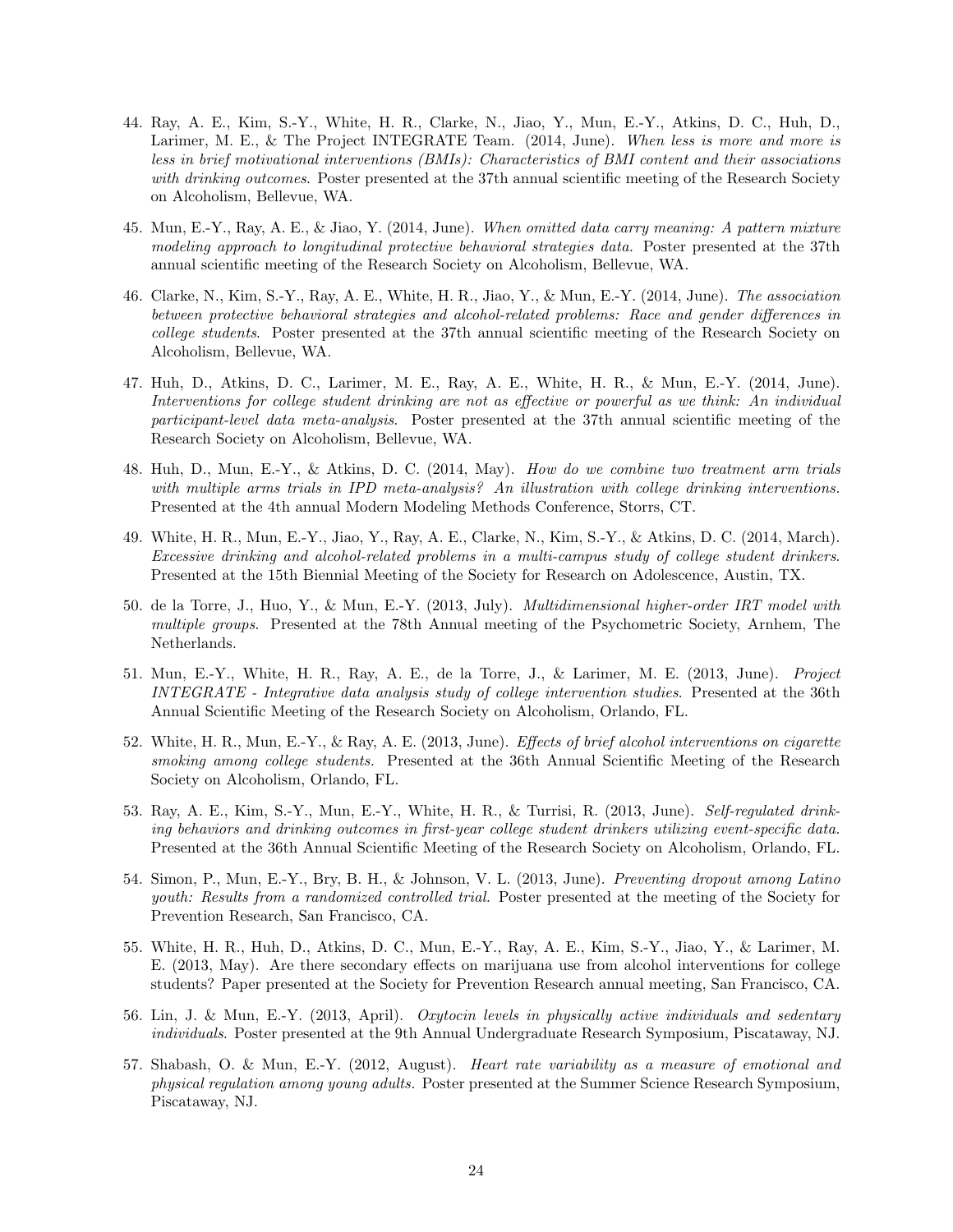44. Ray, A. E., Kim, S.-Y., White, H. R., Clarke, N., Jiao, Y., Mun, E.-Y., Atkins, D. C., Huh, D., Larimer, M. E., & The Project INTEGRATE Team. (2014, June). *When less is more and more is less in brief motivational interventions (BMIs): Characteristics of BMI content and their associations with drinking outcomes*. Poster presented at the 37th annual scientific meeting of the Research Society on Alcoholism, Bellevue, WA.

45. Mun, E.-Y., Ray, A. E., & Jiao, Y. (2014, June). *When omitted data carry meaning: A pattern mixture modeling approach to longitudinal protective behavioral strategies data*. Poster presented at the 37th annual scientific meeting of the Research Society on Alcoholism, Bellevue, WA.

46. Clarke, N., Kim, S.-Y., Ray, A. E., White, H. R., Jiao, Y., & Mun, E.-Y. (2014, June). *The association between protective behavioral strategies and alcohol-related problems: Race and gender differences in college students*. Poster presented at the 37th annual scientific meeting of the Research Society on Alcoholism, Bellevue, WA.

47. Huh, D., Atkins, D. C., Larimer, M. E., Ray, A. E., White, H. R., & Mun, E.-Y. (2014, June). *Interventions for college student drinking are not as effective or powerful as we think: An individual participant-level data meta-analysis*. Poster presented at the 37th annual scientific meeting of the Research Society on Alcoholism, Bellevue, WA.

48. Huh, D., Mun, E.-Y., & Atkins, D. C. (2014, May). *How do we combine two treatment arm trials with multiple arms trials in IPD meta-analysis? An illustration with college drinking interventions.* Presented at the 4th annual Modern Modeling Methods Conference, Storrs, CT.

49. White, H. R., Mun, E.-Y., Jiao, Y., Ray, A. E., Clarke, N., Kim, S.-Y., & Atkins, D. C. (2014, March). *Excessive drinking and alcohol-related problems in a multi-campus study of college student drinkers*. Presented at the 15th Biennial Meeting of the Society for Research on Adolescence, Austin, TX.

50. de la Torre, J., Huo, Y., & Mun, E.-Y. (2013, July). *Multidimensional higher-order IRT model with multiple groups*. Presented at the 78th Annual meeting of the Psychometric Society, Arnhem, The Netherlands.

51. Mun, E.-Y., White, H. R., Ray, A. E., de la Torre, J., & Larimer, M. E. (2013, June). *Project INTEGRATE - Integrative data analysis study of college intervention studies.* Presented at the 36th Annual Scientific Meeting of the Research Society on Alcoholism, Orlando, FL.

52. White, H. R., Mun, E.-Y., & Ray, A. E. (2013, June). *Effects of brief alcohol interventions on cigarette smoking among college students.* Presented at the 36th Annual Scientific Meeting of the Research Society on Alcoholism, Orlando, FL.

53. Ray, A. E., Kim, S.-Y., Mun, E.-Y., White, H. R., & Turrisi, R. (2013, June). *Self-regulated drinking behaviors and drinking outcomes in first-year college student drinkers utilizing event-specific data.* Presented at the 36th Annual Scientific Meeting of the Research Society on Alcoholism, Orlando, FL.

54. Simon, P., Mun, E.-Y., Bry, B. H., & Johnson, V. L. (2013, June). *Preventing dropout among Latino youth: Results from a randomized controlled trial.* Poster presented at the meeting of the Society for Prevention Research, San Francisco, CA.

55. White, H. R., Huh, D., Atkins, D. C., Mun, E.-Y., Ray, A. E., Kim, S.-Y., Jiao, Y., & Larimer, M. E. (2013, May). Are there secondary effects on marijuana use from alcohol interventions for college students? Paper presented at the Society for Prevention Research annual meeting, San Francisco, CA.

56. Lin, J. & Mun, E.-Y. (2013, April). *Oxytocin levels in physically active individuals and sedentary individuals*. Poster presented at the 9th Annual Undergraduate Research Symposium, Piscataway, NJ.

57. Shabash, O. & Mun, E.-Y. (2012, August). *Heart rate variability as a measure of emotional and physical regulation among young adults.* Poster presented at the Summer Science Research Symposium, Piscataway, NJ.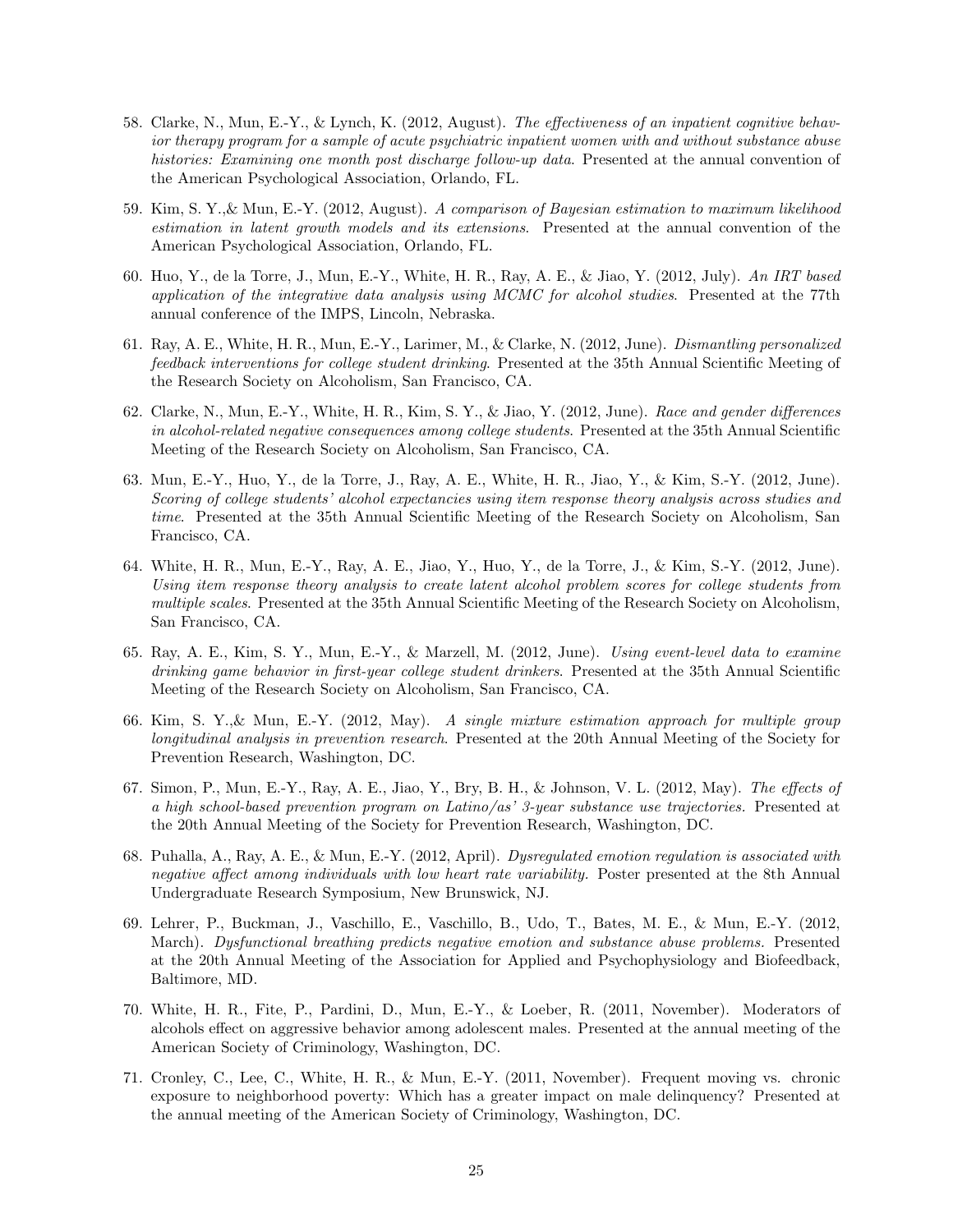58. Clarke, N., Mun, E.-Y., & Lynch, K. (2012, August). *The effectiveness of an inpatient cognitive behavior therapy program for a sample of acute psychiatric inpatient women with and without substance abuse histories: Examining one month post discharge follow-up data*. Presented at the annual convention of the American Psychological Association, Orlando, FL.

59. Kim, S. Y.,& Mun, E.-Y. (2012, August). *A comparison of Bayesian estimation to maximum likelihood estimation in latent growth models and its extensions*. Presented at the annual convention of the American Psychological Association, Orlando, FL.

60. Huo, Y., de la Torre, J., Mun, E.-Y., White, H. R., Ray, A. E., & Jiao, Y. (2012, July). *An IRT based application of the integrative data analysis using MCMC for alcohol studies*. Presented at the 77th annual conference of the IMPS, Lincoln, Nebraska.

61. Ray, A. E., White, H. R., Mun, E.-Y., Larimer, M., & Clarke, N. (2012, June). *Dismantling personalized feedback interventions for college student drinking*. Presented at the 35th Annual Scientific Meeting of the Research Society on Alcoholism, San Francisco, CA.

62. Clarke, N., Mun, E.-Y., White, H. R., Kim, S. Y., & Jiao, Y. (2012, June). *Race and gender differences in alcohol-related negative consequences among college students*. Presented at the 35th Annual Scientific Meeting of the Research Society on Alcoholism, San Francisco, CA.

63. Mun, E.-Y., Huo, Y., de la Torre, J., Ray, A. E., White, H. R., Jiao, Y., & Kim, S.-Y. (2012, June). *Scoring of college students' alcohol expectancies using item response theory analysis across studies and time*. Presented at the 35th Annual Scientific Meeting of the Research Society on Alcoholism, San Francisco, CA.

64. White, H. R., Mun, E.-Y., Ray, A. E., Jiao, Y., Huo, Y., de la Torre, J., & Kim, S.-Y. (2012, June). *Using item response theory analysis to create latent alcohol problem scores for college students from multiple scales*. Presented at the 35th Annual Scientific Meeting of the Research Society on Alcoholism, San Francisco, CA.

65. Ray, A. E., Kim, S. Y., Mun, E.-Y., & Marzell, M. (2012, June). *Using event-level data to examine drinking game behavior in first-year college student drinkers*. Presented at the 35th Annual Scientific Meeting of the Research Society on Alcoholism, San Francisco, CA.

66. Kim, S. Y.,& Mun, E.-Y. (2012, May). *A single mixture estimation approach for multiple group longitudinal analysis in prevention research*. Presented at the 20th Annual Meeting of the Society for Prevention Research, Washington, DC.

67. Simon, P., Mun, E.-Y., Ray, A. E., Jiao, Y., Bry, B. H., & Johnson, V. L. (2012, May). *The effects of a high school-based prevention program on Latino/as' 3-year substance use trajectories*. Presented at the 20th Annual Meeting of the Society for Prevention Research, Washington, DC.

68. Puhalla, A., Ray, A. E., & Mun, E.-Y. (2012, April). *Dysregulated emotion regulation is associated with negative affect among individuals with low heart rate variability*. Poster presented at the 8th Annual Undergraduate Research Symposium, New Brunswick, NJ.

69. Lehrer, P., Buckman, J., Vaschillo, E., Vaschillo, B., Udo, T., Bates, M. E., & Mun, E.-Y. (2012, March). *Dysfunctional breathing predicts negative emotion and substance abuse problems*. Presented at the 20th Annual Meeting of the Association for Applied and Psychophysiology and Biofeedback, Baltimore, MD.

70. White, H. R., Fite, P., Pardini, D., Mun, E.-Y., & Loeber, R. (2011, November). Moderators of alcohols effect on aggressive behavior among adolescent males. Presented at the annual meeting of the American Society of Criminology, Washington, DC.

71. Cronley, C., Lee, C., White, H. R., & Mun, E.-Y. (2011, November). Frequent moving vs. chronic exposure to neighborhood poverty: Which has a greater impact on male delinquency? Presented at the annual meeting of the American Society of Criminology, Washington, DC.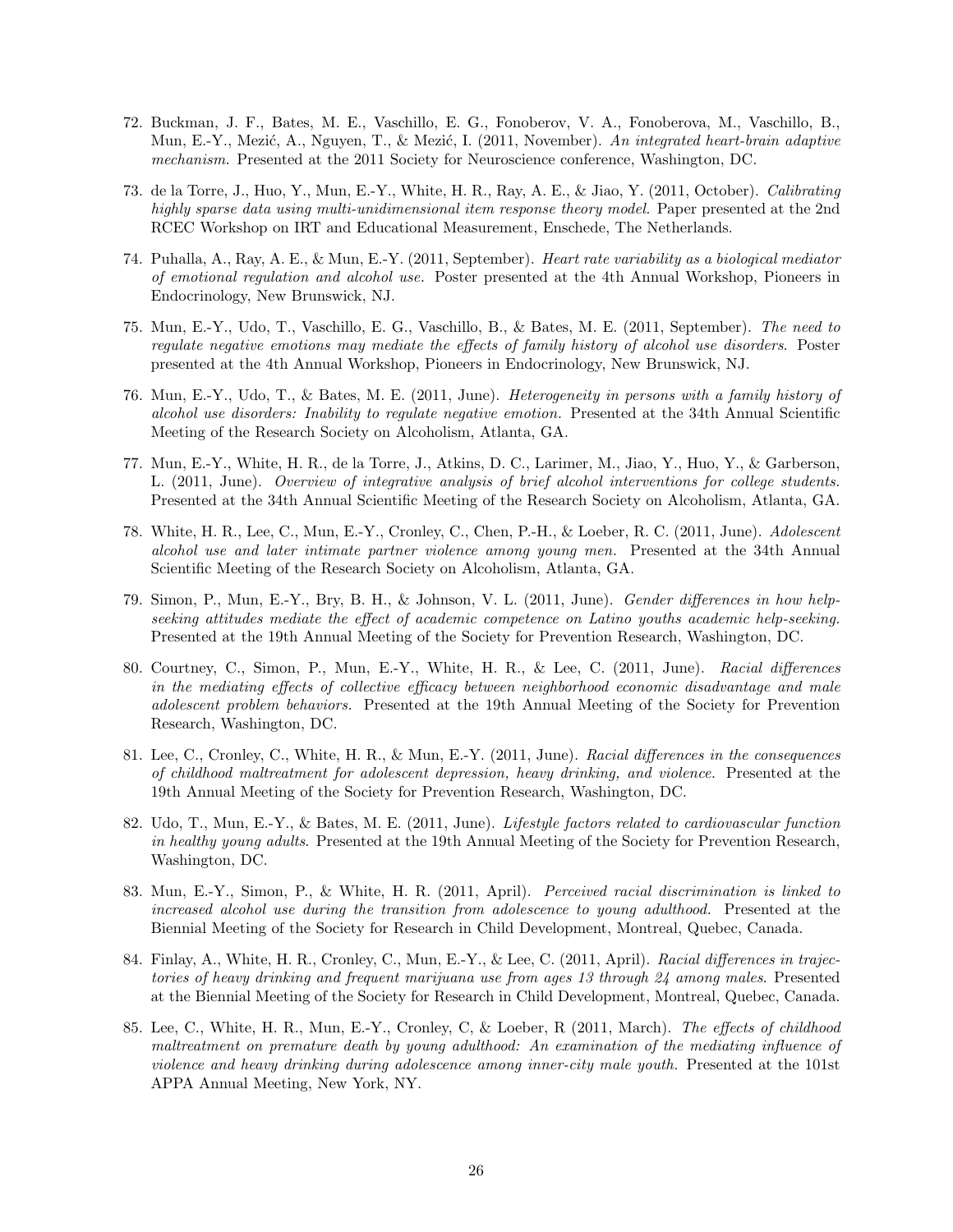72. Buckman, J. F., Bates, M. E., Vaschillo, E. G., Fonoberov, V. A., Fonoberova, M., Vaschillo, B., Mun, E.-Y., Mezić, A., Nguyen, T., & Mezić, I. (2011, November). *An integrated heart-brain adaptive mechanism.* Presented at the 2011 Society for Neuroscience conference, Washington, DC.

73. de la Torre, J., Huo, Y., Mun, E.-Y., White, H. R., Ray, A. E., & Jiao, Y. (2011, October). *Calibrating highly sparse data using multi-unidimensional item response theory model.* Paper presented at the 2nd RCEC Workshop on IRT and Educational Measurement, Enschede, The Netherlands.

74. Puhalla, A., Ray, A. E., & Mun, E.-Y. (2011, September). *Heart rate variability as a biological mediator of emotional regulation and alcohol use.* Poster presented at the 4th Annual Workshop, Pioneers in Endocrinology, New Brunswick, NJ.

75. Mun, E.-Y., Udo, T., Vaschillo, E. G., Vaschillo, B., & Bates, M. E. (2011, September). *The need to regulate negative emotions may mediate the effects of family history of alcohol use disorders.* Poster presented at the 4th Annual Workshop, Pioneers in Endocrinology, New Brunswick, NJ.

76. Mun, E.-Y., Udo, T., & Bates, M. E. (2011, June). *Heterogeneity in persons with a family history of alcohol use disorders: Inability to regulate negative emotion.* Presented at the 34th Annual Scientific Meeting of the Research Society on Alcoholism, Atlanta, GA.

77. Mun, E.-Y., White, H. R., de la Torre, J., Atkins, D. C., Larimer, M., Jiao, Y., Huo, Y., & Garberson, L. (2011, June). *Overview of integrative analysis of brief alcohol interventions for college students.* Presented at the 34th Annual Scientific Meeting of the Research Society on Alcoholism, Atlanta, GA.

78. White, H. R., Lee, C., Mun, E.-Y., Cronley, C., Chen, P.-H., & Loeber, R. C. (2011, June). *Adolescent alcohol use and later intimate partner violence among young men.* Presented at the 34th Annual Scientific Meeting of the Research Society on Alcoholism, Atlanta, GA.

79. Simon, P., Mun, E.-Y., Bry, B. H., & Johnson, V. L. (2011, June). *Gender differences in how help-seeking attitudes mediate the effect of academic competence on Latino youths academic help-seeking.* Presented at the 19th Annual Meeting of the Society for Prevention Research, Washington, DC.

80. Courtney, C., Simon, P., Mun, E.-Y., White, H. R., & Lee, C. (2011, June). *Racial differences in the mediating effects of collective efficacy between neighborhood economic disadvantage and male adolescent problem behaviors.* Presented at the 19th Annual Meeting of the Society for Prevention Research, Washington, DC.

81. Lee, C., Cronley, C., White, H. R., & Mun, E.-Y. (2011, June). *Racial differences in the consequences of childhood maltreatment for adolescent depression, heavy drinking, and violence.* Presented at the 19th Annual Meeting of the Society for Prevention Research, Washington, DC.

82. Udo, T., Mun, E.-Y., & Bates, M. E. (2011, June). *Lifestyle factors related to cardiovascular function in healthy young adults.* Presented at the 19th Annual Meeting of the Society for Prevention Research, Washington, DC.

83. Mun, E.-Y., Simon, P., & White, H. R. (2011, April). *Perceived racial discrimination is linked to increased alcohol use during the transition from adolescence to young adulthood.* Presented at the Biennial Meeting of the Society for Research in Child Development, Montreal, Quebec, Canada.

84. Finlay, A., White, H. R., Cronley, C., Mun, E.-Y., & Lee, C. (2011, April). *Racial differences in trajectories of heavy drinking and frequent marijuana use from ages 13 through 24 among males.* Presented at the Biennial Meeting of the Society for Research in Child Development, Montreal, Quebec, Canada.

85. Lee, C., White, H. R., Mun, E.-Y., Cronley, C, & Loeber, R (2011, March). *The effects of childhood maltreatment on premature death by young adulthood: An examination of the mediating influence of violence and heavy drinking during adolescence among inner-city male youth.* Presented at the 101st APPA Annual Meeting, New York, NY.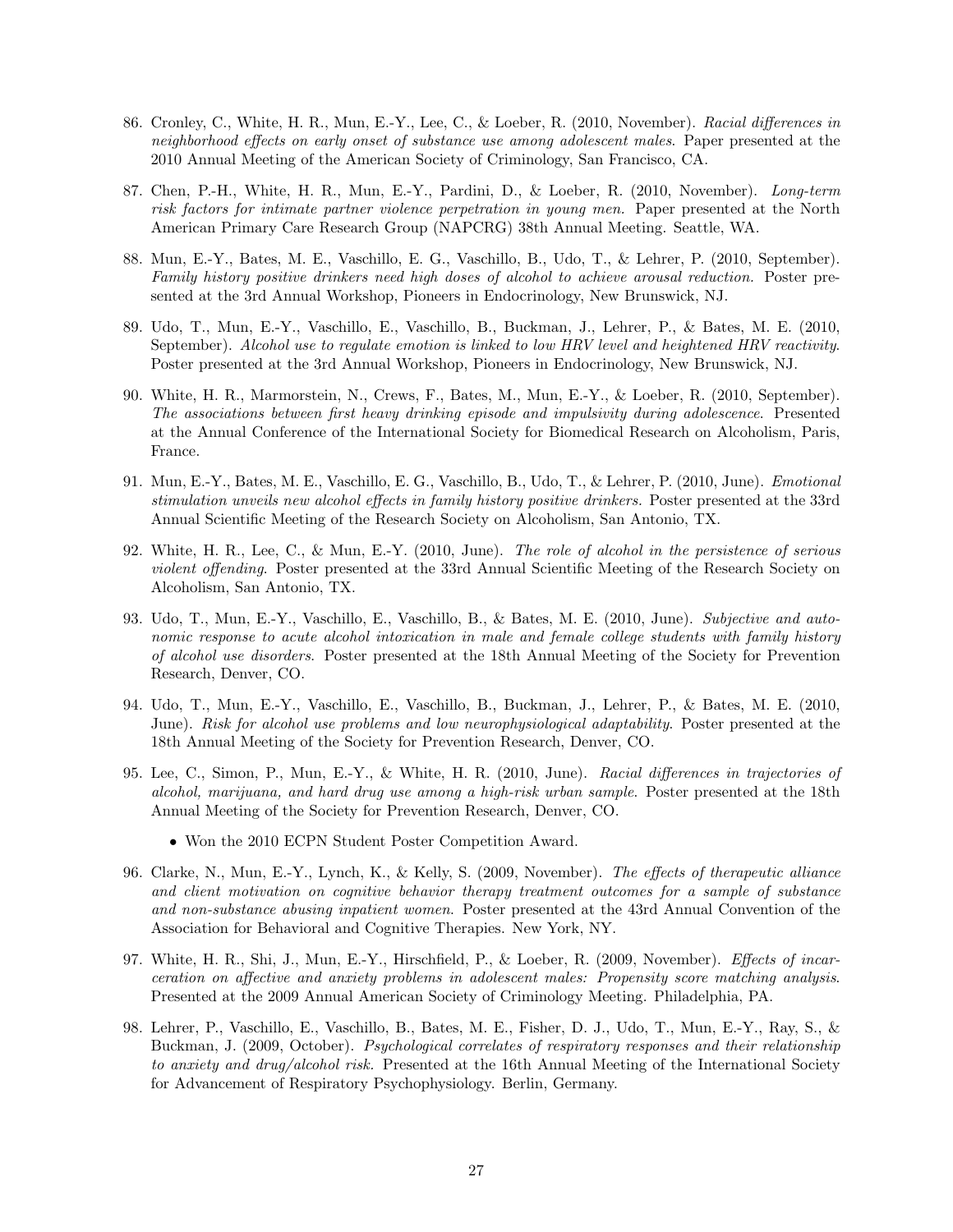86. Cronley, C., White, H. R., Mun, E.-Y., Lee, C., & Loeber, R. (2010, November). *Racial differences in neighborhood effects on early onset of substance use among adolescent males*. Paper presented at the 2010 Annual Meeting of the American Society of Criminology, San Francisco, CA.

87. Chen, P.-H., White, H. R., Mun, E.-Y., Pardini, D., & Loeber, R. (2010, November). *Long-term risk factors for intimate partner violence perpetration in young men.* Paper presented at the North American Primary Care Research Group (NAPCRG) 38th Annual Meeting. Seattle, WA.

88. Mun, E.-Y., Bates, M. E., Vaschillo, E. G., Vaschillo, B., Udo, T., & Lehrer, P. (2010, September). *Family history positive drinkers need high doses of alcohol to achieve arousal reduction.* Poster presented at the 3rd Annual Workshop, Pioneers in Endocrinology, New Brunswick, NJ.

89. Udo, T., Mun, E.-Y., Vaschillo, E., Vaschillo, B., Buckman, J., Lehrer, P., & Bates, M. E. (2010, September). *Alcohol use to regulate emotion is linked to low HRV level and heightened HRV reactivity.* Poster presented at the 3rd Annual Workshop, Pioneers in Endocrinology, New Brunswick, NJ.

90. White, H. R., Marmorstein, N., Crews, F., Bates, M., Mun, E.-Y., & Loeber, R. (2010, September). *The associations between first heavy drinking episode and impulsivity during adolescence*. Presented at the Annual Conference of the International Society for Biomedical Research on Alcoholism, Paris, France.

91. Mun, E.-Y., Bates, M. E., Vaschillo, E. G., Vaschillo, B., Udo, T., & Lehrer, P. (2010, June). *Emotional stimulation unveils new alcohol effects in family history positive drinkers.* Poster presented at the 33rd Annual Scientific Meeting of the Research Society on Alcoholism, San Antonio, TX.

92. White, H. R., Lee, C., & Mun, E.-Y. (2010, June). *The role of alcohol in the persistence of serious violent offending*. Poster presented at the 33rd Annual Scientific Meeting of the Research Society on Alcoholism, San Antonio, TX.

93. Udo, T., Mun, E.-Y., Vaschillo, E., Vaschillo, B., & Bates, M. E. (2010, June). *Subjective and autonomic response to acute alcohol intoxication in male and female college students with family history of alcohol use disorders*. Poster presented at the 18th Annual Meeting of the Society for Prevention Research, Denver, CO.

94. Udo, T., Mun, E.-Y., Vaschillo, E., Vaschillo, B., Buckman, J., Lehrer, P., & Bates, M. E. (2010, June). *Risk for alcohol use problems and low neurophysiological adaptability*. Poster presented at the 18th Annual Meeting of the Society for Prevention Research, Denver, CO.

95. Lee, C., Simon, P., Mun, E.-Y., & White, H. R. (2010, June). *Racial differences in trajectories of alcohol, marijuana, and hard drug use among a high-risk urban sample*. Poster presented at the 18th Annual Meeting of the Society for Prevention Research, Denver, CO.

    - Won the 2010 ECPN Student Poster Competition Award.

96. Clarke, N., Mun, E.-Y., Lynch, K., & Kelly, S. (2009, November). *The effects of therapeutic alliance and client motivation on cognitive behavior therapy treatment outcomes for a sample of substance and non-substance abusing inpatient women*. Poster presented at the 43rd Annual Convention of the Association for Behavioral and Cognitive Therapies. New York, NY.

97. White, H. R., Shi, J., Mun, E.-Y., Hirschfield, P., & Loeber, R. (2009, November). *Effects of incarceration on affective and anxiety problems in adolescent males: Propensity score matching analysis*. Presented at the 2009 Annual American Society of Criminology Meeting. Philadelphia, PA.

98. Lehrer, P., Vaschillo, E., Vaschillo, B., Bates, M. E., Fisher, D. J., Udo, T., Mun, E.-Y., Ray, S., & Buckman, J. (2009, October). *Psychological correlates of respiratory responses and their relationship to anxiety and drug/alcohol risk*. Presented at the 16th Annual Meeting of the International Society for Advancement of Respiratory Psychophysiology. Berlin, Germany.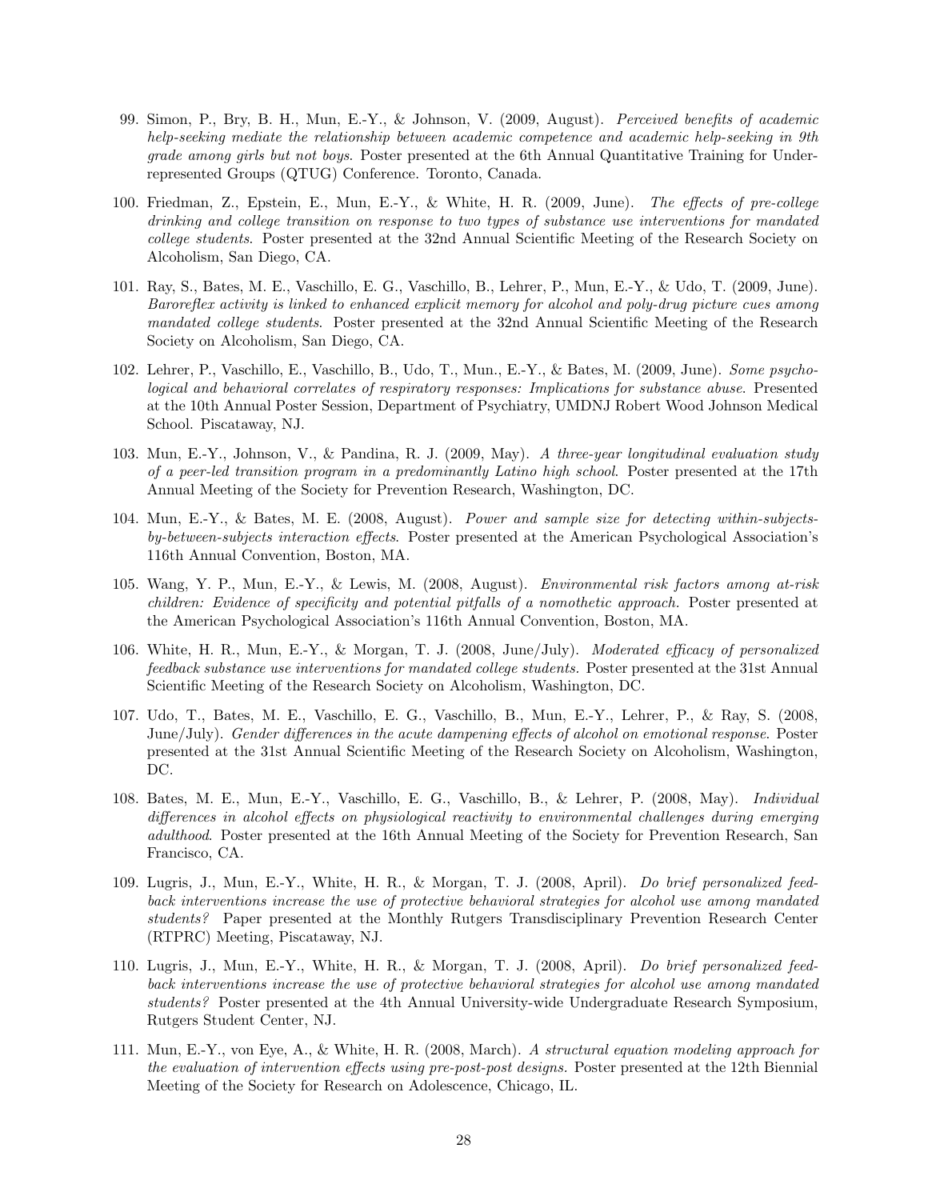99. Simon, P., Bry, B. H., Mun, E.-Y., & Johnson, V. (2009, August). *Perceived benefits of academic help-seeking mediate the relationship between academic competence and academic help-seeking in 9th grade among girls but not boys*. Poster presented at the 6th Annual Quantitative Training for Underrepresented Groups (QTUG) Conference. Toronto, Canada.

100. Friedman, Z., Epstein, E., Mun, E.-Y., & White, H. R. (2009, June). *The effects of pre-college drinking and college transition on response to two types of substance use interventions for mandated college students*. Poster presented at the 32nd Annual Scientific Meeting of the Research Society on Alcoholism, San Diego, CA.

101. Ray, S., Bates, M. E., Vaschillo, E. G., Vaschillo, B., Lehrer, P., Mun, E.-Y., & Udo, T. (2009, June). *Baroreflex activity is linked to enhanced explicit memory for alcohol and poly-drug picture cues among mandated college students*. Poster presented at the 32nd Annual Scientific Meeting of the Research Society on Alcoholism, San Diego, CA.

102. Lehrer, P., Vaschillo, E., Vaschillo, B., Udo, T., Mun., E.-Y., & Bates, M. (2009, June). *Some psychological and behavioral correlates of respiratory responses: Implications for substance abuse*. Presented at the 10th Annual Poster Session, Department of Psychiatry, UMDNJ Robert Wood Johnson Medical School. Piscataway, NJ.

103. Mun, E.-Y., Johnson, V., & Pandina, R. J. (2009, May). *A three-year longitudinal evaluation study of a peer-led transition program in a predominantly Latino high school*. Poster presented at the 17th Annual Meeting of the Society for Prevention Research, Washington, DC.

104. Mun, E.-Y., & Bates, M. E. (2008, August). *Power and sample size for detecting within-subjects-by-between-subjects interaction effects*. Poster presented at the American Psychological Association's 116th Annual Convention, Boston, MA.

105. Wang, Y. P., Mun, E.-Y., & Lewis, M. (2008, August). *Environmental risk factors among at-risk children: Evidence of specificity and potential pitfalls of a nomothetic approach.* Poster presented at the American Psychological Association's 116th Annual Convention, Boston, MA.

106. White, H. R., Mun, E.-Y., & Morgan, T. J. (2008, June/July). *Moderated efficacy of personalized feedback substance use interventions for mandated college students.* Poster presented at the 31st Annual Scientific Meeting of the Research Society on Alcoholism, Washington, DC.

107. Udo, T., Bates, M. E., Vaschillo, E. G., Vaschillo, B., Mun, E.-Y., Lehrer, P., & Ray, S. (2008, June/July). *Gender differences in the acute dampening effects of alcohol on emotional response*. Poster presented at the 31st Annual Scientific Meeting of the Research Society on Alcoholism, Washington, DC.

108. Bates, M. E., Mun, E.-Y., Vaschillo, E. G., Vaschillo, B., & Lehrer, P. (2008, May). *Individual differences in alcohol effects on physiological reactivity to environmental challenges during emerging adulthood*. Poster presented at the 16th Annual Meeting of the Society for Prevention Research, San Francisco, CA.

109. Lugris, J., Mun, E.-Y., White, H. R., & Morgan, T. J. (2008, April). *Do brief personalized feedback interventions increase the use of protective behavioral strategies for alcohol use among mandated students?* Paper presented at the Monthly Rutgers Transdisciplinary Prevention Research Center (RTPRC) Meeting, Piscataway, NJ.

110. Lugris, J., Mun, E.-Y., White, H. R., & Morgan, T. J. (2008, April). *Do brief personalized feedback interventions increase the use of protective behavioral strategies for alcohol use among mandated students?* Poster presented at the 4th Annual University-wide Undergraduate Research Symposium, Rutgers Student Center, NJ.

111. Mun, E.-Y., von Eye, A., & White, H. R. (2008, March). *A structural equation modeling approach for the evaluation of intervention effects using pre-post-post designs.* Poster presented at the 12th Biennial Meeting of the Society for Research on Adolescence, Chicago, IL.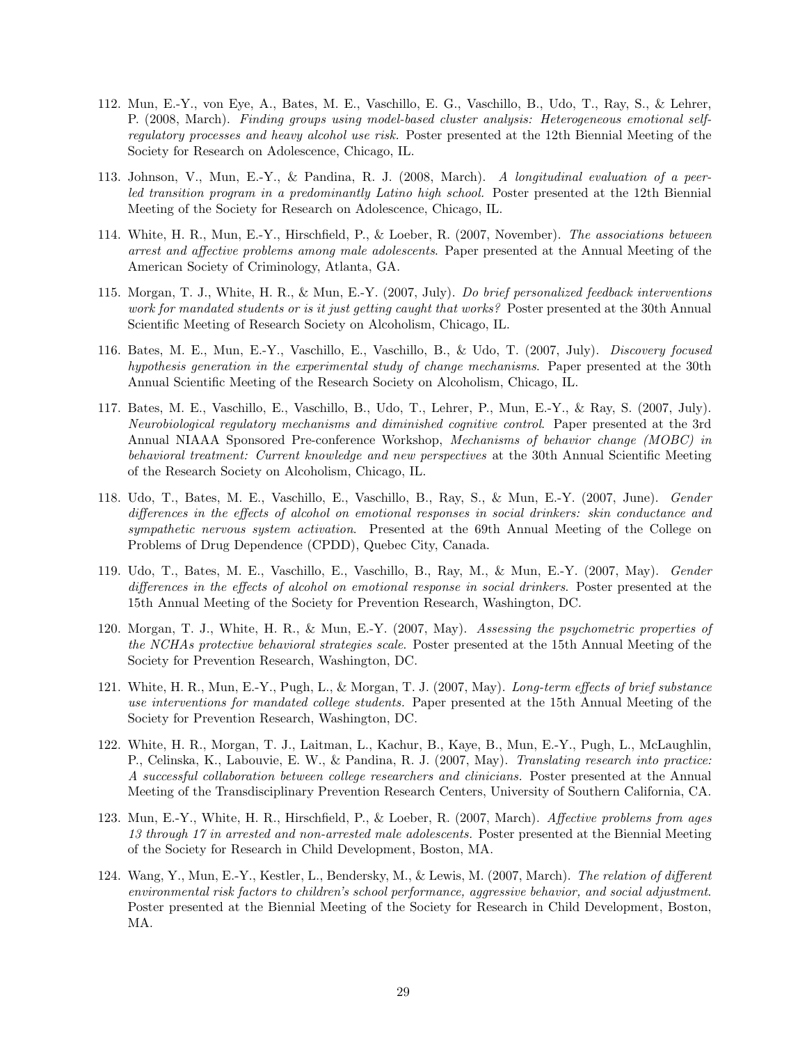112. Mun, E.-Y., von Eye, A., Bates, M. E., Vaschillo, E. G., Vaschillo, B., Udo, T., Ray, S., & Lehrer, P. (2008, March). *Finding groups using model-based cluster analysis: Heterogeneous emotional self-regulatory processes and heavy alcohol use risk.* Poster presented at the 12th Biennial Meeting of the Society for Research on Adolescence, Chicago, IL.

113. Johnson, V., Mun, E.-Y., & Pandina, R. J. (2008, March). *A longitudinal evaluation of a peer-led transition program in a predominantly Latino high school.* Poster presented at the 12th Biennial Meeting of the Society for Research on Adolescence, Chicago, IL.

114. White, H. R., Mun, E.-Y., Hirschfield, P., & Loeber, R. (2007, November). *The associations between arrest and affective problems among male adolescents*. Paper presented at the Annual Meeting of the American Society of Criminology, Atlanta, GA.

115. Morgan, T. J., White, H. R., & Mun, E.-Y. (2007, July). *Do brief personalized feedback interventions work for mandated students or is it just getting caught that works?* Poster presented at the 30th Annual Scientific Meeting of Research Society on Alcoholism, Chicago, IL.

116. Bates, M. E., Mun, E.-Y., Vaschillo, E., Vaschillo, B., & Udo, T. (2007, July). *Discovery focused hypothesis generation in the experimental study of change mechanisms*. Paper presented at the 30th Annual Scientific Meeting of the Research Society on Alcoholism, Chicago, IL.

117. Bates, M. E., Vaschillo, E., Vaschillo, B., Udo, T., Lehrer, P., Mun, E.-Y., & Ray, S. (2007, July). *Neurobiological regulatory mechanisms and diminished cognitive control*. Paper presented at the 3rd Annual NIAAA Sponsored Pre-conference Workshop, *Mechanisms of behavior change (MOBC) in behavioral treatment: Current knowledge and new perspectives* at the 30th Annual Scientific Meeting of the Research Society on Alcoholism, Chicago, IL.

118. Udo, T., Bates, M. E., Vaschillo, E., Vaschillo, B., Ray, S., & Mun, E.-Y. (2007, June). *Gender differences in the effects of alcohol on emotional responses in social drinkers: skin conductance and sympathetic nervous system activation*. Presented at the 69th Annual Meeting of the College on Problems of Drug Dependence (CPDD), Quebec City, Canada.

119. Udo, T., Bates, M. E., Vaschillo, E., Vaschillo, B., Ray, M., & Mun, E.-Y. (2007, May). *Gender differences in the effects of alcohol on emotional response in social drinkers*. Poster presented at the 15th Annual Meeting of the Society for Prevention Research, Washington, DC.

120. Morgan, T. J., White, H. R., & Mun, E.-Y. (2007, May). *Assessing the psychometric properties of the NCHAs protective behavioral strategies scale*. Poster presented at the 15th Annual Meeting of the Society for Prevention Research, Washington, DC.

121. White, H. R., Mun, E.-Y., Pugh, L., & Morgan, T. J. (2007, May). *Long-term effects of brief substance use interventions for mandated college students.* Paper presented at the 15th Annual Meeting of the Society for Prevention Research, Washington, DC.

122. White, H. R., Morgan, T. J., Laitman, L., Kachur, B., Kaye, B., Mun, E.-Y., Pugh, L., McLaughlin, P., Celinska, K., Labouvie, E. W., & Pandina, R. J. (2007, May). *Translating research into practice: A successful collaboration between college researchers and clinicians.* Poster presented at the Annual Meeting of the Transdisciplinary Prevention Research Centers, University of Southern California, CA.

123. Mun, E.-Y., White, H. R., Hirschfield, P., & Loeber, R. (2007, March). *Affective problems from ages 13 through 17 in arrested and non-arrested male adolescents.* Poster presented at the Biennial Meeting of the Society for Research in Child Development, Boston, MA.

124. Wang, Y., Mun, E.-Y., Kestler, L., Bendersky, M., & Lewis, M. (2007, March). *The relation of different environmental risk factors to children's school performance, aggressive behavior, and social adjustment*. Poster presented at the Biennial Meeting of the Society for Research in Child Development, Boston, MA.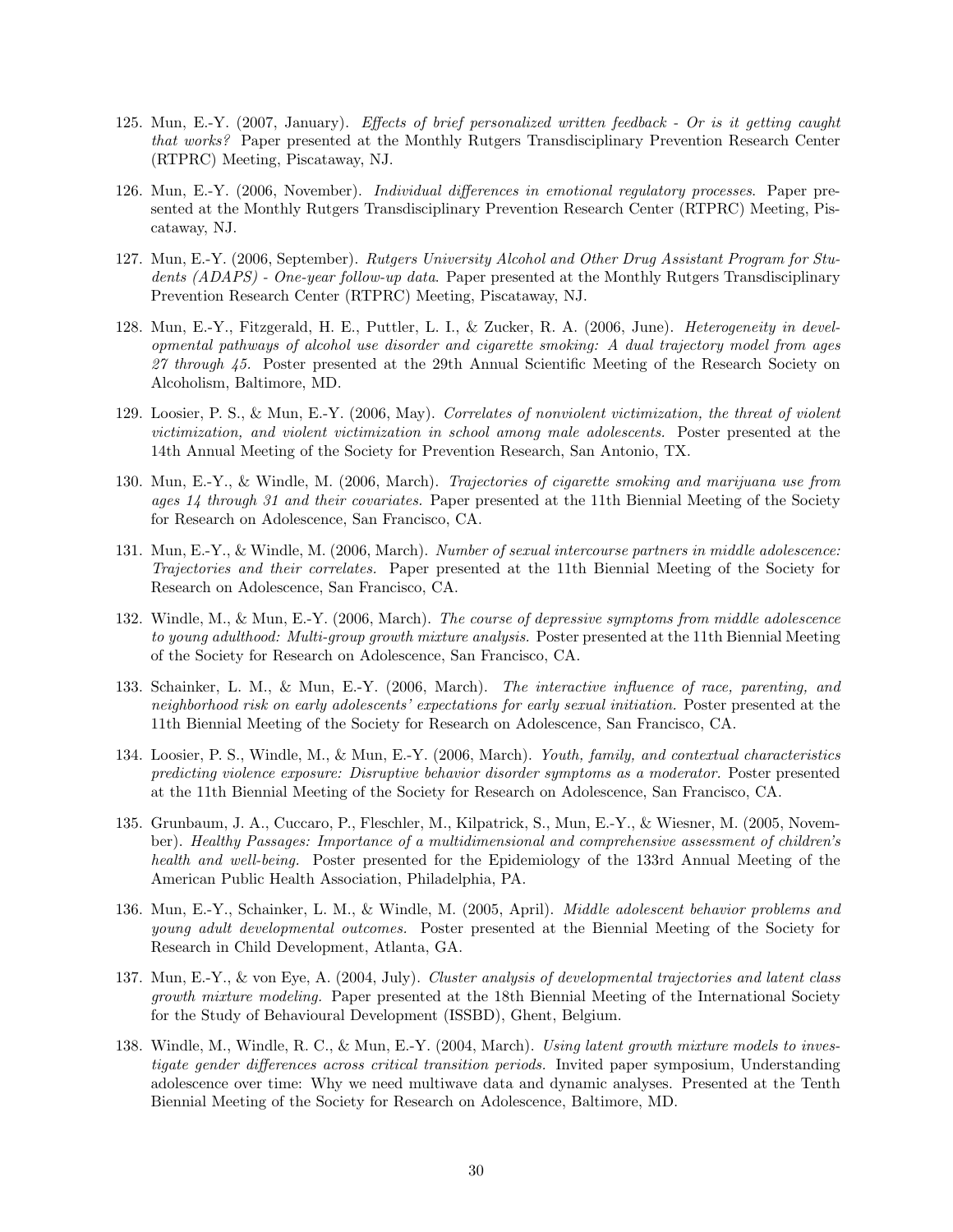125. Mun, E.-Y. (2007, January). *Effects of brief personalized written feedback - Or is it getting caught that works?* Paper presented at the Monthly Rutgers Transdisciplinary Prevention Research Center (RTPRC) Meeting, Piscataway, NJ.

126. Mun, E.-Y. (2006, November). *Individual differences in emotional regulatory processes.* Paper presented at the Monthly Rutgers Transdisciplinary Prevention Research Center (RTPRC) Meeting, Piscataway, NJ.

127. Mun, E.-Y. (2006, September). *Rutgers University Alcohol and Other Drug Assistant Program for Students (ADAPS) - One-year follow-up data.* Paper presented at the Monthly Rutgers Transdisciplinary Prevention Research Center (RTPRC) Meeting, Piscataway, NJ.

128. Mun, E.-Y., Fitzgerald, H. E., Puttler, L. I., & Zucker, R. A. (2006, June). *Heterogeneity in developmental pathways of alcohol use disorder and cigarette smoking: A dual trajectory model from ages 27 through 45.* Poster presented at the 29th Annual Scientific Meeting of the Research Society on Alcoholism, Baltimore, MD.

129. Loosier, P. S., & Mun, E.-Y. (2006, May). *Correlates of nonviolent victimization, the threat of violent victimization, and violent victimization in school among male adolescents.* Poster presented at the 14th Annual Meeting of the Society for Prevention Research, San Antonio, TX.

130. Mun, E.-Y., & Windle, M. (2006, March). *Trajectories of cigarette smoking and marijuana use from ages 14 through 31 and their covariates.* Paper presented at the 11th Biennial Meeting of the Society for Research on Adolescence, San Francisco, CA.

131. Mun, E.-Y., & Windle, M. (2006, March). *Number of sexual intercourse partners in middle adolescence: Trajectories and their correlates.* Paper presented at the 11th Biennial Meeting of the Society for Research on Adolescence, San Francisco, CA.

132. Windle, M., & Mun, E.-Y. (2006, March). *The course of depressive symptoms from middle adolescence to young adulthood: Multi-group growth mixture analysis.* Poster presented at the 11th Biennial Meeting of the Society for Research on Adolescence, San Francisco, CA.

133. Schainker, L. M., & Mun, E.-Y. (2006, March). *The interactive influence of race, parenting, and neighborhood risk on early adolescents' expectations for early sexual initiation.* Poster presented at the 11th Biennial Meeting of the Society for Research on Adolescence, San Francisco, CA.

134. Loosier, P. S., Windle, M., & Mun, E.-Y. (2006, March). *Youth, family, and contextual characteristics predicting violence exposure: Disruptive behavior disorder symptoms as a moderator.* Poster presented at the 11th Biennial Meeting of the Society for Research on Adolescence, San Francisco, CA.

135. Grunbaum, J. A., Cuccaro, P., Fleschler, M., Kilpatrick, S., Mun, E.-Y., & Wiesner, M. (2005, November). *Healthy Passages: Importance of a multidimensional and comprehensive assessment of children's health and well-being.* Poster presented for the Epidemiology of the 133rd Annual Meeting of the American Public Health Association, Philadelphia, PA.

136. Mun, E.-Y., Schainker, L. M., & Windle, M. (2005, April). *Middle adolescent behavior problems and young adult developmental outcomes.* Poster presented at the Biennial Meeting of the Society for Research in Child Development, Atlanta, GA.

137. Mun, E.-Y., & von Eye, A. (2004, July). *Cluster analysis of developmental trajectories and latent class growth mixture modeling.* Paper presented at the 18th Biennial Meeting of the International Society for the Study of Behavioural Development (ISSBD), Ghent, Belgium.

138. Windle, M., Windle, R. C., & Mun, E.-Y. (2004, March). *Using latent growth mixture models to investigate gender differences across critical transition periods.* Invited paper symposium, Understanding adolescence over time: Why we need multiwave data and dynamic analyses. Presented at the Tenth Biennial Meeting of the Society for Research on Adolescence, Baltimore, MD.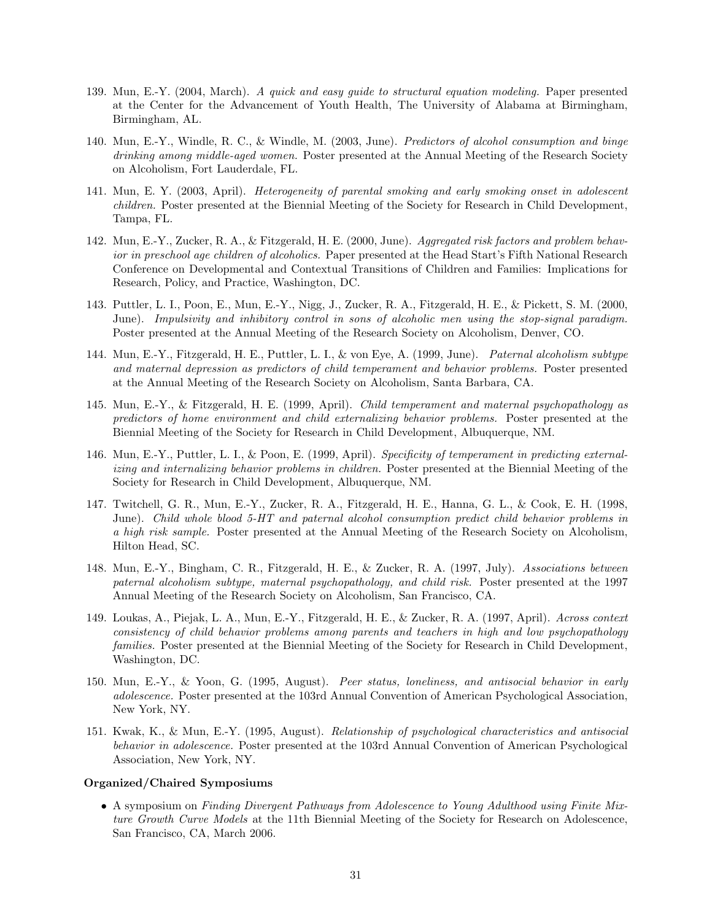139. Mun, E.-Y. (2004, March). *A quick and easy guide to structural equation modeling.* Paper presented at the Center for the Advancement of Youth Health, The University of Alabama at Birmingham, Birmingham, AL.

140. Mun, E.-Y., Windle, R. C., & Windle, M. (2003, June). *Predictors of alcohol consumption and binge drinking among middle-aged women.* Poster presented at the Annual Meeting of the Research Society on Alcoholism, Fort Lauderdale, FL.

141. Mun, E. Y. (2003, April). *Heterogeneity of parental smoking and early smoking onset in adolescent children.* Poster presented at the Biennial Meeting of the Society for Research in Child Development, Tampa, FL.

142. Mun, E.-Y., Zucker, R. A., & Fitzgerald, H. E. (2000, June). *Aggregated risk factors and problem behavior in preschool age children of alcoholics.* Paper presented at the Head Start's Fifth National Research Conference on Developmental and Contextual Transitions of Children and Families: Implications for Research, Policy, and Practice, Washington, DC.

143. Puttler, L. I., Poon, E., Mun, E.-Y., Nigg, J., Zucker, R. A., Fitzgerald, H. E., & Pickett, S. M. (2000, June). *Impulsivity and inhibitory control in sons of alcoholic men using the stop-signal paradigm.* Poster presented at the Annual Meeting of the Research Society on Alcoholism, Denver, CO.

144. Mun, E.-Y., Fitzgerald, H. E., Puttler, L. I., & von Eye, A. (1999, June). *Paternal alcoholism subtype and maternal depression as predictors of child temperament and behavior problems.* Poster presented at the Annual Meeting of the Research Society on Alcoholism, Santa Barbara, CA.

145. Mun, E.-Y., & Fitzgerald, H. E. (1999, April). *Child temperament and maternal psychopathology as predictors of home environment and child externalizing behavior problems.* Poster presented at the Biennial Meeting of the Society for Research in Child Development, Albuquerque, NM.

146. Mun, E.-Y., Puttler, L. I., & Poon, E. (1999, April). *Specificity of temperament in predicting externalizing and internalizing behavior problems in children.* Poster presented at the Biennial Meeting of the Society for Research in Child Development, Albuquerque, NM.

147. Twitchell, G. R., Mun, E.-Y., Zucker, R. A., Fitzgerald, H. E., Hanna, G. L., & Cook, E. H. (1998, June). *Child whole blood 5-HT and paternal alcohol consumption predict child behavior problems in a high risk sample.* Poster presented at the Annual Meeting of the Research Society on Alcoholism, Hilton Head, SC.

148. Mun, E.-Y., Bingham, C. R., Fitzgerald, H. E., & Zucker, R. A. (1997, July). *Associations between paternal alcoholism subtype, maternal psychopathology, and child risk.* Poster presented at the 1997 Annual Meeting of the Research Society on Alcoholism, San Francisco, CA.

149. Loukas, A., Piejak, L. A., Mun, E.-Y., Fitzgerald, H. E., & Zucker, R. A. (1997, April). *Across context consistency of child behavior problems among parents and teachers in high and low psychopathology families.* Poster presented at the Biennial Meeting of the Society for Research in Child Development, Washington, DC.

150. Mun, E.-Y., & Yoon, G. (1995, August). *Peer status, loneliness, and antisocial behavior in early adolescence.* Poster presented at the 103rd Annual Convention of American Psychological Association, New York, NY.

151. Kwak, K., & Mun, E.-Y. (1995, August). *Relationship of psychological characteristics and antisocial behavior in adolescence.* Poster presented at the 103rd Annual Convention of American Psychological Association, New York, NY.

**Organized/Chaired Symposiums**

- A symposium on *Finding Divergent Pathways from Adolescence to Young Adulthood using Finite Mixture Growth Curve Models* at the 11th Biennial Meeting of the Society for Research on Adolescence, San Francisco, CA, March 2006.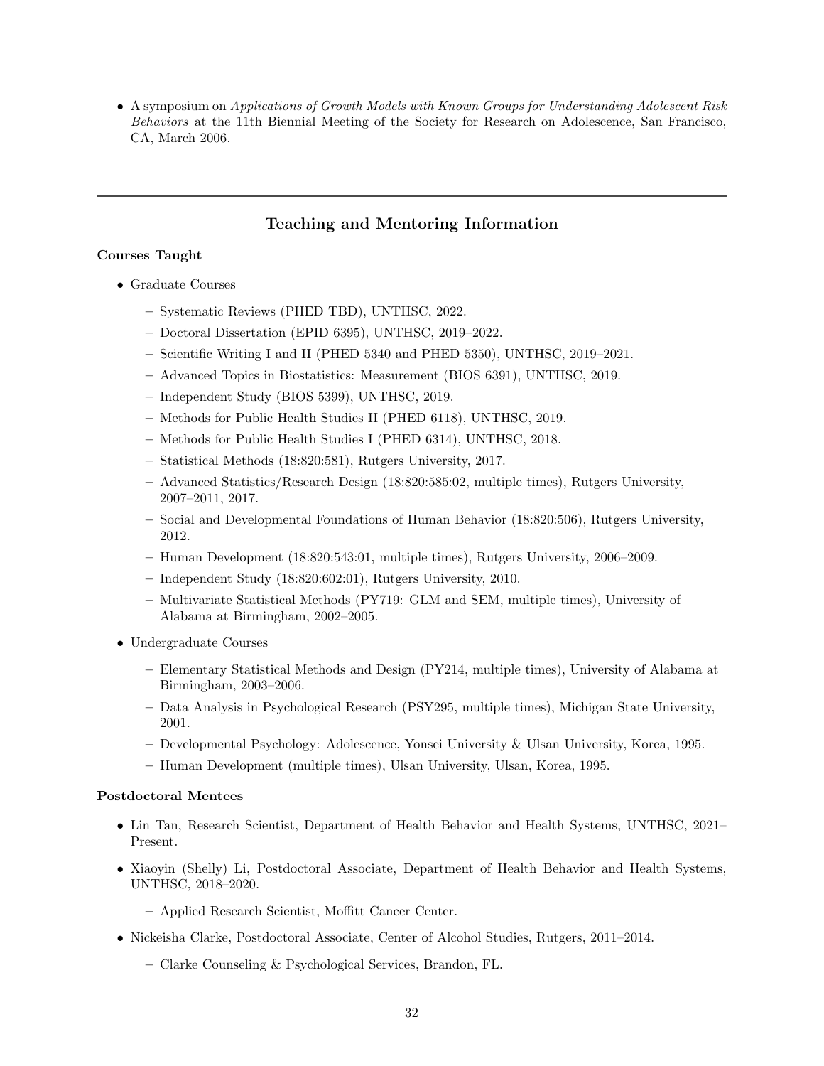- A symposium on *Applications of Growth Models with Known Groups for Understanding Adolescent Risk Behaviors* at the 11th Biennial Meeting of the Society for Research on Adolescence, San Francisco, CA, March 2006.

---

## Teaching and Mentoring Information

**Courses Taught**

- Graduate Courses
  - Systematic Reviews (PHED TBD), UNTHSC, 2022.
  - Doctoral Dissertation (EPID 6395), UNTHSC, 2019–2022.
  - Scientific Writing I and II (PHED 5340 and PHED 5350), UNTHSC, 2019–2021.
  - Advanced Topics in Biostatistics: Measurement (BIOS 6391), UNTHSC, 2019.
  - Independent Study (BIOS 5399), UNTHSC, 2019.
  - Methods for Public Health Studies II (PHED 6118), UNTHSC, 2019.
  - Methods for Public Health Studies I (PHED 6314), UNTHSC, 2018.
  - Statistical Methods (18:820:581), Rutgers University, 2017.
  - Advanced Statistics/Research Design (18:820:585:02, multiple times), Rutgers University, 2007–2011, 2017.
  - Social and Developmental Foundations of Human Behavior (18:820:506), Rutgers University, 2012.
  - Human Development (18:820:543:01, multiple times), Rutgers University, 2006–2009.
  - Independent Study (18:820:602:01), Rutgers University, 2010.
  - Multivariate Statistical Methods (PY719: GLM and SEM, multiple times), University of Alabama at Birmingham, 2002–2005.
- Undergraduate Courses
  - Elementary Statistical Methods and Design (PY214, multiple times), University of Alabama at Birmingham, 2003–2006.
  - Data Analysis in Psychological Research (PSY295, multiple times), Michigan State University, 2001.
  - Developmental Psychology: Adolescence, Yonsei University & Ulsan University, Korea, 1995.
  - Human Development (multiple times), Ulsan University, Ulsan, Korea, 1995.

**Postdoctoral Mentees**

- Lin Tan, Research Scientist, Department of Health Behavior and Health Systems, UNTHSC, 2021–Present.
- Xiaoyin (Shelly) Li, Postdoctoral Associate, Department of Health Behavior and Health Systems, UNTHSC, 2018–2020.
  - Applied Research Scientist, Moffitt Cancer Center.
- Nickeisha Clarke, Postdoctoral Associate, Center of Alcohol Studies, Rutgers, 2011–2014.
  - Clarke Counseling & Psychological Services, Brandon, FL.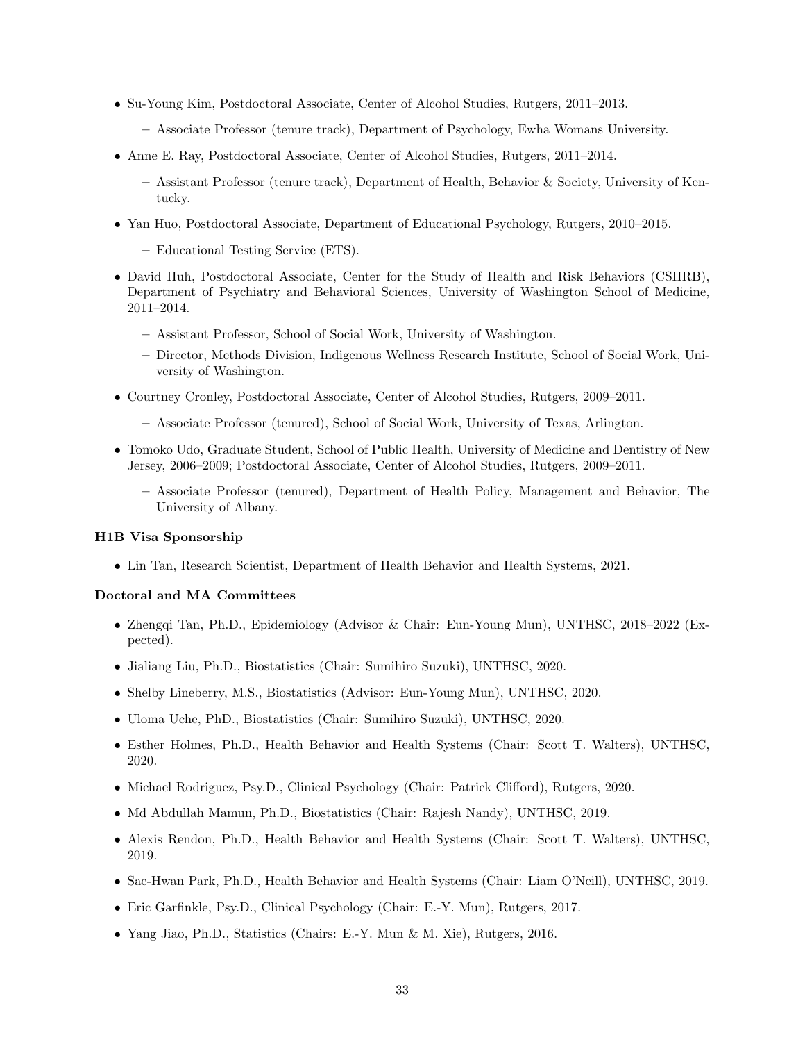- Su-Young Kim, Postdoctoral Associate, Center of Alcohol Studies, Rutgers, 2011–2013.
  - Associate Professor (tenure track), Department of Psychology, Ewha Womans University.
- Anne E. Ray, Postdoctoral Associate, Center of Alcohol Studies, Rutgers, 2011–2014.
  - Assistant Professor (tenure track), Department of Health, Behavior & Society, University of Kentucky.
- Yan Huo, Postdoctoral Associate, Department of Educational Psychology, Rutgers, 2010–2015.
  - Educational Testing Service (ETS).
- David Huh, Postdoctoral Associate, Center for the Study of Health and Risk Behaviors (CSHRB), Department of Psychiatry and Behavioral Sciences, University of Washington School of Medicine, 2011–2014.
  - Assistant Professor, School of Social Work, University of Washington.
  - Director, Methods Division, Indigenous Wellness Research Institute, School of Social Work, University of Washington.
- Courtney Cronley, Postdoctoral Associate, Center of Alcohol Studies, Rutgers, 2009–2011.
  - Associate Professor (tenured), School of Social Work, University of Texas, Arlington.
- Tomoko Udo, Graduate Student, School of Public Health, University of Medicine and Dentistry of New Jersey, 2006–2009; Postdoctoral Associate, Center of Alcohol Studies, Rutgers, 2009–2011.
  - Associate Professor (tenured), Department of Health Policy, Management and Behavior, The University of Albany.

**H1B Visa Sponsorship**

- Lin Tan, Research Scientist, Department of Health Behavior and Health Systems, 2021.

**Doctoral and MA Committees**

- Zhengqi Tan, Ph.D., Epidemiology (Advisor & Chair: Eun-Young Mun), UNTHSC, 2018–2022 (Expected).
- Jialiang Liu, Ph.D., Biostatistics (Chair: Sumihiro Suzuki), UNTHSC, 2020.
- Shelby Lineberry, M.S., Biostatistics (Advisor: Eun-Young Mun), UNTHSC, 2020.
- Uloma Uche, PhD., Biostatistics (Chair: Sumihiro Suzuki), UNTHSC, 2020.
- Esther Holmes, Ph.D., Health Behavior and Health Systems (Chair: Scott T. Walters), UNTHSC, 2020.
- Michael Rodriguez, Psy.D., Clinical Psychology (Chair: Patrick Clifford), Rutgers, 2020.
- Md Abdullah Mamun, Ph.D., Biostatistics (Chair: Rajesh Nandy), UNTHSC, 2019.
- Alexis Rendon, Ph.D., Health Behavior and Health Systems (Chair: Scott T. Walters), UNTHSC, 2019.
- Sae-Hwan Park, Ph.D., Health Behavior and Health Systems (Chair: Liam O'Neill), UNTHSC, 2019.
- Eric Garfinkle, Psy.D., Clinical Psychology (Chair: E.-Y. Mun), Rutgers, 2017.
- Yang Jiao, Ph.D., Statistics (Chairs: E.-Y. Mun & M. Xie), Rutgers, 2016.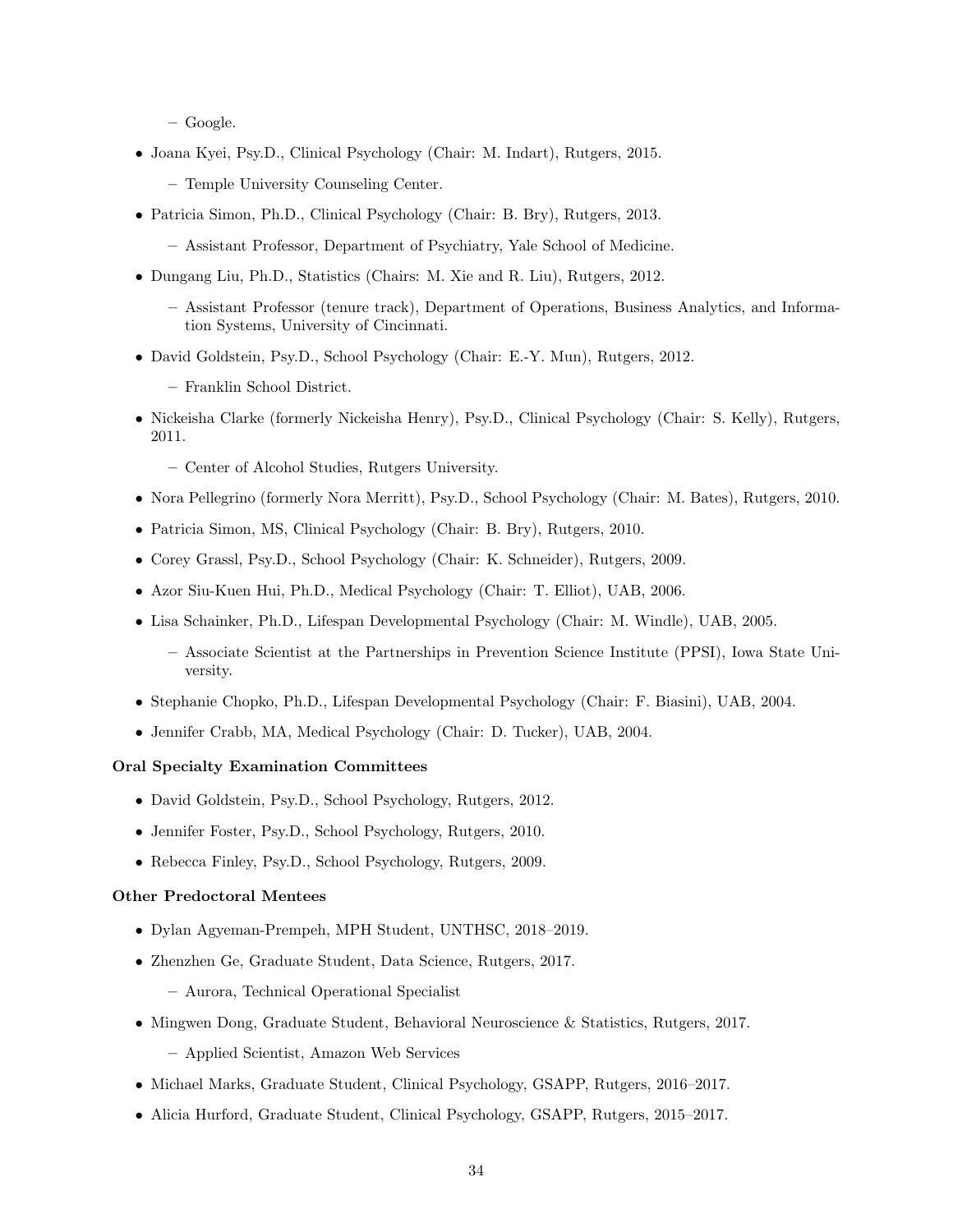- Google.

- Joana Kyei, Psy.D., Clinical Psychology (Chair: M. Indart), Rutgers, 2015.
  - Temple University Counseling Center.
- Patricia Simon, Ph.D., Clinical Psychology (Chair: B. Bry), Rutgers, 2013.
  - Assistant Professor, Department of Psychiatry, Yale School of Medicine.
- Dungang Liu, Ph.D., Statistics (Chairs: M. Xie and R. Liu), Rutgers, 2012.
  - Assistant Professor (tenure track), Department of Operations, Business Analytics, and Information Systems, University of Cincinnati.
- David Goldstein, Psy.D., School Psychology (Chair: E.-Y. Mun), Rutgers, 2012.
  - Franklin School District.
- Nickeisha Clarke (formerly Nickeisha Henry), Psy.D., Clinical Psychology (Chair: S. Kelly), Rutgers, 2011.
  - Center of Alcohol Studies, Rutgers University.
- Nora Pellegrino (formerly Nora Merritt), Psy.D., School Psychology (Chair: M. Bates), Rutgers, 2010.
- Patricia Simon, MS, Clinical Psychology (Chair: B. Bry), Rutgers, 2010.
- Corey Grassl, Psy.D., School Psychology (Chair: K. Schneider), Rutgers, 2009.
- Azor Siu-Kuen Hui, Ph.D., Medical Psychology (Chair: T. Elliot), UAB, 2006.
- Lisa Schainker, Ph.D., Lifespan Developmental Psychology (Chair: M. Windle), UAB, 2005.
  - Associate Scientist at the Partnerships in Prevention Science Institute (PPSI), Iowa State University.
- Stephanie Chopko, Ph.D., Lifespan Developmental Psychology (Chair: F. Biasini), UAB, 2004.
- Jennifer Crabb, MA, Medical Psychology (Chair: D. Tucker), UAB, 2004.

**Oral Specialty Examination Committees**

- David Goldstein, Psy.D., School Psychology, Rutgers, 2012.
- Jennifer Foster, Psy.D., School Psychology, Rutgers, 2010.
- Rebecca Finley, Psy.D., School Psychology, Rutgers, 2009.

**Other Predoctoral Mentees**

- Dylan Agyeman-Prempeh, MPH Student, UNTHSC, 2018–2019.
- Zhenzhen Ge, Graduate Student, Data Science, Rutgers, 2017.
  - Aurora, Technical Operational Specialist
- Mingwen Dong, Graduate Student, Behavioral Neuroscience & Statistics, Rutgers, 2017.
  - Applied Scientist, Amazon Web Services
- Michael Marks, Graduate Student, Clinical Psychology, GSAPP, Rutgers, 2016–2017.
- Alicia Hurford, Graduate Student, Clinical Psychology, GSAPP, Rutgers, 2015–2017.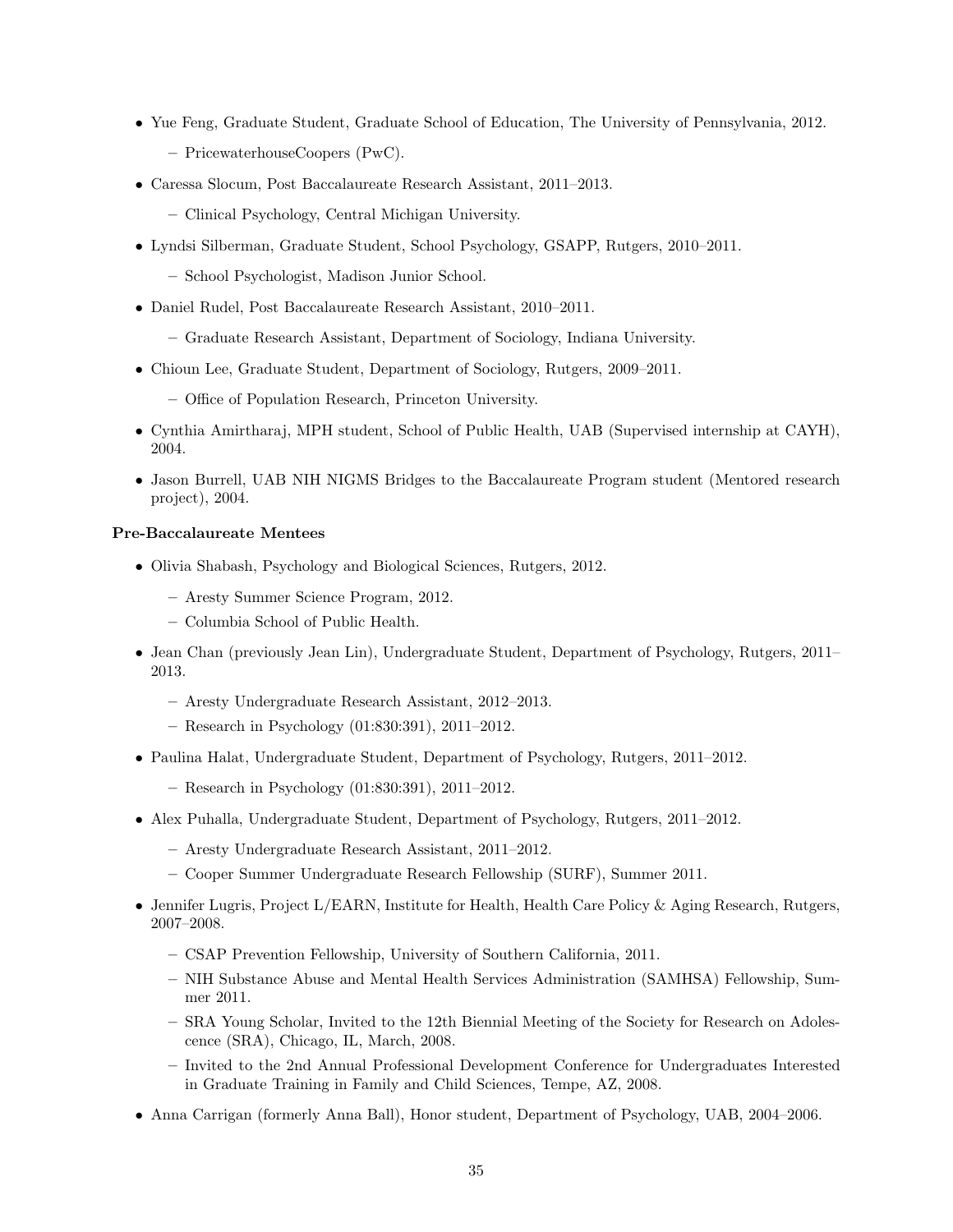- Yue Feng, Graduate Student, Graduate School of Education, The University of Pennsylvania, 2012.
  - PricewaterhouseCoopers (PwC).
- Caressa Slocum, Post Baccalaureate Research Assistant, 2011–2013.
  - Clinical Psychology, Central Michigan University.
- Lyndsi Silberman, Graduate Student, School Psychology, GSAPP, Rutgers, 2010–2011.
  - School Psychologist, Madison Junior School.
- Daniel Rudel, Post Baccalaureate Research Assistant, 2010–2011.
  - Graduate Research Assistant, Department of Sociology, Indiana University.
- Chioun Lee, Graduate Student, Department of Sociology, Rutgers, 2009–2011.
  - Office of Population Research, Princeton University.
- Cynthia Amirtharaj, MPH student, School of Public Health, UAB (Supervised internship at CAYH), 2004.
- Jason Burrell, UAB NIH NIGMS Bridges to the Baccalaureate Program student (Mentored research project), 2004.

**Pre-Baccalaureate Mentees**

- Olivia Shabash, Psychology and Biological Sciences, Rutgers, 2012.
  - Aresty Summer Science Program, 2012.
  - Columbia School of Public Health.
- Jean Chan (previously Jean Lin), Undergraduate Student, Department of Psychology, Rutgers, 2011–2013.
  - Aresty Undergraduate Research Assistant, 2012–2013.
  - Research in Psychology (01:830:391), 2011–2012.
- Paulina Halat, Undergraduate Student, Department of Psychology, Rutgers, 2011–2012.
  - Research in Psychology (01:830:391), 2011–2012.
- Alex Puhalla, Undergraduate Student, Department of Psychology, Rutgers, 2011–2012.
  - Aresty Undergraduate Research Assistant, 2011–2012.
  - Cooper Summer Undergraduate Research Fellowship (SURF), Summer 2011.
- Jennifer Lugris, Project L/EARN, Institute for Health, Health Care Policy & Aging Research, Rutgers, 2007–2008.
  - CSAP Prevention Fellowship, University of Southern California, 2011.
  - NIH Substance Abuse and Mental Health Services Administration (SAMHSA) Fellowship, Summer 2011.
  - SRA Young Scholar, Invited to the 12th Biennial Meeting of the Society for Research on Adolescence (SRA), Chicago, IL, March, 2008.
  - Invited to the 2nd Annual Professional Development Conference for Undergraduates Interested in Graduate Training in Family and Child Sciences, Tempe, AZ, 2008.
- Anna Carrigan (formerly Anna Ball), Honor student, Department of Psychology, UAB, 2004–2006.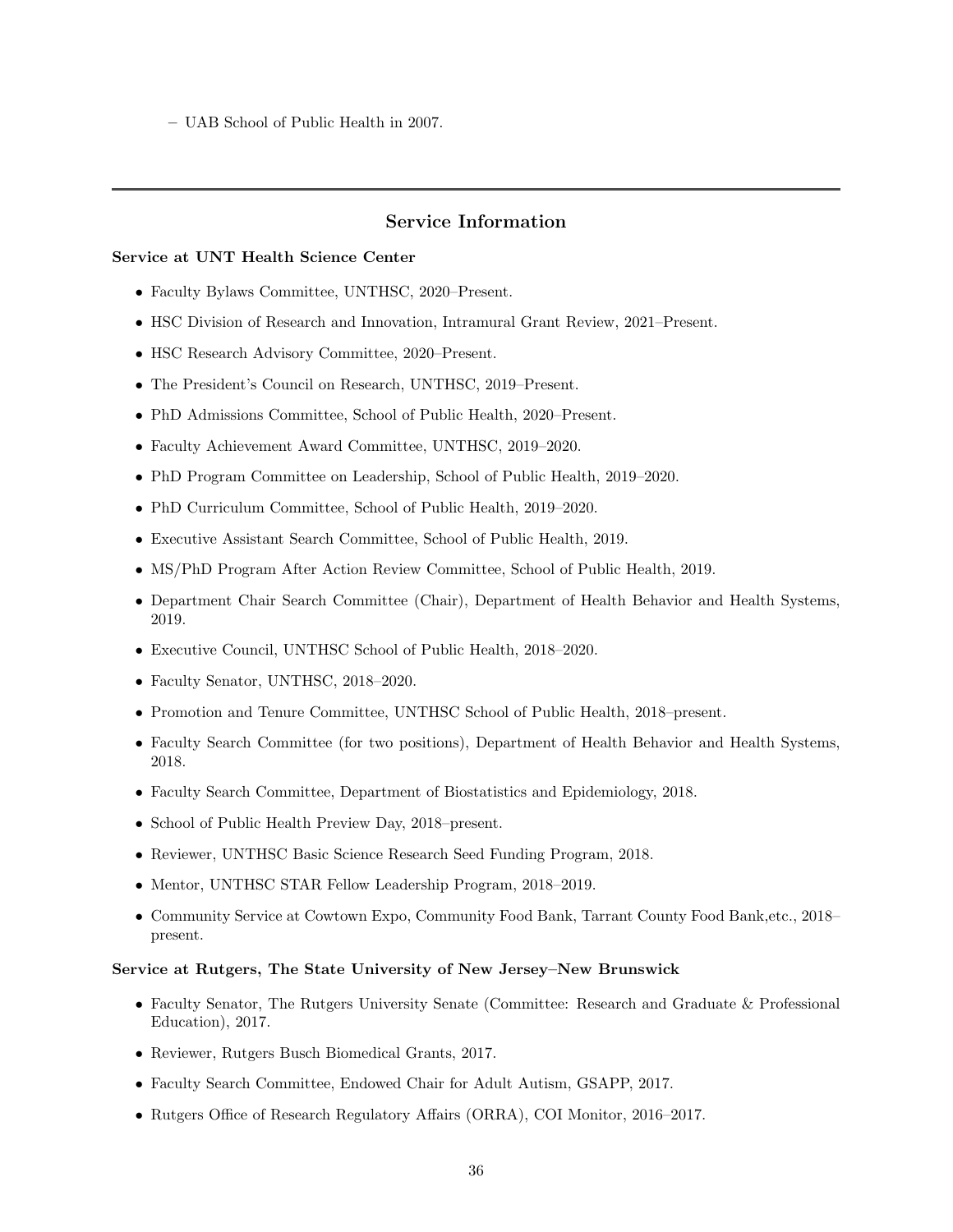– UAB School of Public Health in 2007.

---

## Service Information

**Service at UNT Health Science Center**

- Faculty Bylaws Committee, UNTHSC, 2020–Present.
- HSC Division of Research and Innovation, Intramural Grant Review, 2021–Present.
- HSC Research Advisory Committee, 2020–Present.
- The President's Council on Research, UNTHSC, 2019–Present.
- PhD Admissions Committee, School of Public Health, 2020–Present.
- Faculty Achievement Award Committee, UNTHSC, 2019–2020.
- PhD Program Committee on Leadership, School of Public Health, 2019–2020.
- PhD Curriculum Committee, School of Public Health, 2019–2020.
- Executive Assistant Search Committee, School of Public Health, 2019.
- MS/PhD Program After Action Review Committee, School of Public Health, 2019.
- Department Chair Search Committee (Chair), Department of Health Behavior and Health Systems, 2019.
- Executive Council, UNTHSC School of Public Health, 2018–2020.
- Faculty Senator, UNTHSC, 2018–2020.
- Promotion and Tenure Committee, UNTHSC School of Public Health, 2018–present.
- Faculty Search Committee (for two positions), Department of Health Behavior and Health Systems, 2018.
- Faculty Search Committee, Department of Biostatistics and Epidemiology, 2018.
- School of Public Health Preview Day, 2018–present.
- Reviewer, UNTHSC Basic Science Research Seed Funding Program, 2018.
- Mentor, UNTHSC STAR Fellow Leadership Program, 2018–2019.
- Community Service at Cowtown Expo, Community Food Bank, Tarrant County Food Bank,etc., 2018–present.

**Service at Rutgers, The State University of New Jersey–New Brunswick**

- Faculty Senator, The Rutgers University Senate (Committee: Research and Graduate & Professional Education), 2017.
- Reviewer, Rutgers Busch Biomedical Grants, 2017.
- Faculty Search Committee, Endowed Chair for Adult Autism, GSAPP, 2017.
- Rutgers Office of Research Regulatory Affairs (ORRA), COI Monitor, 2016–2017.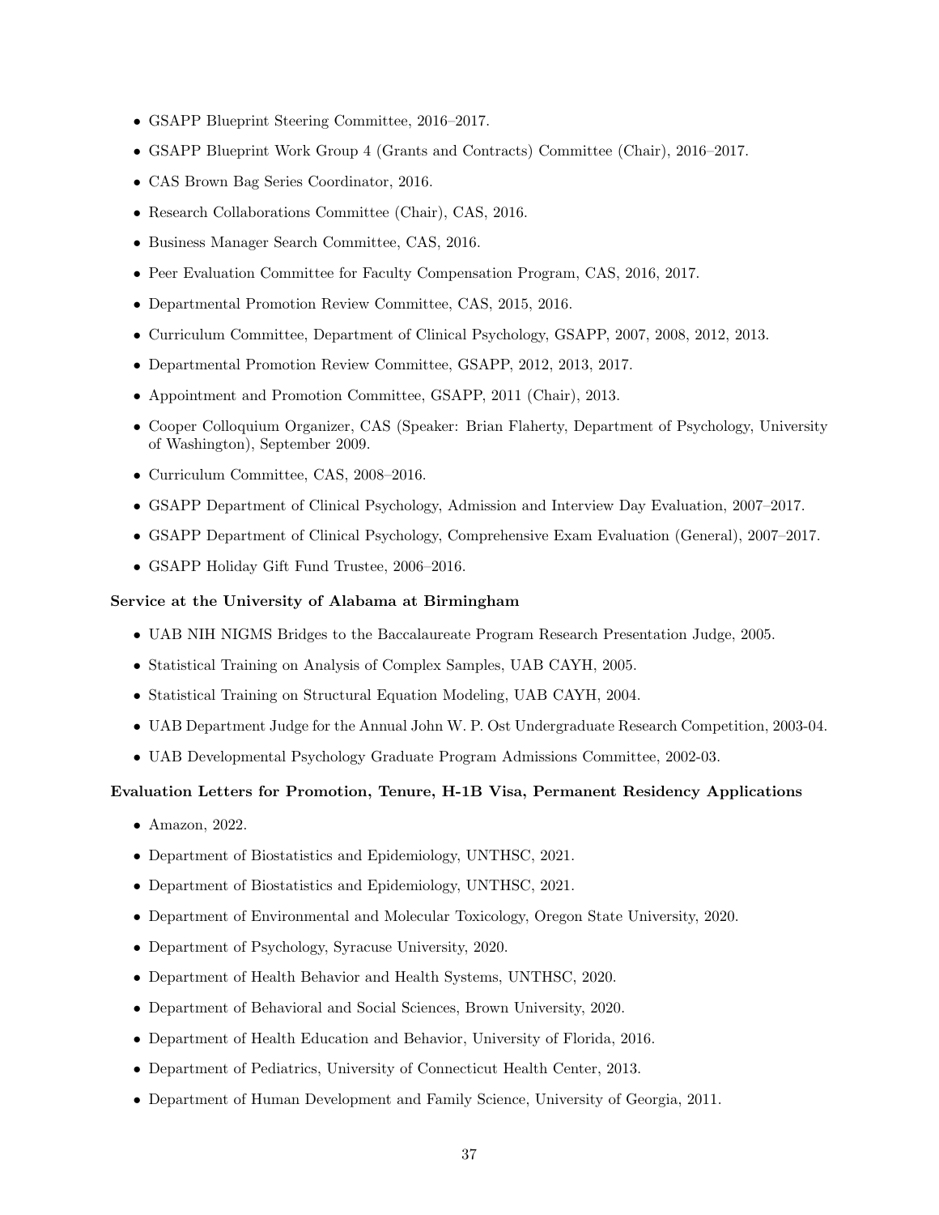- GSAPP Blueprint Steering Committee, 2016–2017.
- GSAPP Blueprint Work Group 4 (Grants and Contracts) Committee (Chair), 2016–2017.
- CAS Brown Bag Series Coordinator, 2016.
- Research Collaborations Committee (Chair), CAS, 2016.
- Business Manager Search Committee, CAS, 2016.
- Peer Evaluation Committee for Faculty Compensation Program, CAS, 2016, 2017.
- Departmental Promotion Review Committee, CAS, 2015, 2016.
- Curriculum Committee, Department of Clinical Psychology, GSAPP, 2007, 2008, 2012, 2013.
- Departmental Promotion Review Committee, GSAPP, 2012, 2013, 2017.
- Appointment and Promotion Committee, GSAPP, 2011 (Chair), 2013.
- Cooper Colloquium Organizer, CAS (Speaker: Brian Flaherty, Department of Psychology, University of Washington), September 2009.
- Curriculum Committee, CAS, 2008–2016.
- GSAPP Department of Clinical Psychology, Admission and Interview Day Evaluation, 2007–2017.
- GSAPP Department of Clinical Psychology, Comprehensive Exam Evaluation (General), 2007–2017.
- GSAPP Holiday Gift Fund Trustee, 2006–2016.

**Service at the University of Alabama at Birmingham**

- UAB NIH NIGMS Bridges to the Baccalaureate Program Research Presentation Judge, 2005.
- Statistical Training on Analysis of Complex Samples, UAB CAYH, 2005.
- Statistical Training on Structural Equation Modeling, UAB CAYH, 2004.
- UAB Department Judge for the Annual John W. P. Ost Undergraduate Research Competition, 2003-04.
- UAB Developmental Psychology Graduate Program Admissions Committee, 2002-03.

**Evaluation Letters for Promotion, Tenure, H-1B Visa, Permanent Residency Applications**

- Amazon, 2022.
- Department of Biostatistics and Epidemiology, UNTHSC, 2021.
- Department of Biostatistics and Epidemiology, UNTHSC, 2021.
- Department of Environmental and Molecular Toxicology, Oregon State University, 2020.
- Department of Psychology, Syracuse University, 2020.
- Department of Health Behavior and Health Systems, UNTHSC, 2020.
- Department of Behavioral and Social Sciences, Brown University, 2020.
- Department of Health Education and Behavior, University of Florida, 2016.
- Department of Pediatrics, University of Connecticut Health Center, 2013.
- Department of Human Development and Family Science, University of Georgia, 2011.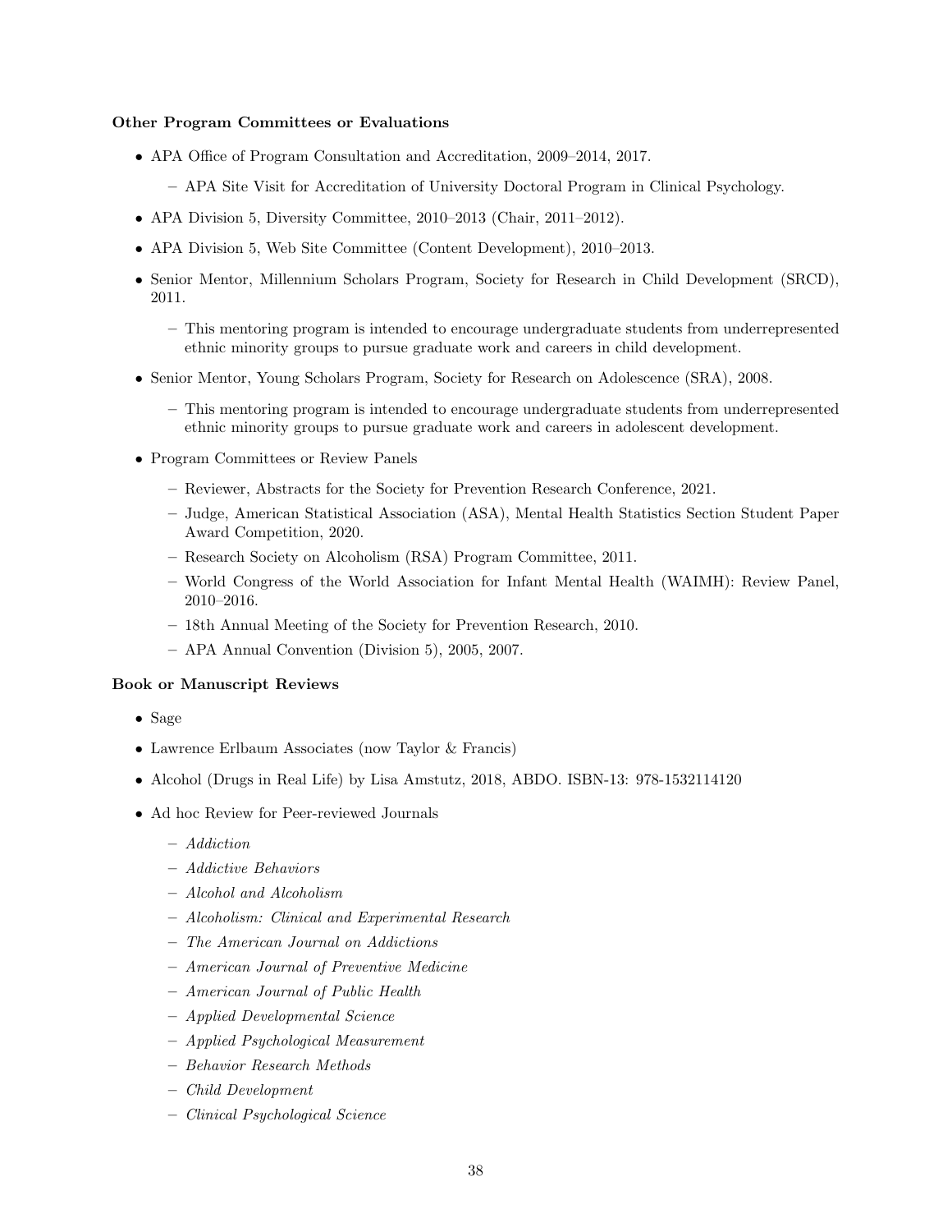**Other Program Committees or Evaluations**

- APA Office of Program Consultation and Accreditation, 2009–2014, 2017.
  - APA Site Visit for Accreditation of University Doctoral Program in Clinical Psychology.
- APA Division 5, Diversity Committee, 2010–2013 (Chair, 2011–2012).
- APA Division 5, Web Site Committee (Content Development), 2010–2013.
- Senior Mentor, Millennium Scholars Program, Society for Research in Child Development (SRCD), 2011.
  - This mentoring program is intended to encourage undergraduate students from underrepresented ethnic minority groups to pursue graduate work and careers in child development.
- Senior Mentor, Young Scholars Program, Society for Research on Adolescence (SRA), 2008.
  - This mentoring program is intended to encourage undergraduate students from underrepresented ethnic minority groups to pursue graduate work and careers in adolescent development.
- Program Committees or Review Panels
  - Reviewer, Abstracts for the Society for Prevention Research Conference, 2021.
  - Judge, American Statistical Association (ASA), Mental Health Statistics Section Student Paper Award Competition, 2020.
  - Research Society on Alcoholism (RSA) Program Committee, 2011.
  - World Congress of the World Association for Infant Mental Health (WAIMH): Review Panel, 2010–2016.
  - 18th Annual Meeting of the Society for Prevention Research, 2010.
  - APA Annual Convention (Division 5), 2005, 2007.

**Book or Manuscript Reviews**

- Sage
- Lawrence Erlbaum Associates (now Taylor & Francis)
- Alcohol (Drugs in Real Life) by Lisa Amstutz, 2018, ABDO. ISBN-13: 978-1532114120
- Ad hoc Review for Peer-reviewed Journals
  - *Addiction*
  - *Addictive Behaviors*
  - *Alcohol and Alcoholism*
  - *Alcoholism: Clinical and Experimental Research*
  - *The American Journal on Addictions*
  - *American Journal of Preventive Medicine*
  - *American Journal of Public Health*
  - *Applied Developmental Science*
  - *Applied Psychological Measurement*
  - *Behavior Research Methods*
  - *Child Development*
  - *Clinical Psychological Science*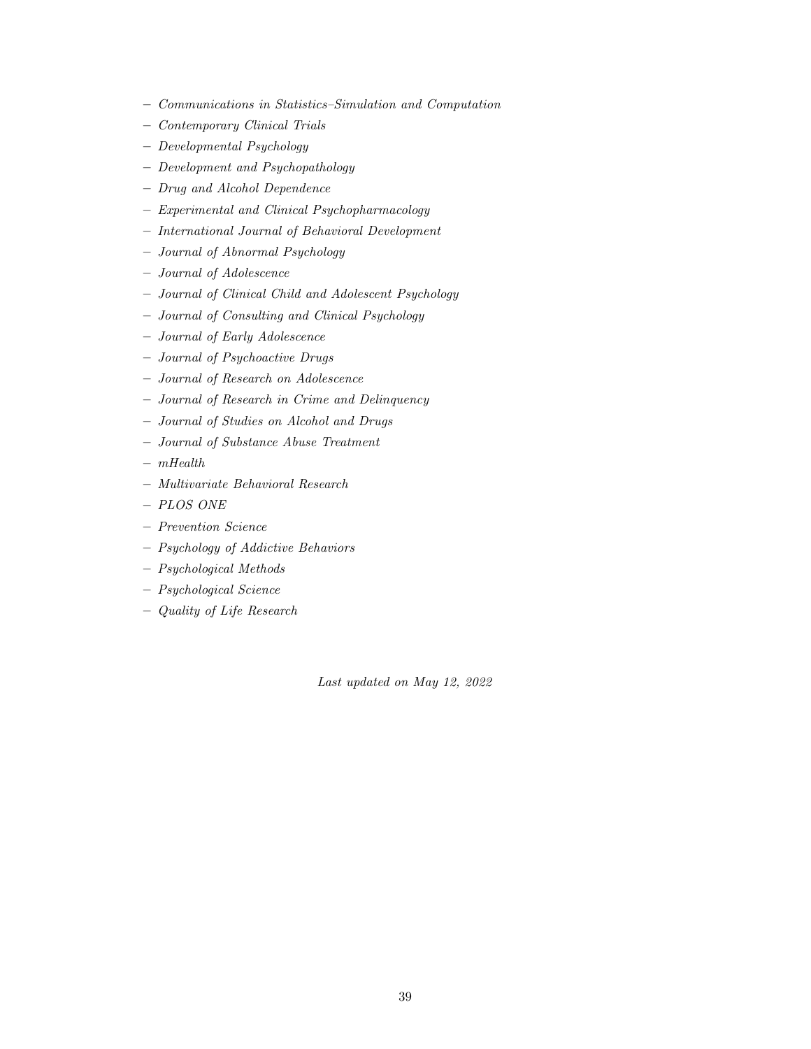- *Communications in Statistics–Simulation and Computation*
- *Contemporary Clinical Trials*
- *Developmental Psychology*
- *Development and Psychopathology*
- *Drug and Alcohol Dependence*
- *Experimental and Clinical Psychopharmacology*
- *International Journal of Behavioral Development*
- *Journal of Abnormal Psychology*
- *Journal of Adolescence*
- *Journal of Clinical Child and Adolescent Psychology*
- *Journal of Consulting and Clinical Psychology*
- *Journal of Early Adolescence*
- *Journal of Psychoactive Drugs*
- *Journal of Research on Adolescence*
- *Journal of Research in Crime and Delinquency*
- *Journal of Studies on Alcohol and Drugs*
- *Journal of Substance Abuse Treatment*
- *mHealth*
- *Multivariate Behavioral Research*
- *PLOS ONE*
- *Prevention Science*
- *Psychology of Addictive Behaviors*
- *Psychological Methods*
- *Psychological Science*
- *Quality of Life Research*

*Last updated on May 12, 2022*